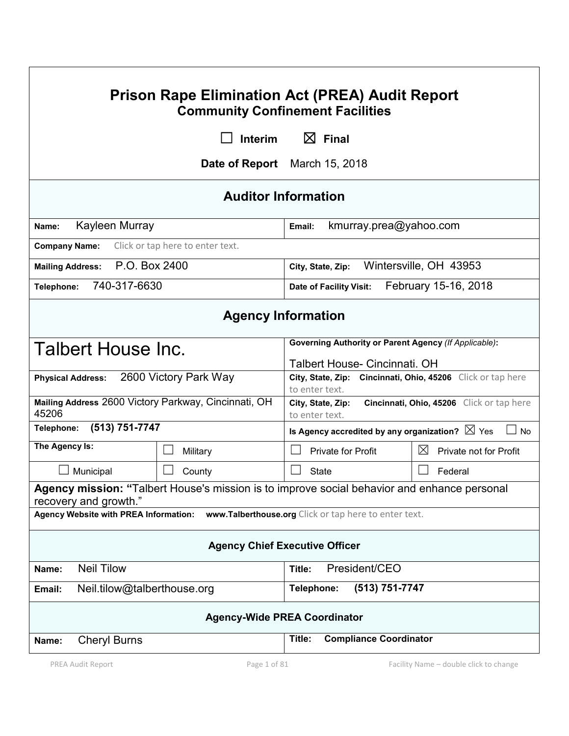# Prison Rape Elimination Act (PREA) Audit Report
## Community Confinement Facilities

☐ **Interim** ☒ **Final**

**Date of Report** March 15, 2018

## Auditor Information

| | |
|---|---|
| **Name:** Kayleen Murray | **Email:** kmurray.prea@yahoo.com |
| **Company Name:** Click or tap here to enter text. | |
| **Mailing Address:** P.O. Box 2400 | **City, State, Zip:** Wintersville, OH 43953 |
| **Telephone:** 740-317-6630 | **Date of Facility Visit:** February 15-16, 2018 |

## Agency Information

| | | | |
|---|---|---|---|
| Talbert House Inc. | | **Governing Authority or Parent Agency** *(If Applicable)***:** Talbert House- Cincinnati. OH | |
| **Physical Address:** 2600 Victory Park Way | | **City, State, Zip:** **Cincinnati, Ohio, 45206** Click or tap here to enter text. | |
| **Mailing Address** 2600 Victory Parkway, Cincinnati, OH 45206 | | **City, State, Zip:** **Cincinnati, Ohio, 45206** Click or tap here to enter text. | |
| **Telephone:** **(513) 751-7747** | | **Is Agency accredited by any organization?** ☒ Yes ☐ No | |
| **The Agency Is:** | ☐ Military | ☐ Private for Profit | ☒ Private not for Profit |
| ☐ Municipal | ☐ County | ☐ State | ☐ Federal |

**Agency mission: "**Talbert House's mission is to improve social behavior and enhance personal recovery and growth."

**Agency Website with PREA Information:** **www.Talberthouse.org** Click or tap here to enter text.

### Agency Chief Executive Officer

| | |
|---|---|
| **Name:** Neil Tilow | **Title:** President/CEO |
| **Email:** Neil.tilow@talberthouse.org | **Telephone:** **(513) 751-7747** |

### Agency-Wide PREA Coordinator

| | |
|---|---|
| **Name:** Cheryl Burns | **Title:** **Compliance Coordinator** |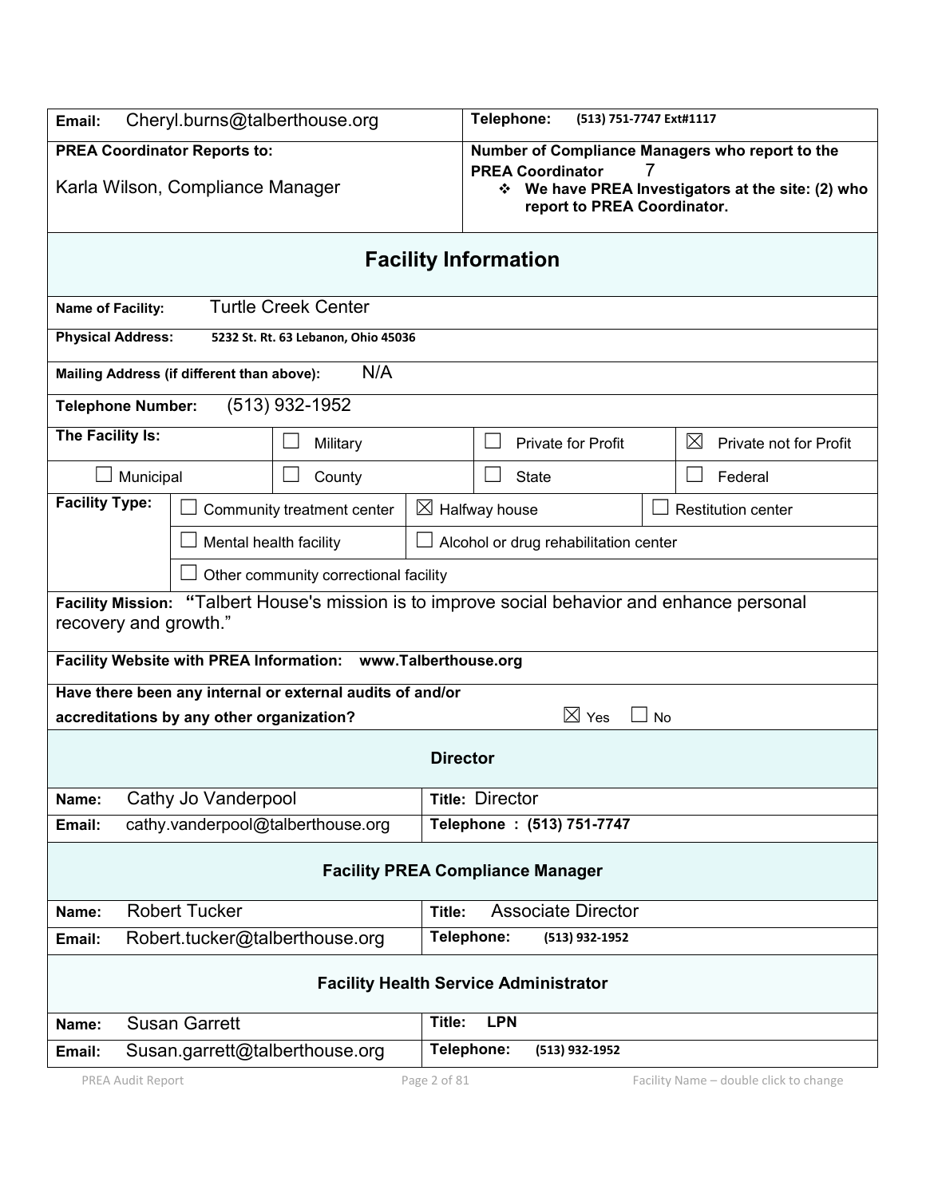| | |
|---|---|
| **Email:** Cheryl.burns@talberthouse.org | **Telephone:** (513) 751-7747 Ext#1117 |
| **PREA Coordinator Reports to:** Karla Wilson, Compliance Manager | **Number of Compliance Managers who report to the PREA Coordinator** 7 ❖ **We have PREA Investigators at the site: (2) who report to PREA Coordinator.** |

## Facility Information

**Name of Facility:** Turtle Creek Center

**Physical Address:** 5232 St. Rt. 63 Lebanon, Ohio 45036

**Mailing Address (if different than above):** N/A

**Telephone Number:** (513) 932-1952

**The Facility Is:**

| | | | |
|---|---|---|---|
| ☐ Military | ☐ Private for Profit | ☒ Private not for Profit | |
| ☐ Municipal | ☐ County | ☐ State | ☐ Federal |

**Facility Type:**

| | | |
|---|---|---|
| ☐ Community treatment center | ☒ Halfway house | ☐ Restitution center |
| ☐ Mental health facility | ☐ Alcohol or drug rehabilitation center | |
| ☐ Other community correctional facility | | |

**Facility Mission:** "Talbert House's mission is to improve social behavior and enhance personal recovery and growth."

**Facility Website with PREA Information:** www.Talberthouse.org

**Have there been any internal or external audits of and/or accreditations by any other organization?** ☒ Yes ☐ No

### Director

| | |
|---|---|
| **Name:** Cathy Jo Vanderpool | **Title:** Director |
| **Email:** cathy.vanderpool@talberthouse.org | **Telephone :** (513) 751-7747 |

### Facility PREA Compliance Manager

| | |
|---|---|
| **Name:** Robert Tucker | **Title:** Associate Director |
| **Email:** Robert.tucker@talberthouse.org | **Telephone:** (513) 932-1952 |

### Facility Health Service Administrator

| | |
|---|---|
| **Name:** Susan Garrett | **Title:** LPN |
| **Email:** Susan.garrett@talberthouse.org | **Telephone:** (513) 932-1952 |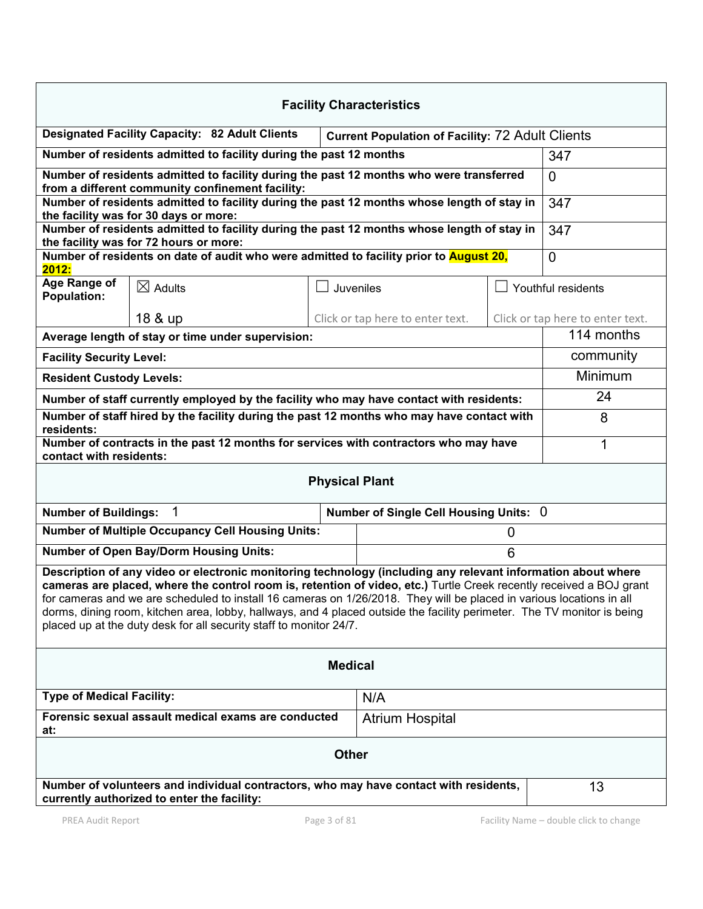## Facility Characteristics

| | | | |
|---|---|---|---|
| **Designated Facility Capacity: 82 Adult Clients** | | **Current Population of Facility:** 72 Adult Clients | |
| **Number of residents admitted to facility during the past 12 months** | | | 347 |
| **Number of residents admitted to facility during the past 12 months who were transferred from a different community confinement facility:** | | | 0 |
| **Number of residents admitted to facility during the past 12 months whose length of stay in the facility was for 30 days or more:** | | | 347 |
| **Number of residents admitted to facility during the past 12 months whose length of stay in the facility was for 72 hours or more:** | | | 347 |
| **Number of residents on date of audit who were admitted to facility prior to August 20, 2012:** | | | 0 |
| **Age Range of Population:** | ☒ Adults<br>18 & up | ☐ Juveniles<br>Click or tap here to enter text. | ☐ Youthful residents<br>Click or tap here to enter text. |
| **Average length of stay or time under supervision:** | | | 114 months |
| **Facility Security Level:** | | | community |
| **Resident Custody Levels:** | | | Minimum |
| **Number of staff currently employed by the facility who may have contact with residents:** | | | 24 |
| **Number of staff hired by the facility during the past 12 months who may have contact with residents:** | | | 8 |
| **Number of contracts in the past 12 months for services with contractors who may have contact with residents:** | | | 1 |

## Physical Plant

| | |
|---|---|
| **Number of Buildings:** 1 | **Number of Single Cell Housing Units:** 0 |
| **Number of Multiple Occupancy Cell Housing Units:** | 0 |
| **Number of Open Bay/Dorm Housing Units:** | 6 |

**Description of any video or electronic monitoring technology (including any relevant information about where cameras are placed, where the control room is, retention of video, etc.)** Turtle Creek recently received a BOJ grant for cameras and we are scheduled to install 16 cameras on 1/26/2018. They will be placed in various locations in all dorms, dining room, kitchen area, lobby, hallways, and 4 placed outside the facility perimeter. The TV monitor is being placed up at the duty desk for all security staff to monitor 24/7.

## Medical

| | |
|---|---|
| **Type of Medical Facility:** | N/A |
| **Forensic sexual assault medical exams are conducted at:** | Atrium Hospital |

## Other

| | |
|---|---|
| **Number of volunteers and individual contractors, who may have contact with residents, currently authorized to enter the facility:** | 13 |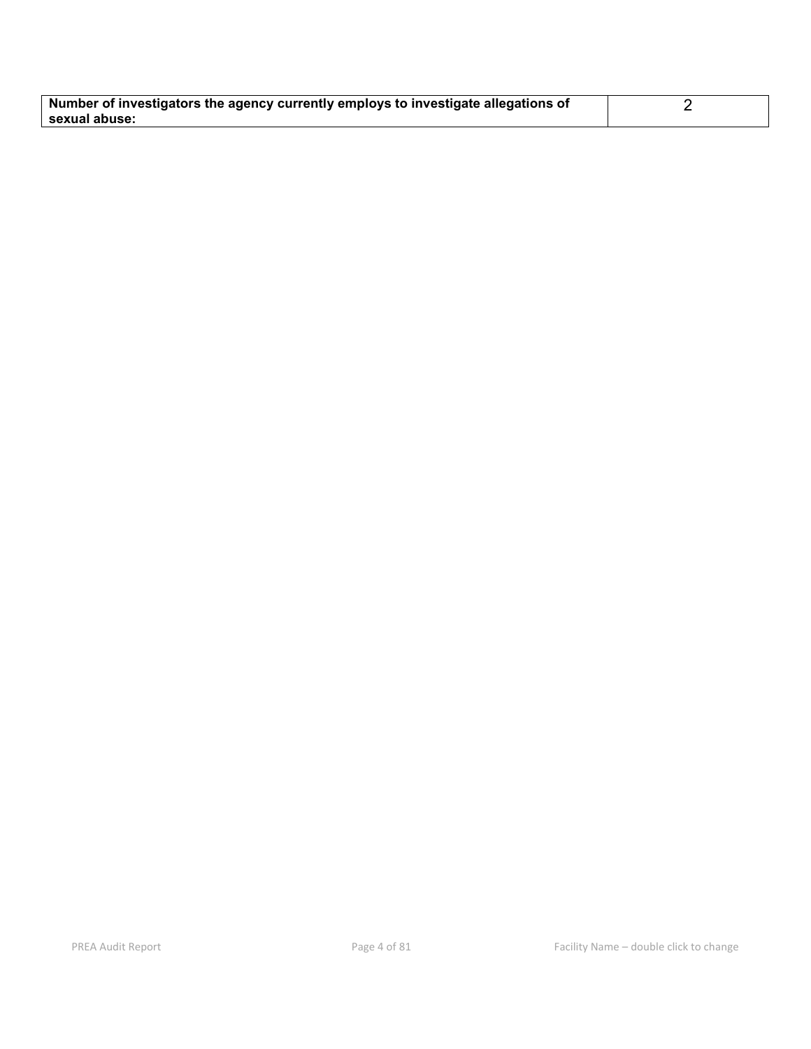| **Number of investigators the agency currently employs to investigate allegations of sexual abuse:** | 2 |
|---|---|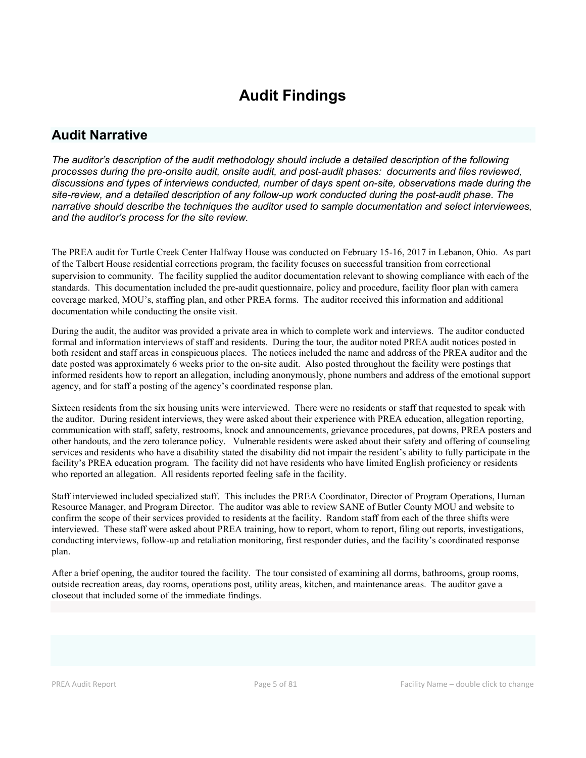# Audit Findings

## Audit Narrative

*The auditor's description of the audit methodology should include a detailed description of the following processes during the pre-onsite audit, onsite audit, and post-audit phases: documents and files reviewed, discussions and types of interviews conducted, number of days spent on-site, observations made during the site-review, and a detailed description of any follow-up work conducted during the post-audit phase. The narrative should describe the techniques the auditor used to sample documentation and select interviewees, and the auditor's process for the site review.*

The PREA audit for Turtle Creek Center Halfway House was conducted on February 15-16, 2017 in Lebanon, Ohio. As part of the Talbert House residential corrections program, the facility focuses on successful transition from correctional supervision to community. The facility supplied the auditor documentation relevant to showing compliance with each of the standards. This documentation included the pre-audit questionnaire, policy and procedure, facility floor plan with camera coverage marked, MOU's, staffing plan, and other PREA forms. The auditor received this information and additional documentation while conducting the onsite visit.

During the audit, the auditor was provided a private area in which to complete work and interviews. The auditor conducted formal and information interviews of staff and residents. During the tour, the auditor noted PREA audit notices posted in both resident and staff areas in conspicuous places. The notices included the name and address of the PREA auditor and the date posted was approximately 6 weeks prior to the on-site audit. Also posted throughout the facility were postings that informed residents how to report an allegation, including anonymously, phone numbers and address of the emotional support agency, and for staff a posting of the agency's coordinated response plan.

Sixteen residents from the six housing units were interviewed. There were no residents or staff that requested to speak with the auditor. During resident interviews, they were asked about their experience with PREA education, allegation reporting, communication with staff, safety, restrooms, knock and announcements, grievance procedures, pat downs, PREA posters and other handouts, and the zero tolerance policy. Vulnerable residents were asked about their safety and offering of counseling services and residents who have a disability stated the disability did not impair the resident's ability to fully participate in the facility's PREA education program. The facility did not have residents who have limited English proficiency or residents who reported an allegation. All residents reported feeling safe in the facility.

Staff interviewed included specialized staff. This includes the PREA Coordinator, Director of Program Operations, Human Resource Manager, and Program Director. The auditor was able to review SANE of Butler County MOU and website to confirm the scope of their services provided to residents at the facility. Random staff from each of the three shifts were interviewed. These staff were asked about PREA training, how to report, whom to report, filing out reports, investigations, conducting interviews, follow-up and retaliation monitoring, first responder duties, and the facility's coordinated response plan.

After a brief opening, the auditor toured the facility. The tour consisted of examining all dorms, bathrooms, group rooms, outside recreation areas, day rooms, operations post, utility areas, kitchen, and maintenance areas. The auditor gave a closeout that included some of the immediate findings.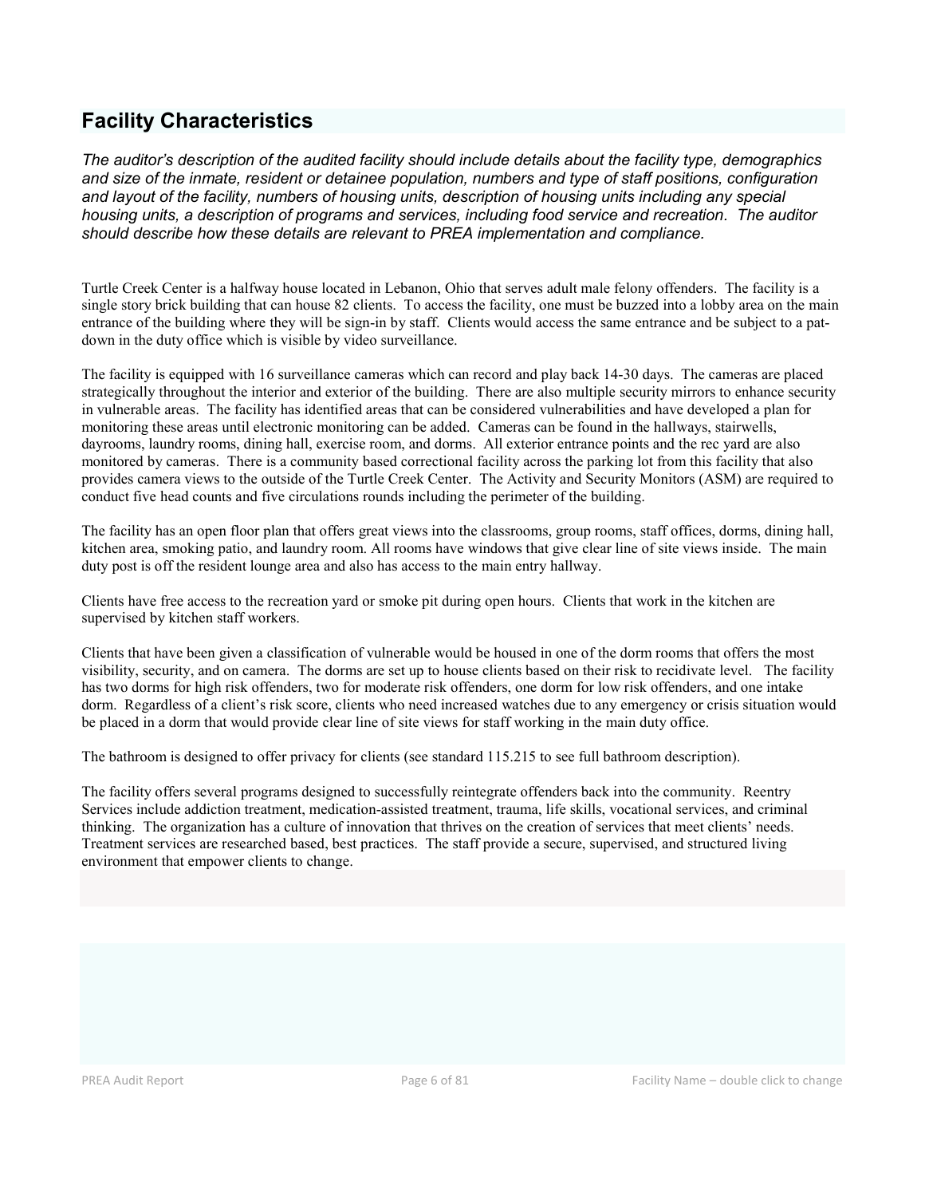## Facility Characteristics

*The auditor's description of the audited facility should include details about the facility type, demographics and size of the inmate, resident or detainee population, numbers and type of staff positions, configuration and layout of the facility, numbers of housing units, description of housing units including any special housing units, a description of programs and services, including food service and recreation. The auditor should describe how these details are relevant to PREA implementation and compliance.*

Turtle Creek Center is a halfway house located in Lebanon, Ohio that serves adult male felony offenders. The facility is a single story brick building that can house 82 clients. To access the facility, one must be buzzed into a lobby area on the main entrance of the building where they will be sign-in by staff. Clients would access the same entrance and be subject to a pat-down in the duty office which is visible by video surveillance.

The facility is equipped with 16 surveillance cameras which can record and play back 14-30 days. The cameras are placed strategically throughout the interior and exterior of the building. There are also multiple security mirrors to enhance security in vulnerable areas. The facility has identified areas that can be considered vulnerabilities and have developed a plan for monitoring these areas until electronic monitoring can be added. Cameras can be found in the hallways, stairwells, dayrooms, laundry rooms, dining hall, exercise room, and dorms. All exterior entrance points and the rec yard are also monitored by cameras. There is a community based correctional facility across the parking lot from this facility that also provides camera views to the outside of the Turtle Creek Center. The Activity and Security Monitors (ASM) are required to conduct five head counts and five circulations rounds including the perimeter of the building.

The facility has an open floor plan that offers great views into the classrooms, group rooms, staff offices, dorms, dining hall, kitchen area, smoking patio, and laundry room. All rooms have windows that give clear line of site views inside. The main duty post is off the resident lounge area and also has access to the main entry hallway.

Clients have free access to the recreation yard or smoke pit during open hours. Clients that work in the kitchen are supervised by kitchen staff workers.

Clients that have been given a classification of vulnerable would be housed in one of the dorm rooms that offers the most visibility, security, and on camera. The dorms are set up to house clients based on their risk to recidivate level. The facility has two dorms for high risk offenders, two for moderate risk offenders, one dorm for low risk offenders, and one intake dorm. Regardless of a client's risk score, clients who need increased watches due to any emergency or crisis situation would be placed in a dorm that would provide clear line of site views for staff working in the main duty office.

The bathroom is designed to offer privacy for clients (see standard 115.215 to see full bathroom description).

The facility offers several programs designed to successfully reintegrate offenders back into the community. Reentry Services include addiction treatment, medication-assisted treatment, trauma, life skills, vocational services, and criminal thinking. The organization has a culture of innovation that thrives on the creation of services that meet clients' needs. Treatment services are researched based, best practices. The staff provide a secure, supervised, and structured living environment that empower clients to change.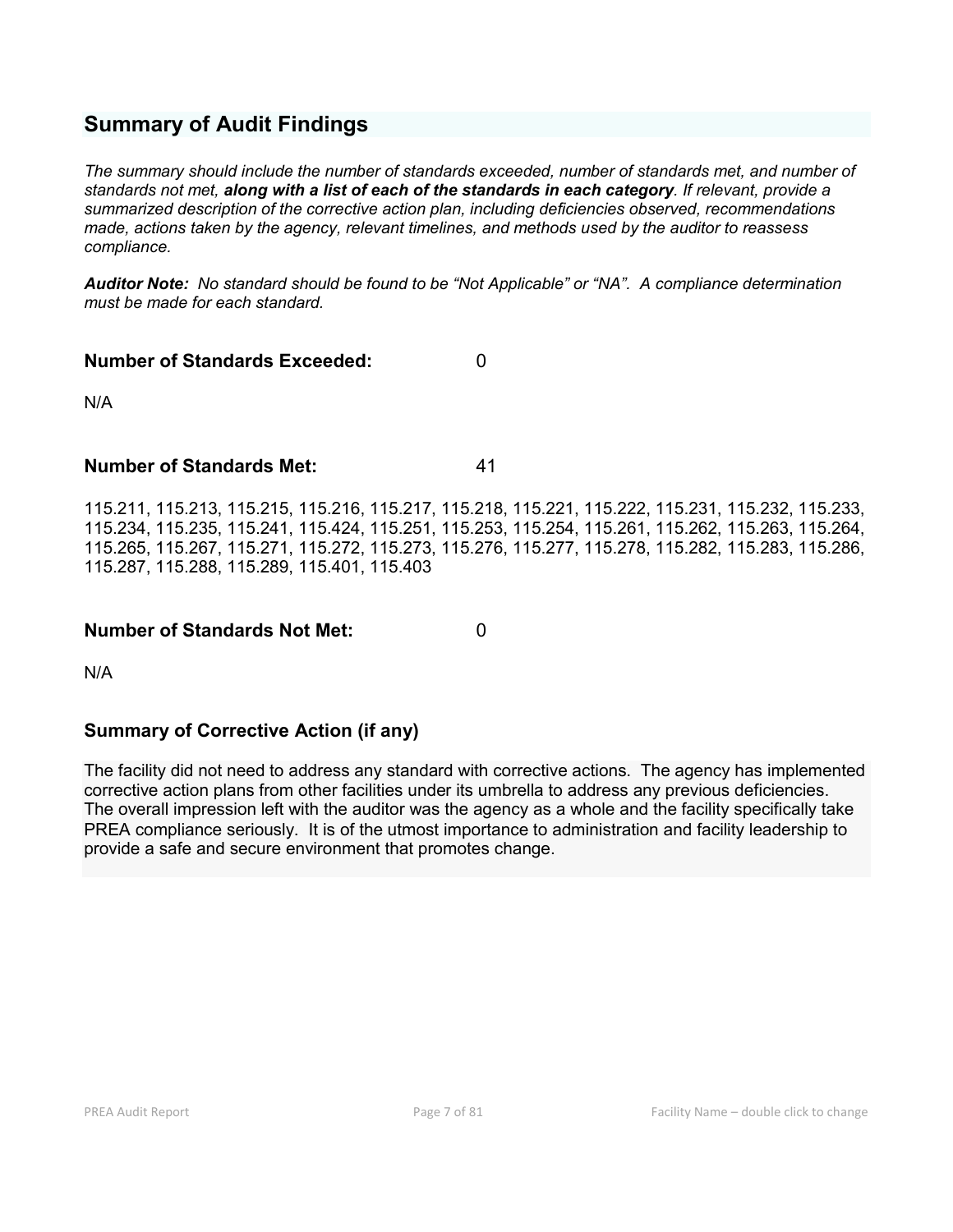## Summary of Audit Findings

*The summary should include the number of standards exceeded, number of standards met, and number of standards not met,* ***along with a list of each of the standards in each category****. If relevant, provide a summarized description of the corrective action plan, including deficiencies observed, recommendations made, actions taken by the agency, relevant timelines, and methods used by the auditor to reassess compliance.*

***Auditor Note:*** *No standard should be found to be "Not Applicable" or "NA". A compliance determination must be made for each standard.*

**Number of Standards Exceeded:** 0

N/A

**Number of Standards Met:** 41

115.211, 115.213, 115.215, 115.216, 115.217, 115.218, 115.221, 115.222, 115.231, 115.232, 115.233, 115.234, 115.235, 115.241, 115.424, 115.251, 115.253, 115.254, 115.261, 115.262, 115.263, 115.264, 115.265, 115.267, 115.271, 115.272, 115.273, 115.276, 115.277, 115.278, 115.282, 115.283, 115.286, 115.287, 115.288, 115.289, 115.401, 115.403

**Number of Standards Not Met:** 0

N/A

### Summary of Corrective Action (if any)

The facility did not need to address any standard with corrective actions. The agency has implemented corrective action plans from other facilities under its umbrella to address any previous deficiencies. The overall impression left with the auditor was the agency as a whole and the facility specifically take PREA compliance seriously. It is of the utmost importance to administration and facility leadership to provide a safe and secure environment that promotes change.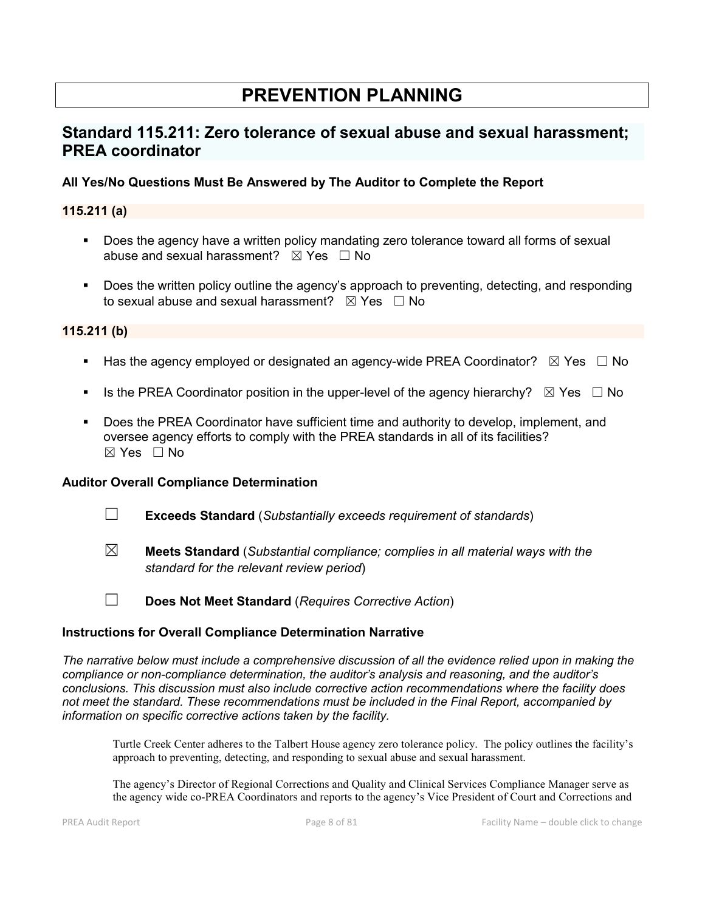# PREVENTION PLANNING

## Standard 115.211: Zero tolerance of sexual abuse and sexual harassment; PREA coordinator

### All Yes/No Questions Must Be Answered by The Auditor to Complete the Report

### 115.211 (a)

- Does the agency have a written policy mandating zero tolerance toward all forms of sexual abuse and sexual harassment? ☒ Yes ☐ No
- Does the written policy outline the agency's approach to preventing, detecting, and responding to sexual abuse and sexual harassment? ☒ Yes ☐ No

### 115.211 (b)

- Has the agency employed or designated an agency-wide PREA Coordinator? ☒ Yes ☐ No
- Is the PREA Coordinator position in the upper-level of the agency hierarchy? ☒ Yes ☐ No
- Does the PREA Coordinator have sufficient time and authority to develop, implement, and oversee agency efforts to comply with the PREA standards in all of its facilities? ☒ Yes ☐ No

### Auditor Overall Compliance Determination

☐ **Exceeds Standard** (*Substantially exceeds requirement of standards*)

☒ **Meets Standard** (*Substantial compliance; complies in all material ways with the standard for the relevant review period*)

☐ **Does Not Meet Standard** (*Requires Corrective Action*)

### Instructions for Overall Compliance Determination Narrative

*The narrative below must include a comprehensive discussion of all the evidence relied upon in making the compliance or non-compliance determination, the auditor's analysis and reasoning, and the auditor's conclusions. This discussion must also include corrective action recommendations where the facility does not meet the standard. These recommendations must be included in the Final Report, accompanied by information on specific corrective actions taken by the facility.*

Turtle Creek Center adheres to the Talbert House agency zero tolerance policy. The policy outlines the facility's approach to preventing, detecting, and responding to sexual abuse and sexual harassment.

The agency's Director of Regional Corrections and Quality and Clinical Services Compliance Manager serve as the agency wide co-PREA Coordinators and reports to the agency's Vice President of Court and Corrections and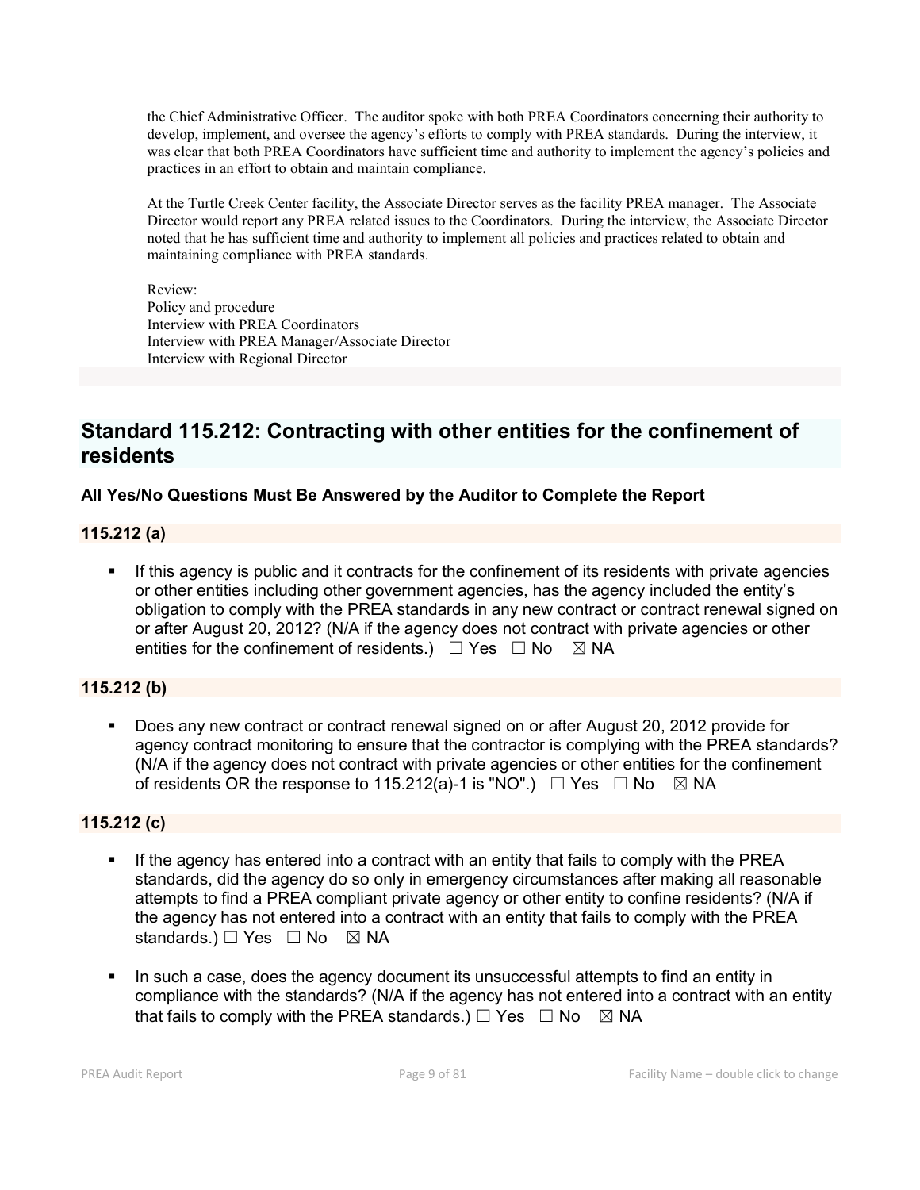the Chief Administrative Officer. The auditor spoke with both PREA Coordinators concerning their authority to develop, implement, and oversee the agency's efforts to comply with PREA standards. During the interview, it was clear that both PREA Coordinators have sufficient time and authority to implement the agency's policies and practices in an effort to obtain and maintain compliance.

At the Turtle Creek Center facility, the Associate Director serves as the facility PREA manager. The Associate Director would report any PREA related issues to the Coordinators. During the interview, the Associate Director noted that he has sufficient time and authority to implement all policies and practices related to obtain and maintaining compliance with PREA standards.

Review:
Policy and procedure
Interview with PREA Coordinators
Interview with PREA Manager/Associate Director
Interview with Regional Director

## Standard 115.212: Contracting with other entities for the confinement of residents

**All Yes/No Questions Must Be Answered by the Auditor to Complete the Report**

### 115.212 (a)

- If this agency is public and it contracts for the confinement of its residents with private agencies or other entities including other government agencies, has the agency included the entity's obligation to comply with the PREA standards in any new contract or contract renewal signed on or after August 20, 2012? (N/A if the agency does not contract with private agencies or other entities for the confinement of residents.) ☐ Yes ☐ No ☒ NA

### 115.212 (b)

- Does any new contract or contract renewal signed on or after August 20, 2012 provide for agency contract monitoring to ensure that the contractor is complying with the PREA standards? (N/A if the agency does not contract with private agencies or other entities for the confinement of residents OR the response to 115.212(a)-1 is "NO".) ☐ Yes ☐ No ☒ NA

### 115.212 (c)

- If the agency has entered into a contract with an entity that fails to comply with the PREA standards, did the agency do so only in emergency circumstances after making all reasonable attempts to find a PREA compliant private agency or other entity to confine residents? (N/A if the agency has not entered into a contract with an entity that fails to comply with the PREA standards.) ☐ Yes ☐ No ☒ NA
- In such a case, does the agency document its unsuccessful attempts to find an entity in compliance with the standards? (N/A if the agency has not entered into a contract with an entity that fails to comply with the PREA standards.) ☐ Yes ☐ No ☒ NA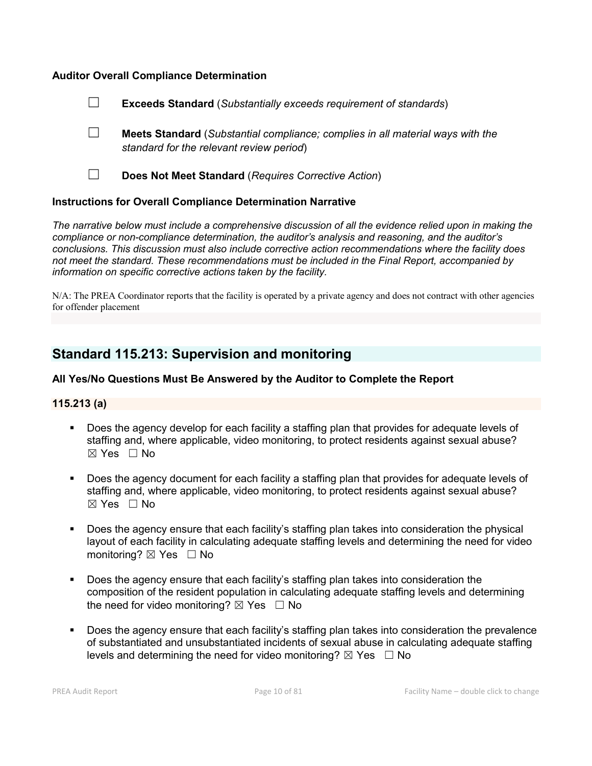### Auditor Overall Compliance Determination

☐ **Exceeds Standard** (*Substantially exceeds requirement of standards*)

☐ **Meets Standard** (*Substantial compliance; complies in all material ways with the standard for the relevant review period*)

☐ **Does Not Meet Standard** (*Requires Corrective Action*)

### Instructions for Overall Compliance Determination Narrative

*The narrative below must include a comprehensive discussion of all the evidence relied upon in making the compliance or non-compliance determination, the auditor's analysis and reasoning, and the auditor's conclusions. This discussion must also include corrective action recommendations where the facility does not meet the standard. These recommendations must be included in the Final Report, accompanied by information on specific corrective actions taken by the facility.*

N/A: The PREA Coordinator reports that the facility is operated by a private agency and does not contract with other agencies for offender placement

## Standard 115.213: Supervision and monitoring

### All Yes/No Questions Must Be Answered by the Auditor to Complete the Report

#### 115.213 (a)

- Does the agency develop for each facility a staffing plan that provides for adequate levels of staffing and, where applicable, video monitoring, to protect residents against sexual abuse? ☒ Yes ☐ No
- Does the agency document for each facility a staffing plan that provides for adequate levels of staffing and, where applicable, video monitoring, to protect residents against sexual abuse? ☒ Yes ☐ No
- Does the agency ensure that each facility's staffing plan takes into consideration the physical layout of each facility in calculating adequate staffing levels and determining the need for video monitoring? ☒ Yes ☐ No
- Does the agency ensure that each facility's staffing plan takes into consideration the composition of the resident population in calculating adequate staffing levels and determining the need for video monitoring? ☒ Yes ☐ No
- Does the agency ensure that each facility's staffing plan takes into consideration the prevalence of substantiated and unsubstantiated incidents of sexual abuse in calculating adequate staffing levels and determining the need for video monitoring? ☒ Yes ☐ No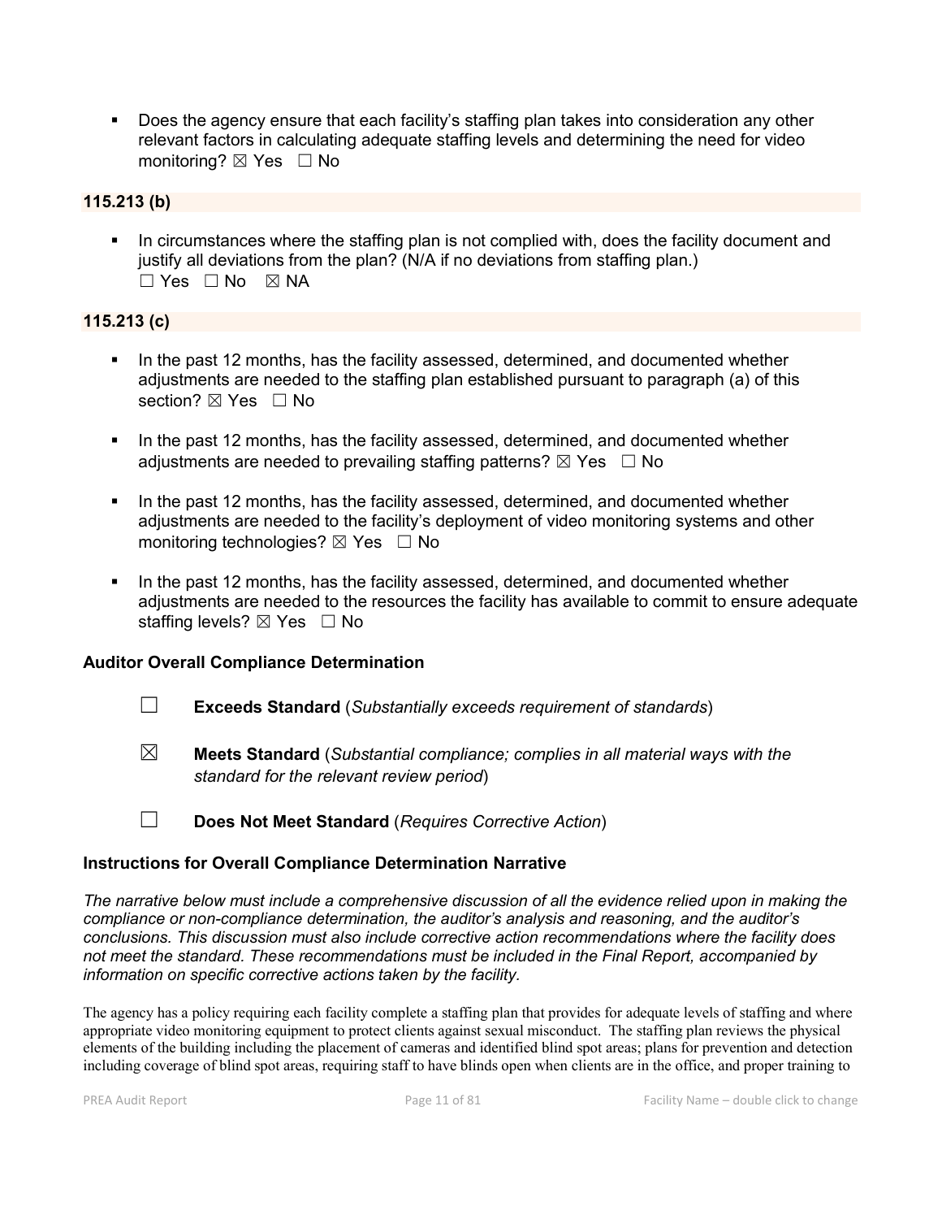- Does the agency ensure that each facility's staffing plan takes into consideration any other relevant factors in calculating adequate staffing levels and determining the need for video monitoring? ☒ Yes ☐ No

**115.213 (b)**

- In circumstances where the staffing plan is not complied with, does the facility document and justify all deviations from the plan? (N/A if no deviations from staffing plan.) ☐ Yes ☐ No ☒ NA

**115.213 (c)**

- In the past 12 months, has the facility assessed, determined, and documented whether adjustments are needed to the staffing plan established pursuant to paragraph (a) of this section? ☒ Yes ☐ No
- In the past 12 months, has the facility assessed, determined, and documented whether adjustments are needed to prevailing staffing patterns? ☒ Yes ☐ No
- In the past 12 months, has the facility assessed, determined, and documented whether adjustments are needed to the facility's deployment of video monitoring systems and other monitoring technologies? ☒ Yes ☐ No
- In the past 12 months, has the facility assessed, determined, and documented whether adjustments are needed to the resources the facility has available to commit to ensure adequate staffing levels? ☒ Yes ☐ No

**Auditor Overall Compliance Determination**

☐ **Exceeds Standard** (*Substantially exceeds requirement of standards*)

☒ **Meets Standard** (*Substantial compliance; complies in all material ways with the standard for the relevant review period*)

☐ **Does Not Meet Standard** (*Requires Corrective Action*)

**Instructions for Overall Compliance Determination Narrative**

*The narrative below must include a comprehensive discussion of all the evidence relied upon in making the compliance or non-compliance determination, the auditor's analysis and reasoning, and the auditor's conclusions. This discussion must also include corrective action recommendations where the facility does not meet the standard. These recommendations must be included in the Final Report, accompanied by information on specific corrective actions taken by the facility.*

The agency has a policy requiring each facility complete a staffing plan that provides for adequate levels of staffing and where appropriate video monitoring equipment to protect clients against sexual misconduct. The staffing plan reviews the physical elements of the building including the placement of cameras and identified blind spot areas; plans for prevention and detection including coverage of blind spot areas, requiring staff to have blinds open when clients are in the office, and proper training to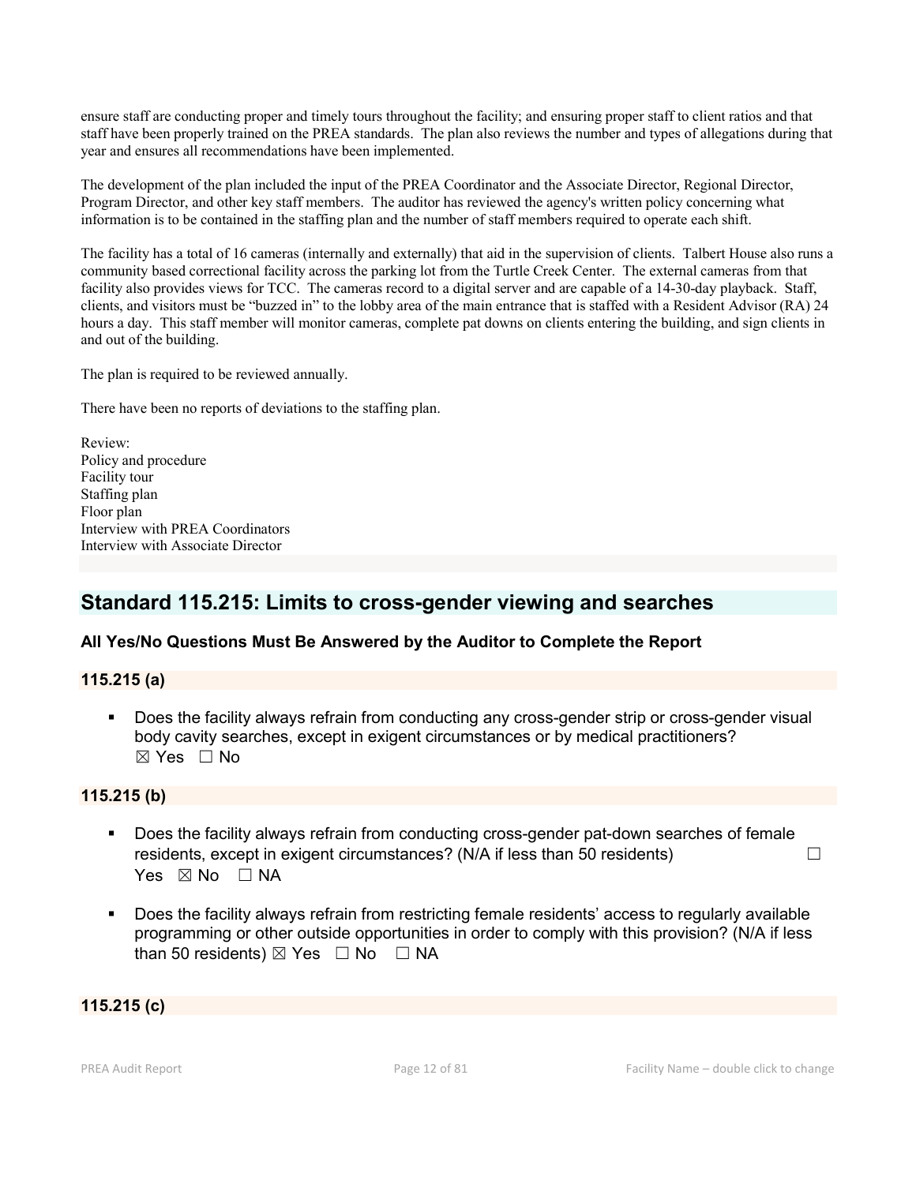ensure staff are conducting proper and timely tours throughout the facility; and ensuring proper staff to client ratios and that staff have been properly trained on the PREA standards. The plan also reviews the number and types of allegations during that year and ensures all recommendations have been implemented.

The development of the plan included the input of the PREA Coordinator and the Associate Director, Regional Director, Program Director, and other key staff members. The auditor has reviewed the agency's written policy concerning what information is to be contained in the staffing plan and the number of staff members required to operate each shift.

The facility has a total of 16 cameras (internally and externally) that aid in the supervision of clients. Talbert House also runs a community based correctional facility across the parking lot from the Turtle Creek Center. The external cameras from that facility also provides views for TCC. The cameras record to a digital server and are capable of a 14-30-day playback. Staff, clients, and visitors must be "buzzed in" to the lobby area of the main entrance that is staffed with a Resident Advisor (RA) 24 hours a day. This staff member will monitor cameras, complete pat downs on clients entering the building, and sign clients in and out of the building.

The plan is required to be reviewed annually.

There have been no reports of deviations to the staffing plan.

Review:
Policy and procedure
Facility tour
Staffing plan
Floor plan
Interview with PREA Coordinators
Interview with Associate Director

## Standard 115.215: Limits to cross-gender viewing and searches

### All Yes/No Questions Must Be Answered by the Auditor to Complete the Report

### 115.215 (a)

- Does the facility always refrain from conducting any cross-gender strip or cross-gender visual body cavity searches, except in exigent circumstances or by medical practitioners? ☒ Yes ☐ No

### 115.215 (b)

- Does the facility always refrain from conducting cross-gender pat-down searches of female residents, except in exigent circumstances? (N/A if less than 50 residents) ☐ Yes ☒ No ☐ NA
- Does the facility always refrain from restricting female residents' access to regularly available programming or other outside opportunities in order to comply with this provision? (N/A if less than 50 residents) ☒ Yes ☐ No ☐ NA

### 115.215 (c)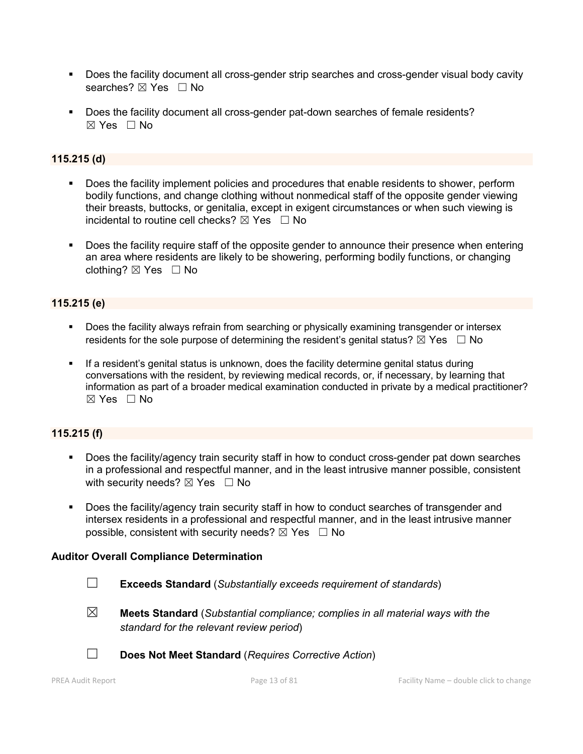- Does the facility document all cross-gender strip searches and cross-gender visual body cavity searches? ☒ Yes ☐ No

- Does the facility document all cross-gender pat-down searches of female residents? ☒ Yes ☐ No

**115.215 (d)**

- Does the facility implement policies and procedures that enable residents to shower, perform bodily functions, and change clothing without nonmedical staff of the opposite gender viewing their breasts, buttocks, or genitalia, except in exigent circumstances or when such viewing is incidental to routine cell checks? ☒ Yes ☐ No

- Does the facility require staff of the opposite gender to announce their presence when entering an area where residents are likely to be showering, performing bodily functions, or changing clothing? ☒ Yes ☐ No

**115.215 (e)**

- Does the facility always refrain from searching or physically examining transgender or intersex residents for the sole purpose of determining the resident's genital status? ☒ Yes ☐ No

- If a resident's genital status is unknown, does the facility determine genital status during conversations with the resident, by reviewing medical records, or, if necessary, by learning that information as part of a broader medical examination conducted in private by a medical practitioner? ☒ Yes ☐ No

**115.215 (f)**

- Does the facility/agency train security staff in how to conduct cross-gender pat down searches in a professional and respectful manner, and in the least intrusive manner possible, consistent with security needs? ☒ Yes ☐ No

- Does the facility/agency train security staff in how to conduct searches of transgender and intersex residents in a professional and respectful manner, and in the least intrusive manner possible, consistent with security needs? ☒ Yes ☐ No

**Auditor Overall Compliance Determination**

☐ **Exceeds Standard** (*Substantially exceeds requirement of standards*)

☒ **Meets Standard** (*Substantial compliance; complies in all material ways with the standard for the relevant review period*)

☐ **Does Not Meet Standard** (*Requires Corrective Action*)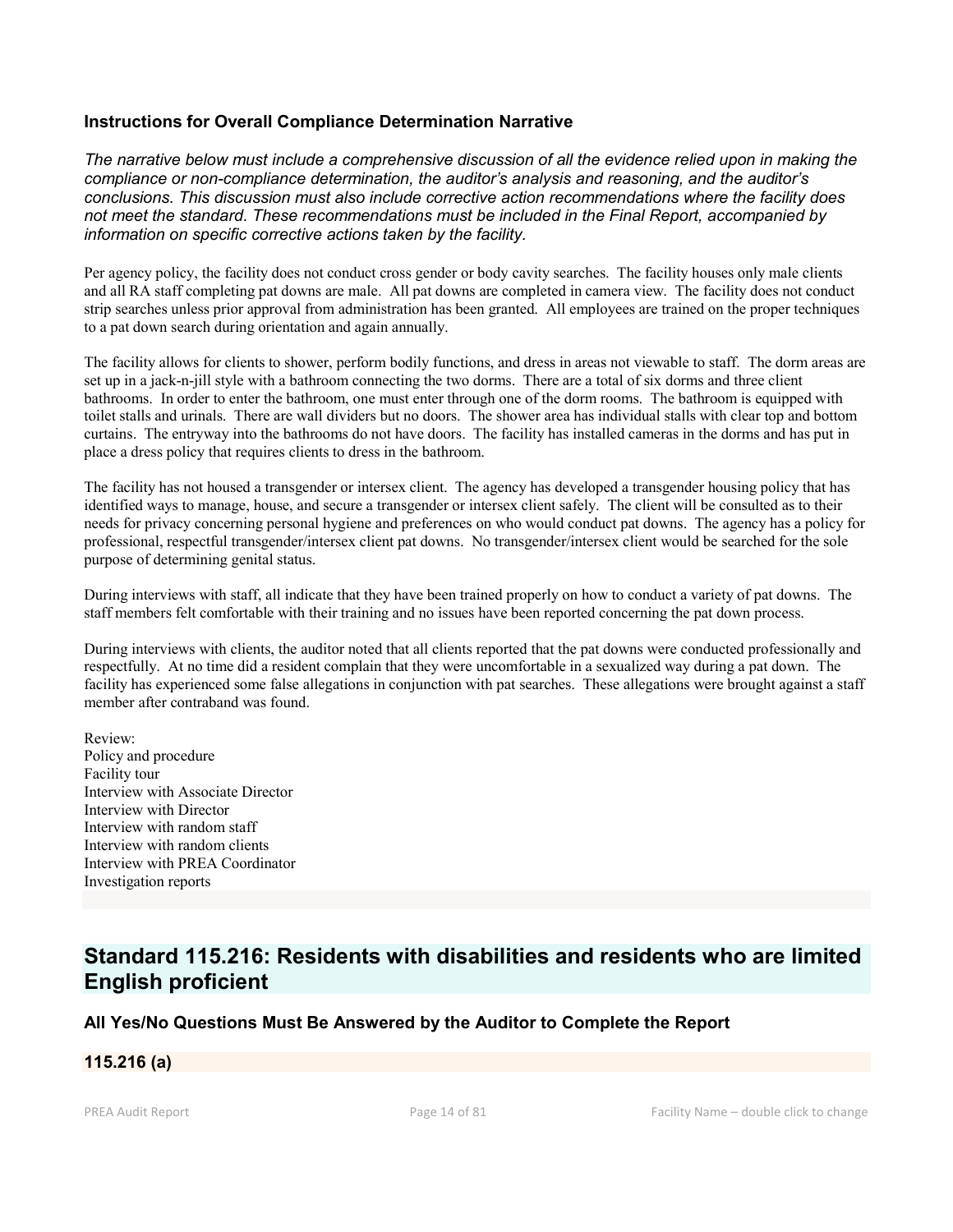### Instructions for Overall Compliance Determination Narrative

*The narrative below must include a comprehensive discussion of all the evidence relied upon in making the compliance or non-compliance determination, the auditor's analysis and reasoning, and the auditor's conclusions. This discussion must also include corrective action recommendations where the facility does not meet the standard. These recommendations must be included in the Final Report, accompanied by information on specific corrective actions taken by the facility.*

Per agency policy, the facility does not conduct cross gender or body cavity searches. The facility houses only male clients and all RA staff completing pat downs are male. All pat downs are completed in camera view. The facility does not conduct strip searches unless prior approval from administration has been granted. All employees are trained on the proper techniques to a pat down search during orientation and again annually.

The facility allows for clients to shower, perform bodily functions, and dress in areas not viewable to staff. The dorm areas are set up in a jack-n-jill style with a bathroom connecting the two dorms. There are a total of six dorms and three client bathrooms. In order to enter the bathroom, one must enter through one of the dorm rooms. The bathroom is equipped with toilet stalls and urinals. There are wall dividers but no doors. The shower area has individual stalls with clear top and bottom curtains. The entryway into the bathrooms do not have doors. The facility has installed cameras in the dorms and has put in place a dress policy that requires clients to dress in the bathroom.

The facility has not housed a transgender or intersex client. The agency has developed a transgender housing policy that has identified ways to manage, house, and secure a transgender or intersex client safely. The client will be consulted as to their needs for privacy concerning personal hygiene and preferences on who would conduct pat downs. The agency has a policy for professional, respectful transgender/intersex client pat downs. No transgender/intersex client would be searched for the sole purpose of determining genital status.

During interviews with staff, all indicate that they have been trained properly on how to conduct a variety of pat downs. The staff members felt comfortable with their training and no issues have been reported concerning the pat down process.

During interviews with clients, the auditor noted that all clients reported that the pat downs were conducted professionally and respectfully. At no time did a resident complain that they were uncomfortable in a sexualized way during a pat down. The facility has experienced some false allegations in conjunction with pat searches. These allegations were brought against a staff member after contraband was found.

Review:
Policy and procedure
Facility tour
Interview with Associate Director
Interview with Director
Interview with random staff
Interview with random clients
Interview with PREA Coordinator
Investigation reports

## Standard 115.216: Residents with disabilities and residents who are limited English proficient

### All Yes/No Questions Must Be Answered by the Auditor to Complete the Report

#### 115.216 (a)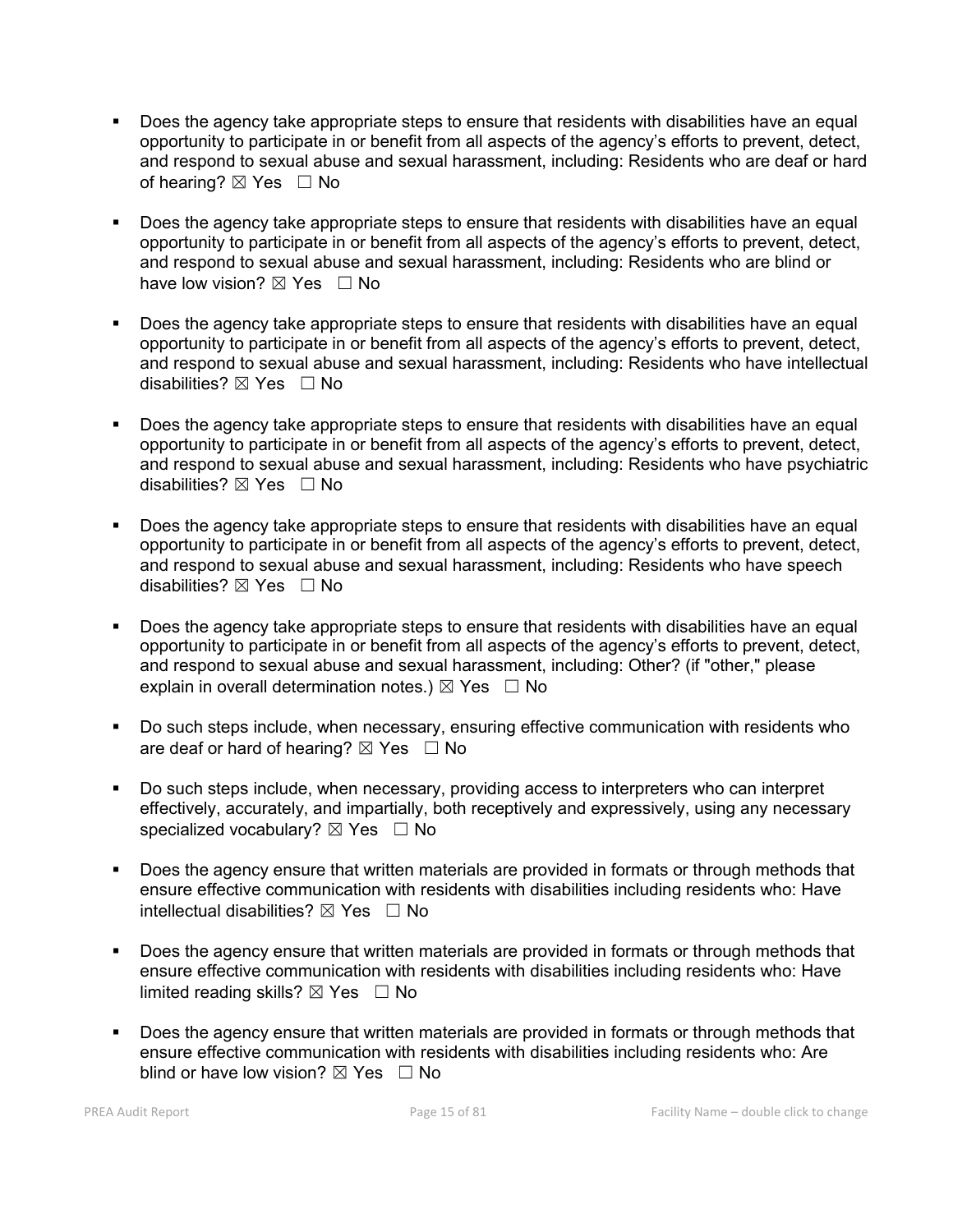- Does the agency take appropriate steps to ensure that residents with disabilities have an equal opportunity to participate in or benefit from all aspects of the agency's efforts to prevent, detect, and respond to sexual abuse and sexual harassment, including: Residents who are deaf or hard of hearing? ☒ Yes ☐ No

- Does the agency take appropriate steps to ensure that residents with disabilities have an equal opportunity to participate in or benefit from all aspects of the agency's efforts to prevent, detect, and respond to sexual abuse and sexual harassment, including: Residents who are blind or have low vision? ☒ Yes ☐ No

- Does the agency take appropriate steps to ensure that residents with disabilities have an equal opportunity to participate in or benefit from all aspects of the agency's efforts to prevent, detect, and respond to sexual abuse and sexual harassment, including: Residents who have intellectual disabilities? ☒ Yes ☐ No

- Does the agency take appropriate steps to ensure that residents with disabilities have an equal opportunity to participate in or benefit from all aspects of the agency's efforts to prevent, detect, and respond to sexual abuse and sexual harassment, including: Residents who have psychiatric disabilities? ☒ Yes ☐ No

- Does the agency take appropriate steps to ensure that residents with disabilities have an equal opportunity to participate in or benefit from all aspects of the agency's efforts to prevent, detect, and respond to sexual abuse and sexual harassment, including: Residents who have speech disabilities? ☒ Yes ☐ No

- Does the agency take appropriate steps to ensure that residents with disabilities have an equal opportunity to participate in or benefit from all aspects of the agency's efforts to prevent, detect, and respond to sexual abuse and sexual harassment, including: Other? (if "other," please explain in overall determination notes.) ☒ Yes ☐ No

- Do such steps include, when necessary, ensuring effective communication with residents who are deaf or hard of hearing? ☒ Yes ☐ No

- Do such steps include, when necessary, providing access to interpreters who can interpret effectively, accurately, and impartially, both receptively and expressively, using any necessary specialized vocabulary? ☒ Yes ☐ No

- Does the agency ensure that written materials are provided in formats or through methods that ensure effective communication with residents with disabilities including residents who: Have intellectual disabilities? ☒ Yes ☐ No

- Does the agency ensure that written materials are provided in formats or through methods that ensure effective communication with residents with disabilities including residents who: Have limited reading skills? ☒ Yes ☐ No

- Does the agency ensure that written materials are provided in formats or through methods that ensure effective communication with residents with disabilities including residents who: Are blind or have low vision? ☒ Yes ☐ No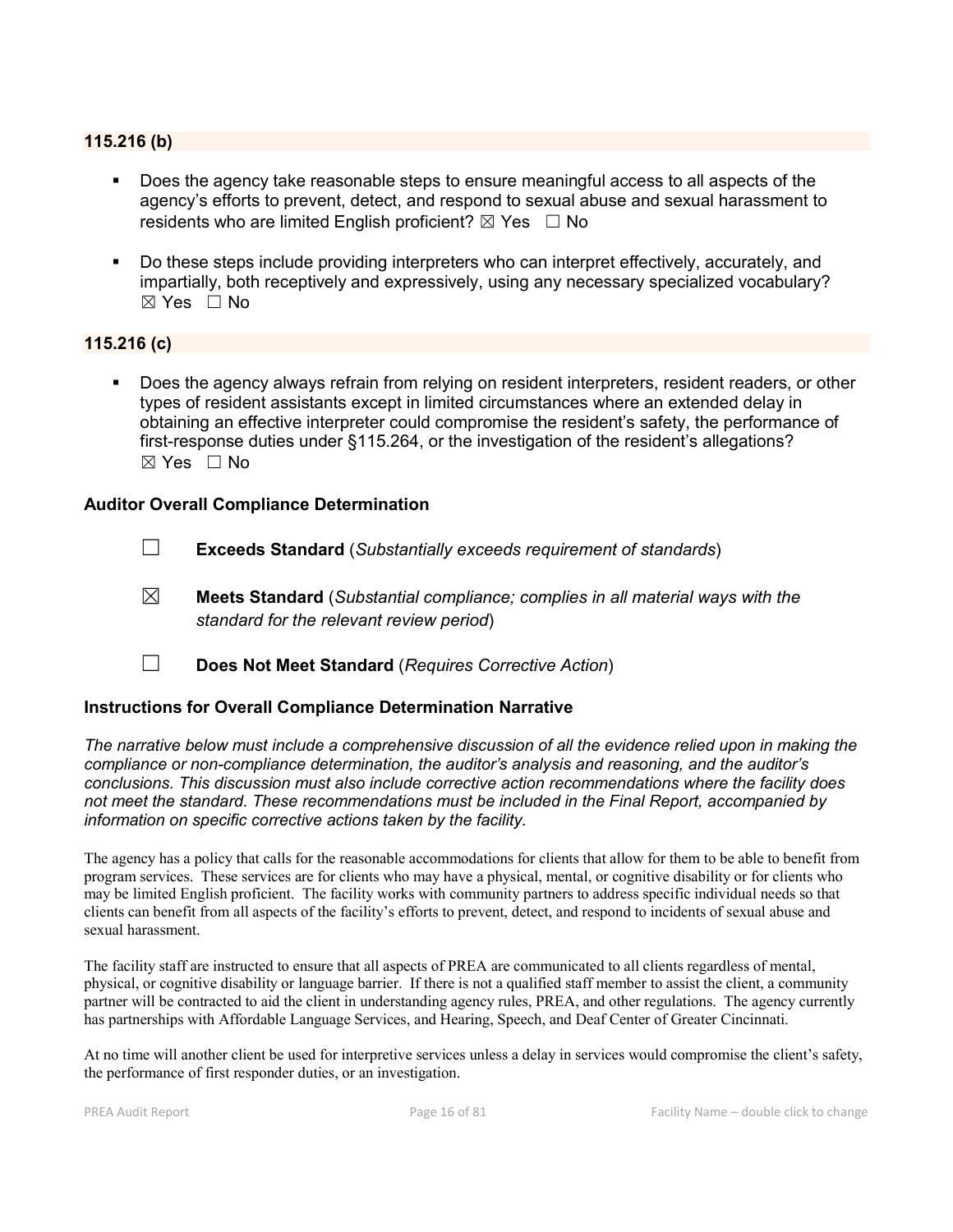### 115.216 (b)

- Does the agency take reasonable steps to ensure meaningful access to all aspects of the agency's efforts to prevent, detect, and respond to sexual abuse and sexual harassment to residents who are limited English proficient? ☒ Yes ☐ No

- Do these steps include providing interpreters who can interpret effectively, accurately, and impartially, both receptively and expressively, using any necessary specialized vocabulary? ☒ Yes ☐ No

### 115.216 (c)

- Does the agency always refrain from relying on resident interpreters, resident readers, or other types of resident assistants except in limited circumstances where an extended delay in obtaining an effective interpreter could compromise the resident's safety, the performance of first-response duties under §115.264, or the investigation of the resident's allegations? ☒ Yes ☐ No

### Auditor Overall Compliance Determination

☐ **Exceeds Standard** (*Substantially exceeds requirement of standards*)

☒ **Meets Standard** (*Substantial compliance; complies in all material ways with the standard for the relevant review period*)

☐ **Does Not Meet Standard** (*Requires Corrective Action*)

### Instructions for Overall Compliance Determination Narrative

*The narrative below must include a comprehensive discussion of all the evidence relied upon in making the compliance or non-compliance determination, the auditor's analysis and reasoning, and the auditor's conclusions. This discussion must also include corrective action recommendations where the facility does not meet the standard. These recommendations must be included in the Final Report, accompanied by information on specific corrective actions taken by the facility.*

The agency has a policy that calls for the reasonable accommodations for clients that allow for them to be able to benefit from program services. These services are for clients who may have a physical, mental, or cognitive disability or for clients who may be limited English proficient. The facility works with community partners to address specific individual needs so that clients can benefit from all aspects of the facility's efforts to prevent, detect, and respond to incidents of sexual abuse and sexual harassment.

The facility staff are instructed to ensure that all aspects of PREA are communicated to all clients regardless of mental, physical, or cognitive disability or language barrier. If there is not a qualified staff member to assist the client, a community partner will be contracted to aid the client in understanding agency rules, PREA, and other regulations. The agency currently has partnerships with Affordable Language Services, and Hearing, Speech, and Deaf Center of Greater Cincinnati.

At no time will another client be used for interpretive services unless a delay in services would compromise the client's safety, the performance of first responder duties, or an investigation.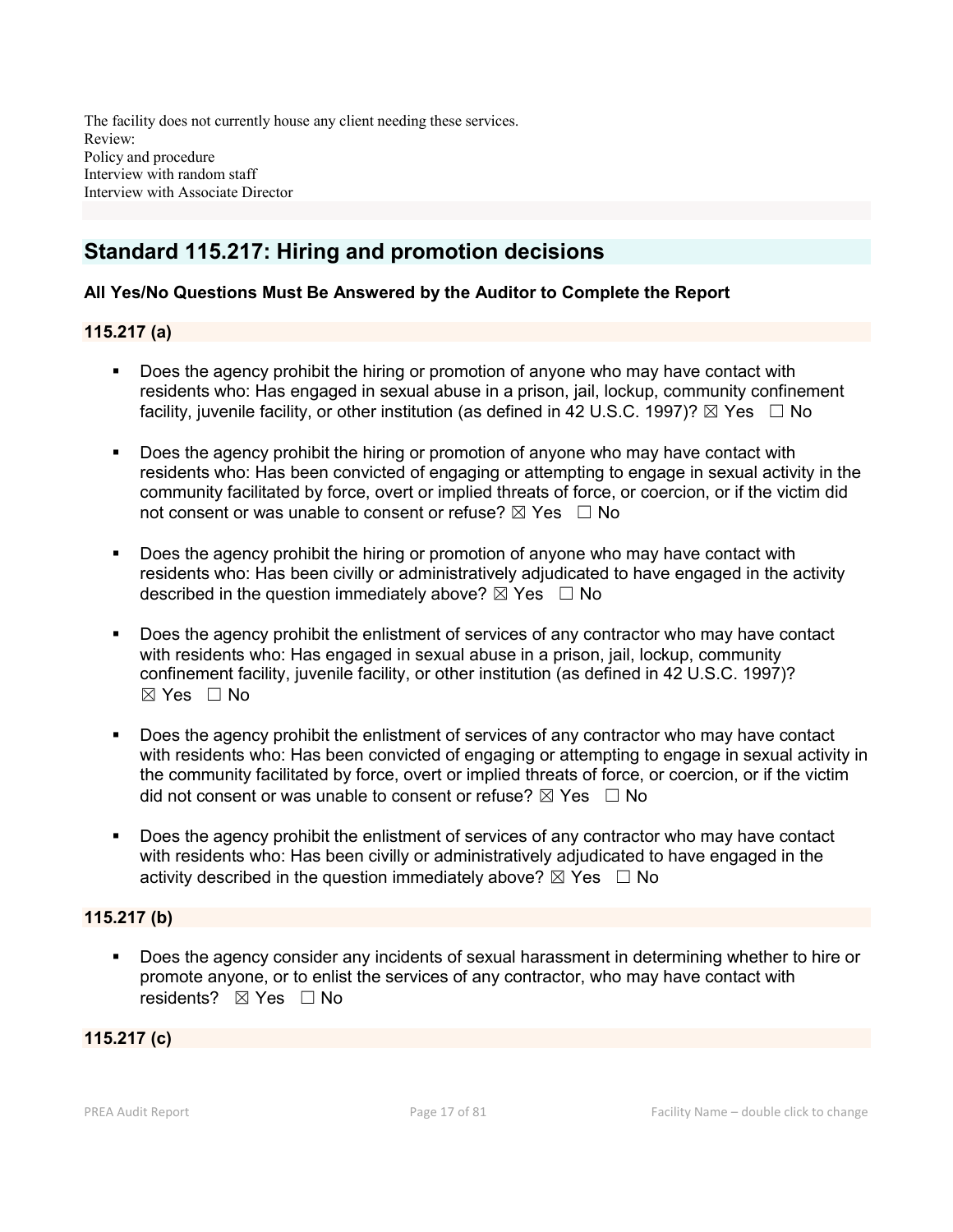The facility does not currently house any client needing these services.
Review:
Policy and procedure
Interview with random staff
Interview with Associate Director

## Standard 115.217: Hiring and promotion decisions

**All Yes/No Questions Must Be Answered by the Auditor to Complete the Report**

### 115.217 (a)

- Does the agency prohibit the hiring or promotion of anyone who may have contact with residents who: Has engaged in sexual abuse in a prison, jail, lockup, community confinement facility, juvenile facility, or other institution (as defined in 42 U.S.C. 1997)? ☒ Yes ☐ No
- Does the agency prohibit the hiring or promotion of anyone who may have contact with residents who: Has been convicted of engaging or attempting to engage in sexual activity in the community facilitated by force, overt or implied threats of force, or coercion, or if the victim did not consent or was unable to consent or refuse? ☒ Yes ☐ No
- Does the agency prohibit the hiring or promotion of anyone who may have contact with residents who: Has been civilly or administratively adjudicated to have engaged in the activity described in the question immediately above? ☒ Yes ☐ No
- Does the agency prohibit the enlistment of services of any contractor who may have contact with residents who: Has engaged in sexual abuse in a prison, jail, lockup, community confinement facility, juvenile facility, or other institution (as defined in 42 U.S.C. 1997)? ☒ Yes ☐ No
- Does the agency prohibit the enlistment of services of any contractor who may have contact with residents who: Has been convicted of engaging or attempting to engage in sexual activity in the community facilitated by force, overt or implied threats of force, or coercion, or if the victim did not consent or was unable to consent or refuse? ☒ Yes ☐ No
- Does the agency prohibit the enlistment of services of any contractor who may have contact with residents who: Has been civilly or administratively adjudicated to have engaged in the activity described in the question immediately above? ☒ Yes ☐ No

### 115.217 (b)

- Does the agency consider any incidents of sexual harassment in determining whether to hire or promote anyone, or to enlist the services of any contractor, who may have contact with residents? ☒ Yes ☐ No

### 115.217 (c)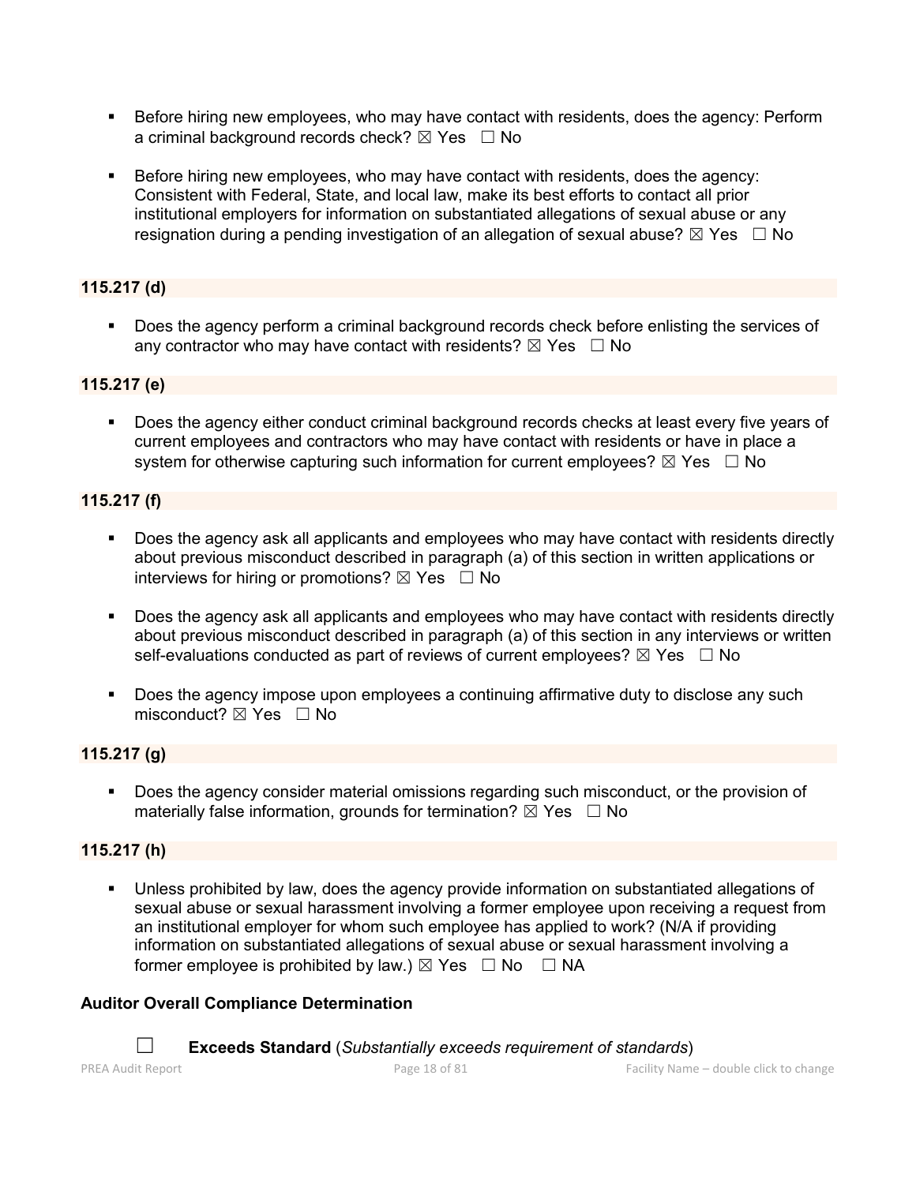- Before hiring new employees, who may have contact with residents, does the agency: Perform a criminal background records check? ☒ Yes ☐ No

- Before hiring new employees, who may have contact with residents, does the agency: Consistent with Federal, State, and local law, make its best efforts to contact all prior institutional employers for information on substantiated allegations of sexual abuse or any resignation during a pending investigation of an allegation of sexual abuse? ☒ Yes ☐ No

### 115.217 (d)

- Does the agency perform a criminal background records check before enlisting the services of any contractor who may have contact with residents? ☒ Yes ☐ No

### 115.217 (e)

- Does the agency either conduct criminal background records checks at least every five years of current employees and contractors who may have contact with residents or have in place a system for otherwise capturing such information for current employees? ☒ Yes ☐ No

### 115.217 (f)

- Does the agency ask all applicants and employees who may have contact with residents directly about previous misconduct described in paragraph (a) of this section in written applications or interviews for hiring or promotions? ☒ Yes ☐ No

- Does the agency ask all applicants and employees who may have contact with residents directly about previous misconduct described in paragraph (a) of this section in any interviews or written self-evaluations conducted as part of reviews of current employees? ☒ Yes ☐ No

- Does the agency impose upon employees a continuing affirmative duty to disclose any such misconduct? ☒ Yes ☐ No

### 115.217 (g)

- Does the agency consider material omissions regarding such misconduct, or the provision of materially false information, grounds for termination? ☒ Yes ☐ No

### 115.217 (h)

- Unless prohibited by law, does the agency provide information on substantiated allegations of sexual abuse or sexual harassment involving a former employee upon receiving a request from an institutional employer for whom such employee has applied to work? (N/A if providing information on substantiated allegations of sexual abuse or sexual harassment involving a former employee is prohibited by law.) ☒ Yes ☐ No ☐ NA

### Auditor Overall Compliance Determination

☐ **Exceeds Standard** (*Substantially exceeds requirement of standards*)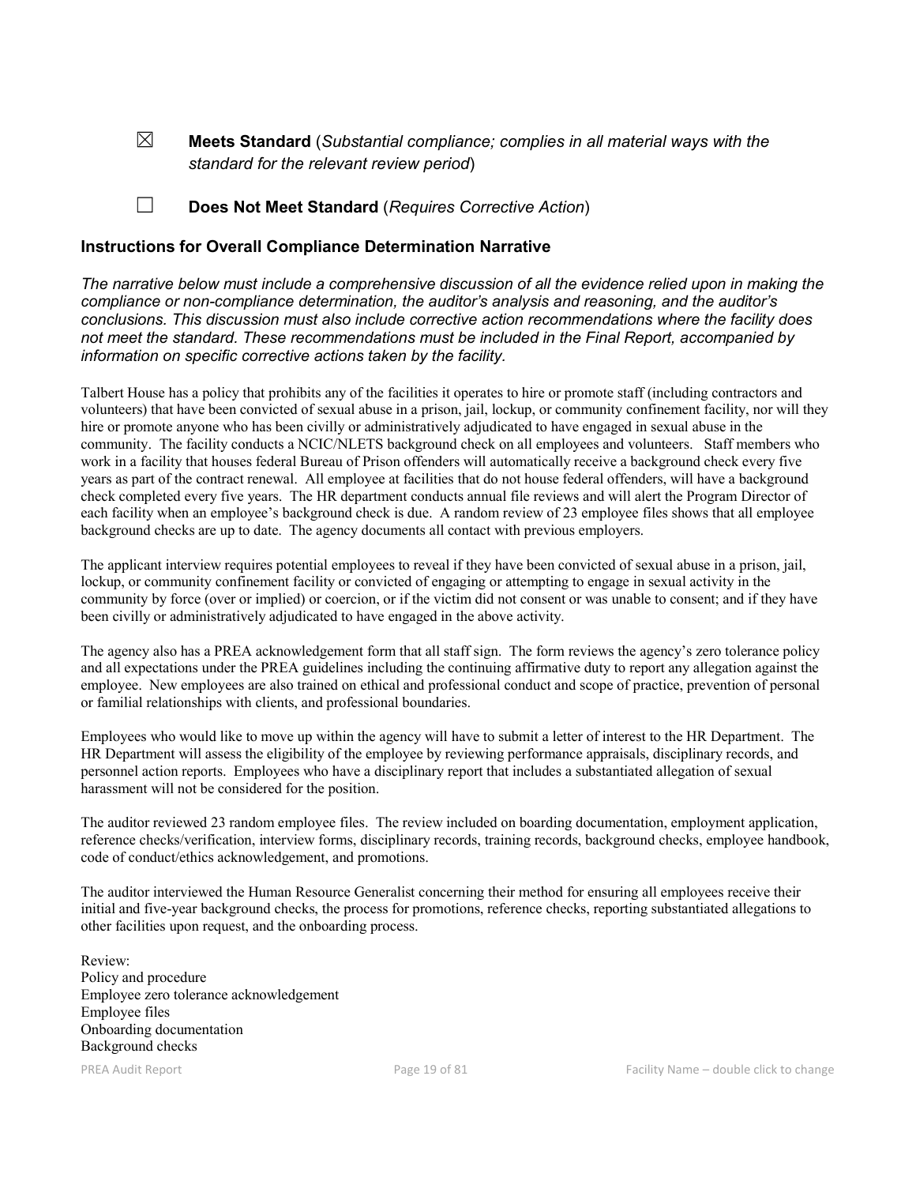☒ **Meets Standard** (*Substantial compliance; complies in all material ways with the standard for the relevant review period*)

☐ **Does Not Meet Standard** (*Requires Corrective Action*)

### Instructions for Overall Compliance Determination Narrative

*The narrative below must include a comprehensive discussion of all the evidence relied upon in making the compliance or non-compliance determination, the auditor's analysis and reasoning, and the auditor's conclusions. This discussion must also include corrective action recommendations where the facility does not meet the standard. These recommendations must be included in the Final Report, accompanied by information on specific corrective actions taken by the facility.*

Talbert House has a policy that prohibits any of the facilities it operates to hire or promote staff (including contractors and volunteers) that have been convicted of sexual abuse in a prison, jail, lockup, or community confinement facility, nor will they hire or promote anyone who has been civilly or administratively adjudicated to have engaged in sexual abuse in the community. The facility conducts a NCIC/NLETS background check on all employees and volunteers. Staff members who work in a facility that houses federal Bureau of Prison offenders will automatically receive a background check every five years as part of the contract renewal. All employee at facilities that do not house federal offenders, will have a background check completed every five years. The HR department conducts annual file reviews and will alert the Program Director of each facility when an employee's background check is due. A random review of 23 employee files shows that all employee background checks are up to date. The agency documents all contact with previous employers.

The applicant interview requires potential employees to reveal if they have been convicted of sexual abuse in a prison, jail, lockup, or community confinement facility or convicted of engaging or attempting to engage in sexual activity in the community by force (over or implied) or coercion, or if the victim did not consent or was unable to consent; and if they have been civilly or administratively adjudicated to have engaged in the above activity.

The agency also has a PREA acknowledgement form that all staff sign. The form reviews the agency's zero tolerance policy and all expectations under the PREA guidelines including the continuing affirmative duty to report any allegation against the employee. New employees are also trained on ethical and professional conduct and scope of practice, prevention of personal or familial relationships with clients, and professional boundaries.

Employees who would like to move up within the agency will have to submit a letter of interest to the HR Department. The HR Department will assess the eligibility of the employee by reviewing performance appraisals, disciplinary records, and personnel action reports. Employees who have a disciplinary report that includes a substantiated allegation of sexual harassment will not be considered for the position.

The auditor reviewed 23 random employee files. The review included on boarding documentation, employment application, reference checks/verification, interview forms, disciplinary records, training records, background checks, employee handbook, code of conduct/ethics acknowledgement, and promotions.

The auditor interviewed the Human Resource Generalist concerning their method for ensuring all employees receive their initial and five-year background checks, the process for promotions, reference checks, reporting substantiated allegations to other facilities upon request, and the onboarding process.

Review:
Policy and procedure
Employee zero tolerance acknowledgement
Employee files
Onboarding documentation
Background checks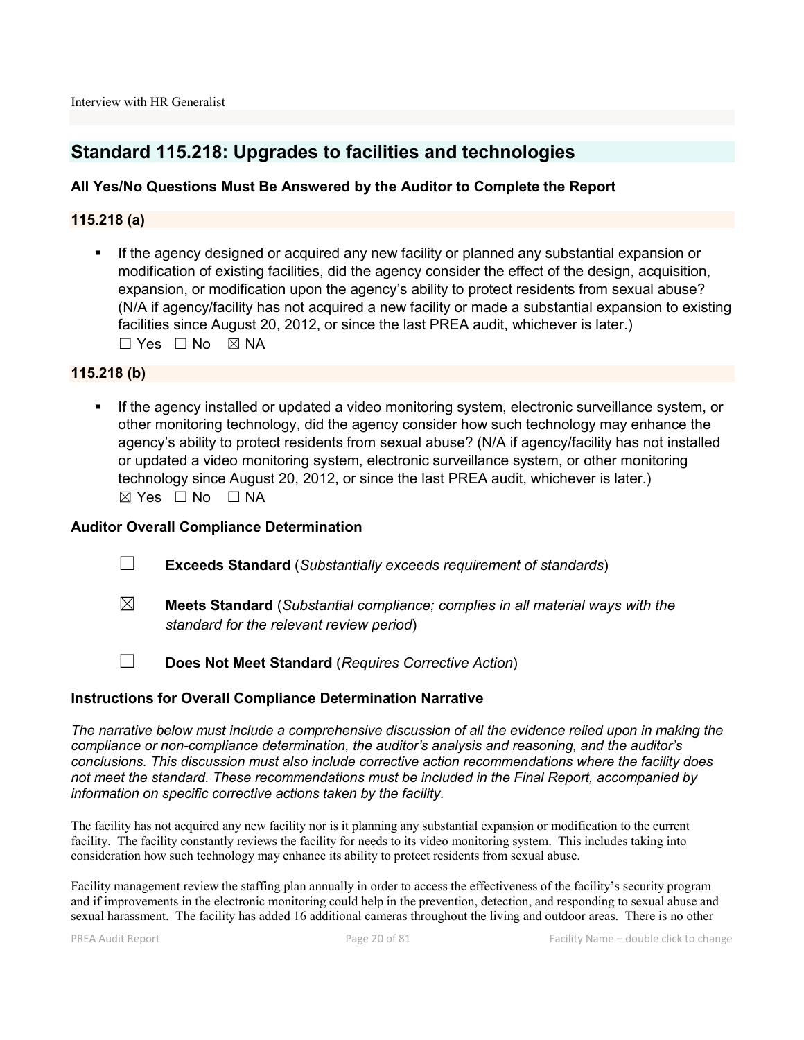Interview with HR Generalist

## Standard 115.218: Upgrades to facilities and technologies

### All Yes/No Questions Must Be Answered by the Auditor to Complete the Report

### 115.218 (a)

- If the agency designed or acquired any new facility or planned any substantial expansion or modification of existing facilities, did the agency consider the effect of the design, acquisition, expansion, or modification upon the agency's ability to protect residents from sexual abuse? (N/A if agency/facility has not acquired a new facility or made a substantial expansion to existing facilities since August 20, 2012, or since the last PREA audit, whichever is later.)
  ☐ Yes ☐ No ☒ NA

### 115.218 (b)

- If the agency installed or updated a video monitoring system, electronic surveillance system, or other monitoring technology, did the agency consider how such technology may enhance the agency's ability to protect residents from sexual abuse? (N/A if agency/facility has not installed or updated a video monitoring system, electronic surveillance system, or other monitoring technology since August 20, 2012, or since the last PREA audit, whichever is later.)
  ☒ Yes ☐ No ☐ NA

### Auditor Overall Compliance Determination

☐ **Exceeds Standard** (*Substantially exceeds requirement of standards*)

☒ **Meets Standard** (*Substantial compliance; complies in all material ways with the standard for the relevant review period*)

☐ **Does Not Meet Standard** (*Requires Corrective Action*)

### Instructions for Overall Compliance Determination Narrative

*The narrative below must include a comprehensive discussion of all the evidence relied upon in making the compliance or non-compliance determination, the auditor's analysis and reasoning, and the auditor's conclusions. This discussion must also include corrective action recommendations where the facility does not meet the standard. These recommendations must be included in the Final Report, accompanied by information on specific corrective actions taken by the facility.*

The facility has not acquired any new facility nor is it planning any substantial expansion or modification to the current facility. The facility constantly reviews the facility for needs to its video monitoring system. This includes taking into consideration how such technology may enhance its ability to protect residents from sexual abuse.

Facility management review the staffing plan annually in order to access the effectiveness of the facility's security program and if improvements in the electronic monitoring could help in the prevention, detection, and responding to sexual abuse and sexual harassment. The facility has added 16 additional cameras throughout the living and outdoor areas. There is no other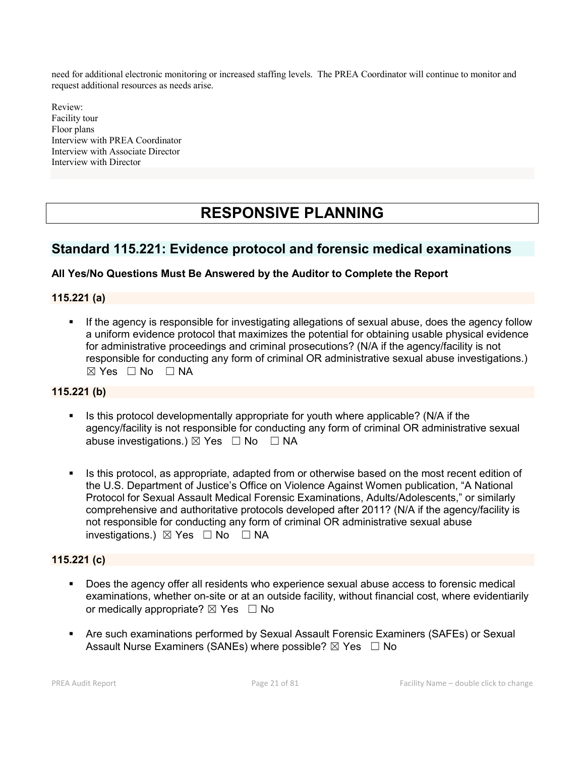need for additional electronic monitoring or increased staffing levels. The PREA Coordinator will continue to monitor and request additional resources as needs arise.

Review:
Facility tour
Floor plans
Interview with PREA Coordinator
Interview with Associate Director
Interview with Director

# RESPONSIVE PLANNING

## Standard 115.221: Evidence protocol and forensic medical examinations

**All Yes/No Questions Must Be Answered by the Auditor to Complete the Report**

### 115.221 (a)

- If the agency is responsible for investigating allegations of sexual abuse, does the agency follow a uniform evidence protocol that maximizes the potential for obtaining usable physical evidence for administrative proceedings and criminal prosecutions? (N/A if the agency/facility is not responsible for conducting any form of criminal OR administrative sexual abuse investigations.) ☒ Yes ☐ No ☐ NA

### 115.221 (b)

- Is this protocol developmentally appropriate for youth where applicable? (N/A if the agency/facility is not responsible for conducting any form of criminal OR administrative sexual abuse investigations.) ☒ Yes ☐ No ☐ NA

- Is this protocol, as appropriate, adapted from or otherwise based on the most recent edition of the U.S. Department of Justice's Office on Violence Against Women publication, "A National Protocol for Sexual Assault Medical Forensic Examinations, Adults/Adolescents," or similarly comprehensive and authoritative protocols developed after 2011? (N/A if the agency/facility is not responsible for conducting any form of criminal OR administrative sexual abuse investigations.) ☒ Yes ☐ No ☐ NA

### 115.221 (c)

- Does the agency offer all residents who experience sexual abuse access to forensic medical examinations, whether on-site or at an outside facility, without financial cost, where evidentiarily or medically appropriate? ☒ Yes ☐ No

- Are such examinations performed by Sexual Assault Forensic Examiners (SAFEs) or Sexual Assault Nurse Examiners (SANEs) where possible? ☒ Yes ☐ No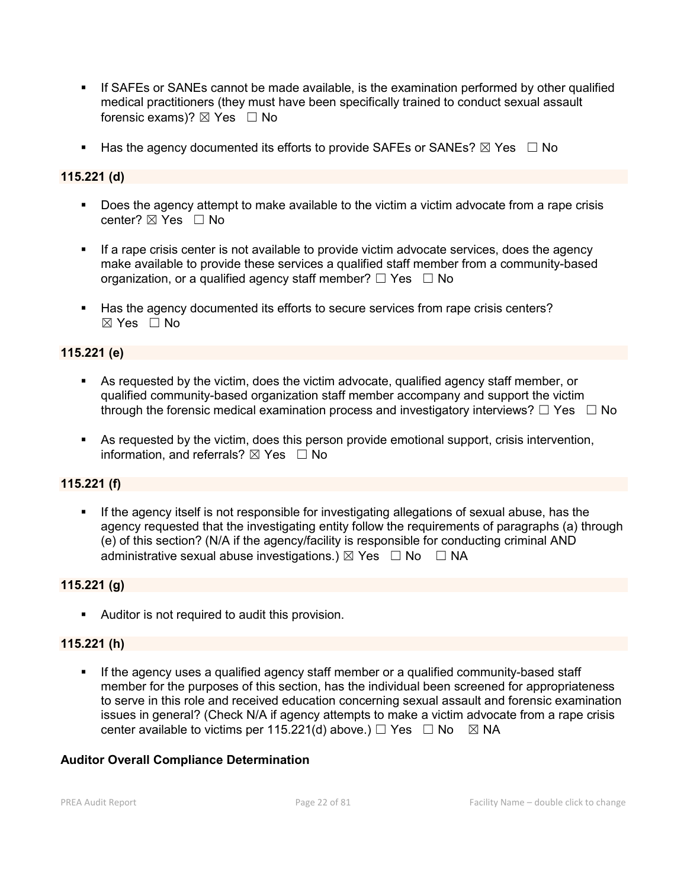- If SAFEs or SANEs cannot be made available, is the examination performed by other qualified medical practitioners (they must have been specifically trained to conduct sexual assault forensic exams)? ☒ Yes ☐ No

- Has the agency documented its efforts to provide SAFEs or SANEs? ☒ Yes ☐ No

**115.221 (d)**

- Does the agency attempt to make available to the victim a victim advocate from a rape crisis center? ☒ Yes ☐ No

- If a rape crisis center is not available to provide victim advocate services, does the agency make available to provide these services a qualified staff member from a community-based organization, or a qualified agency staff member? ☐ Yes ☐ No

- Has the agency documented its efforts to secure services from rape crisis centers? ☒ Yes ☐ No

**115.221 (e)**

- As requested by the victim, does the victim advocate, qualified agency staff member, or qualified community-based organization staff member accompany and support the victim through the forensic medical examination process and investigatory interviews? ☐ Yes ☐ No

- As requested by the victim, does this person provide emotional support, crisis intervention, information, and referrals? ☒ Yes ☐ No

**115.221 (f)**

- If the agency itself is not responsible for investigating allegations of sexual abuse, has the agency requested that the investigating entity follow the requirements of paragraphs (a) through (e) of this section? (N/A if the agency/facility is responsible for conducting criminal AND administrative sexual abuse investigations.) ☒ Yes ☐ No ☐ NA

**115.221 (g)**

- Auditor is not required to audit this provision.

**115.221 (h)**

- If the agency uses a qualified agency staff member or a qualified community-based staff member for the purposes of this section, has the individual been screened for appropriateness to serve in this role and received education concerning sexual assault and forensic examination issues in general? (Check N/A if agency attempts to make a victim advocate from a rape crisis center available to victims per 115.221(d) above.) ☐ Yes ☐ No ☒ NA

**Auditor Overall Compliance Determination**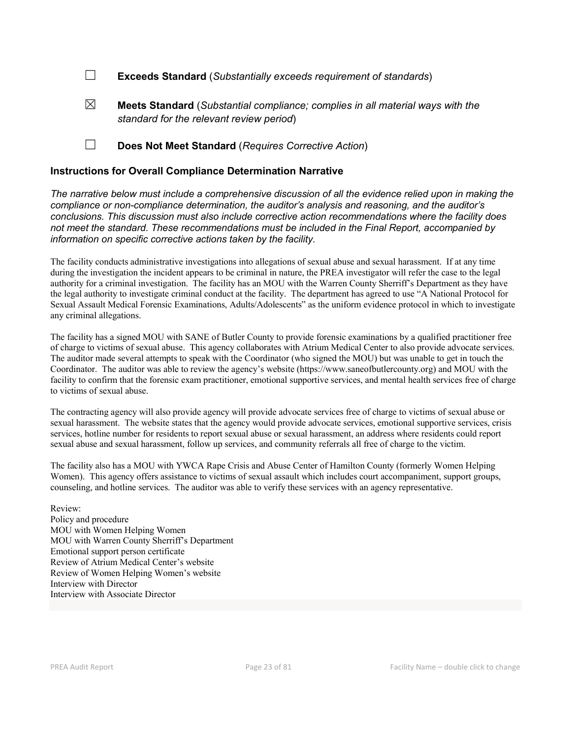☐ **Exceeds Standard** (*Substantially exceeds requirement of standards*)

☒ **Meets Standard** (*Substantial compliance; complies in all material ways with the standard for the relevant review period*)

☐ **Does Not Meet Standard** (*Requires Corrective Action*)

### Instructions for Overall Compliance Determination Narrative

*The narrative below must include a comprehensive discussion of all the evidence relied upon in making the compliance or non-compliance determination, the auditor's analysis and reasoning, and the auditor's conclusions. This discussion must also include corrective action recommendations where the facility does not meet the standard. These recommendations must be included in the Final Report, accompanied by information on specific corrective actions taken by the facility.*

The facility conducts administrative investigations into allegations of sexual abuse and sexual harassment. If at any time during the investigation the incident appears to be criminal in nature, the PREA investigator will refer the case to the legal authority for a criminal investigation. The facility has an MOU with the Warren County Sherriff's Department as they have the legal authority to investigate criminal conduct at the facility. The department has agreed to use "A National Protocol for Sexual Assault Medical Forensic Examinations, Adults/Adolescents" as the uniform evidence protocol in which to investigate any criminal allegations.

The facility has a signed MOU with SANE of Butler County to provide forensic examinations by a qualified practitioner free of charge to victims of sexual abuse. This agency collaborates with Atrium Medical Center to also provide advocate services. The auditor made several attempts to speak with the Coordinator (who signed the MOU) but was unable to get in touch the Coordinator. The auditor was able to review the agency's website (https://www.saneofbutlercounty.org) and MOU with the facility to confirm that the forensic exam practitioner, emotional supportive services, and mental health services free of charge to victims of sexual abuse.

The contracting agency will also provide agency will provide advocate services free of charge to victims of sexual abuse or sexual harassment. The website states that the agency would provide advocate services, emotional supportive services, crisis services, hotline number for residents to report sexual abuse or sexual harassment, an address where residents could report sexual abuse and sexual harassment, follow up services, and community referrals all free of charge to the victim.

The facility also has a MOU with YWCA Rape Crisis and Abuse Center of Hamilton County (formerly Women Helping Women). This agency offers assistance to victims of sexual assault which includes court accompaniment, support groups, counseling, and hotline services. The auditor was able to verify these services with an agency representative.

Review:
Policy and procedure
MOU with Women Helping Women
MOU with Warren County Sherriff's Department
Emotional support person certificate
Review of Atrium Medical Center's website
Review of Women Helping Women's website
Interview with Director
Interview with Associate Director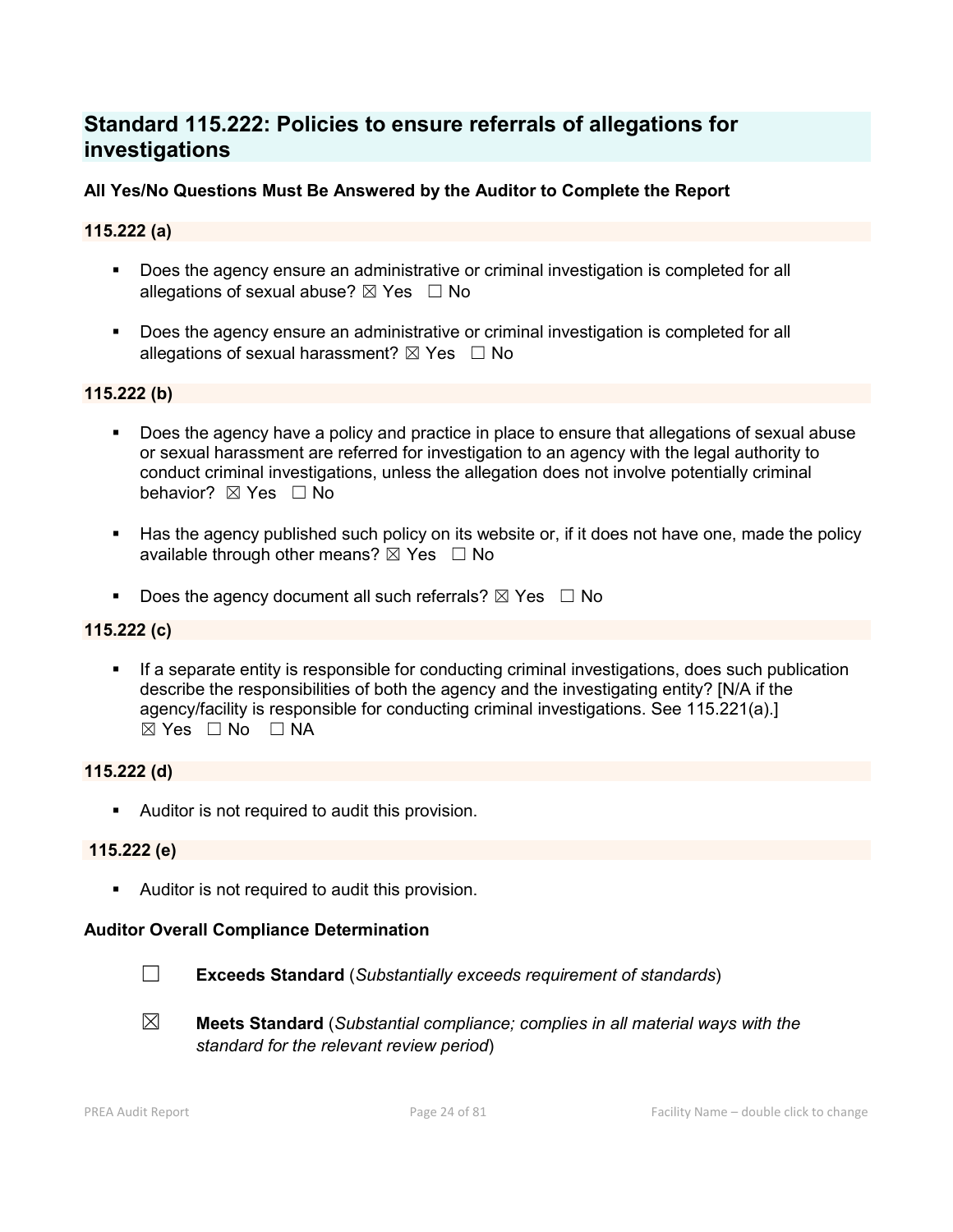## Standard 115.222: Policies to ensure referrals of allegations for investigations

**All Yes/No Questions Must Be Answered by the Auditor to Complete the Report**

**115.222 (a)**

- Does the agency ensure an administrative or criminal investigation is completed for all allegations of sexual abuse? ☒ Yes ☐ No
- Does the agency ensure an administrative or criminal investigation is completed for all allegations of sexual harassment? ☒ Yes ☐ No

**115.222 (b)**

- Does the agency have a policy and practice in place to ensure that allegations of sexual abuse or sexual harassment are referred for investigation to an agency with the legal authority to conduct criminal investigations, unless the allegation does not involve potentially criminal behavior? ☒ Yes ☐ No
- Has the agency published such policy on its website or, if it does not have one, made the policy available through other means? ☒ Yes ☐ No
- Does the agency document all such referrals? ☒ Yes ☐ No

**115.222 (c)**

- If a separate entity is responsible for conducting criminal investigations, does such publication describe the responsibilities of both the agency and the investigating entity? [N/A if the agency/facility is responsible for conducting criminal investigations. See 115.221(a).] ☒ Yes ☐ No ☐ NA

**115.222 (d)**

- Auditor is not required to audit this provision.

**115.222 (e)**

- Auditor is not required to audit this provision.

**Auditor Overall Compliance Determination**

☐ **Exceeds Standard** (*Substantially exceeds requirement of standards*)

☒ **Meets Standard** (*Substantial compliance; complies in all material ways with the standard for the relevant review period*)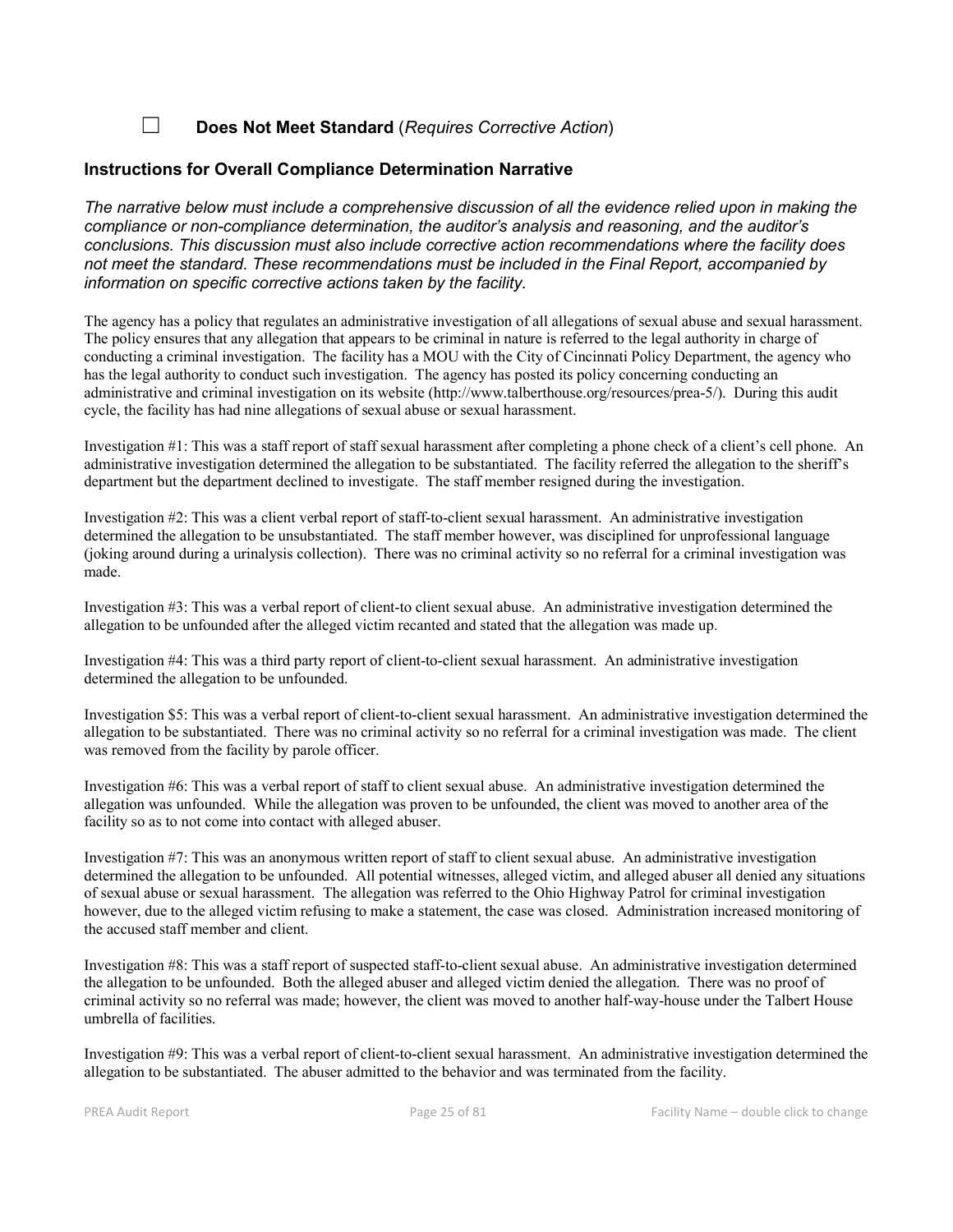☐ **Does Not Meet Standard** (*Requires Corrective Action*)

### Instructions for Overall Compliance Determination Narrative

*The narrative below must include a comprehensive discussion of all the evidence relied upon in making the compliance or non-compliance determination, the auditor's analysis and reasoning, and the auditor's conclusions. This discussion must also include corrective action recommendations where the facility does not meet the standard. These recommendations must be included in the Final Report, accompanied by information on specific corrective actions taken by the facility.*

The agency has a policy that regulates an administrative investigation of all allegations of sexual abuse and sexual harassment. The policy ensures that any allegation that appears to be criminal in nature is referred to the legal authority in charge of conducting a criminal investigation. The facility has a MOU with the City of Cincinnati Policy Department, the agency who has the legal authority to conduct such investigation. The agency has posted its policy concerning conducting an administrative and criminal investigation on its website (http://www.talberthouse.org/resources/prea-5/). During this audit cycle, the facility has had nine allegations of sexual abuse or sexual harassment.

Investigation #1: This was a staff report of staff sexual harassment after completing a phone check of a client's cell phone. An administrative investigation determined the allegation to be substantiated. The facility referred the allegation to the sheriff's department but the department declined to investigate. The staff member resigned during the investigation.

Investigation #2: This was a client verbal report of staff-to-client sexual harassment. An administrative investigation determined the allegation to be unsubstantiated. The staff member however, was disciplined for unprofessional language (joking around during a urinalysis collection). There was no criminal activity so no referral for a criminal investigation was made.

Investigation #3: This was a verbal report of client-to client sexual abuse. An administrative investigation determined the allegation to be unfounded after the alleged victim recanted and stated that the allegation was made up.

Investigation #4: This was a third party report of client-to-client sexual harassment. An administrative investigation determined the allegation to be unfounded.

Investigation $5: This was a verbal report of client-to-client sexual harassment. An administrative investigation determined the allegation to be substantiated. There was no criminal activity so no referral for a criminal investigation was made. The client was removed from the facility by parole officer.

Investigation #6: This was a verbal report of staff to client sexual abuse. An administrative investigation determined the allegation was unfounded. While the allegation was proven to be unfounded, the client was moved to another area of the facility so as to not come into contact with alleged abuser.

Investigation #7: This was an anonymous written report of staff to client sexual abuse. An administrative investigation determined the allegation to be unfounded. All potential witnesses, alleged victim, and alleged abuser all denied any situations of sexual abuse or sexual harassment. The allegation was referred to the Ohio Highway Patrol for criminal investigation however, due to the alleged victim refusing to make a statement, the case was closed. Administration increased monitoring of the accused staff member and client.

Investigation #8: This was a staff report of suspected staff-to-client sexual abuse. An administrative investigation determined the allegation to be unfounded. Both the alleged abuser and alleged victim denied the allegation. There was no proof of criminal activity so no referral was made; however, the client was moved to another half-way-house under the Talbert House umbrella of facilities.

Investigation #9: This was a verbal report of client-to-client sexual harassment. An administrative investigation determined the allegation to be substantiated. The abuser admitted to the behavior and was terminated from the facility.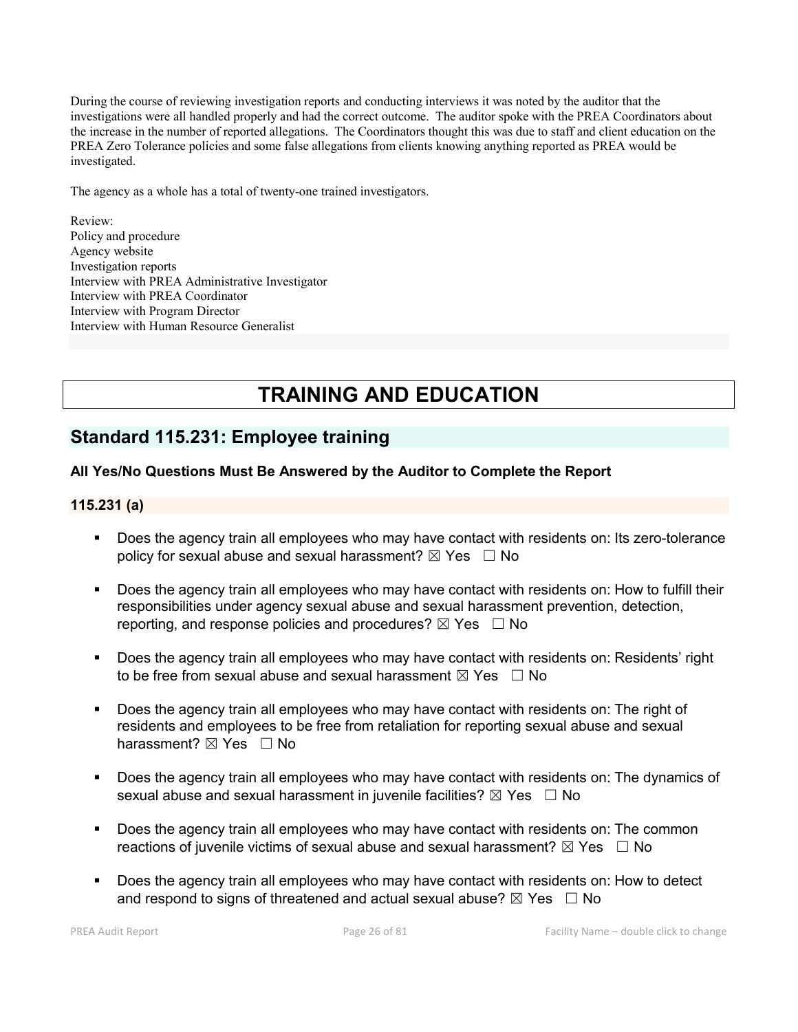During the course of reviewing investigation reports and conducting interviews it was noted by the auditor that the investigations were all handled properly and had the correct outcome. The auditor spoke with the PREA Coordinators about the increase in the number of reported allegations. The Coordinators thought this was due to staff and client education on the PREA Zero Tolerance policies and some false allegations from clients knowing anything reported as PREA would be investigated.

The agency as a whole has a total of twenty-one trained investigators.

Review:
Policy and procedure
Agency website
Investigation reports
Interview with PREA Administrative Investigator
Interview with PREA Coordinator
Interview with Program Director
Interview with Human Resource Generalist

# TRAINING AND EDUCATION

## Standard 115.231: Employee training

### All Yes/No Questions Must Be Answered by the Auditor to Complete the Report

### 115.231 (a)

- Does the agency train all employees who may have contact with residents on: Its zero-tolerance policy for sexual abuse and sexual harassment? ☒ Yes ☐ No
- Does the agency train all employees who may have contact with residents on: How to fulfill their responsibilities under agency sexual abuse and sexual harassment prevention, detection, reporting, and response policies and procedures? ☒ Yes ☐ No
- Does the agency train all employees who may have contact with residents on: Residents' right to be free from sexual abuse and sexual harassment ☒ Yes ☐ No
- Does the agency train all employees who may have contact with residents on: The right of residents and employees to be free from retaliation for reporting sexual abuse and sexual harassment? ☒ Yes ☐ No
- Does the agency train all employees who may have contact with residents on: The dynamics of sexual abuse and sexual harassment in juvenile facilities? ☒ Yes ☐ No
- Does the agency train all employees who may have contact with residents on: The common reactions of juvenile victims of sexual abuse and sexual harassment? ☒ Yes ☐ No
- Does the agency train all employees who may have contact with residents on: How to detect and respond to signs of threatened and actual sexual abuse? ☒ Yes ☐ No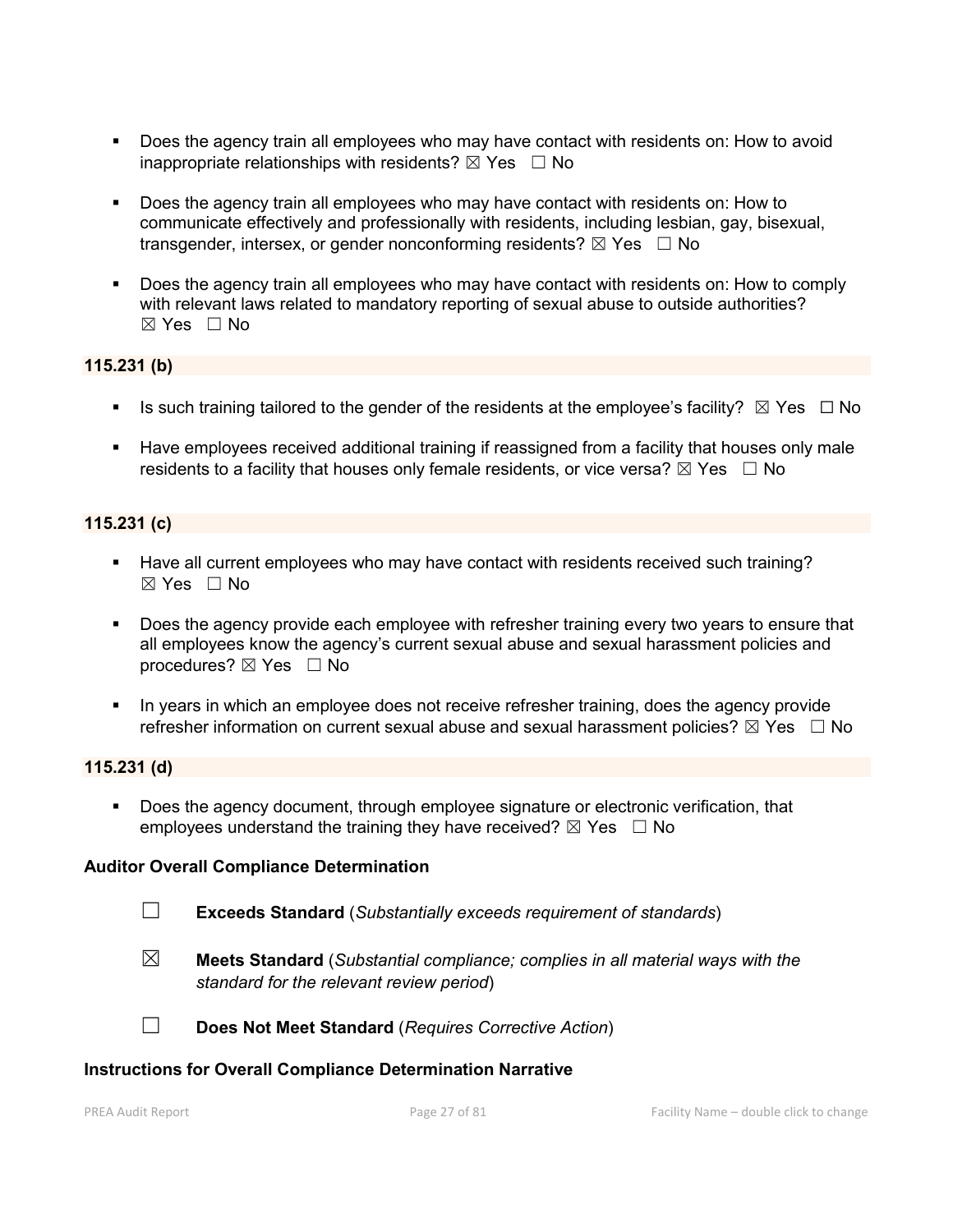- Does the agency train all employees who may have contact with residents on: How to avoid inappropriate relationships with residents? ☒ Yes ☐ No

- Does the agency train all employees who may have contact with residents on: How to communicate effectively and professionally with residents, including lesbian, gay, bisexual, transgender, intersex, or gender nonconforming residents? ☒ Yes ☐ No

- Does the agency train all employees who may have contact with residents on: How to comply with relevant laws related to mandatory reporting of sexual abuse to outside authorities? ☒ Yes ☐ No

**115.231 (b)**

- Is such training tailored to the gender of the residents at the employee's facility? ☒ Yes ☐ No

- Have employees received additional training if reassigned from a facility that houses only male residents to a facility that houses only female residents, or vice versa? ☒ Yes ☐ No

**115.231 (c)**

- Have all current employees who may have contact with residents received such training? ☒ Yes ☐ No

- Does the agency provide each employee with refresher training every two years to ensure that all employees know the agency's current sexual abuse and sexual harassment policies and procedures? ☒ Yes ☐ No

- In years in which an employee does not receive refresher training, does the agency provide refresher information on current sexual abuse and sexual harassment policies? ☒ Yes ☐ No

**115.231 (d)**

- Does the agency document, through employee signature or electronic verification, that employees understand the training they have received? ☒ Yes ☐ No

**Auditor Overall Compliance Determination**

☐ **Exceeds Standard** (*Substantially exceeds requirement of standards*)

☒ **Meets Standard** (*Substantial compliance; complies in all material ways with the standard for the relevant review period*)

☐ **Does Not Meet Standard** (*Requires Corrective Action*)

**Instructions for Overall Compliance Determination Narrative**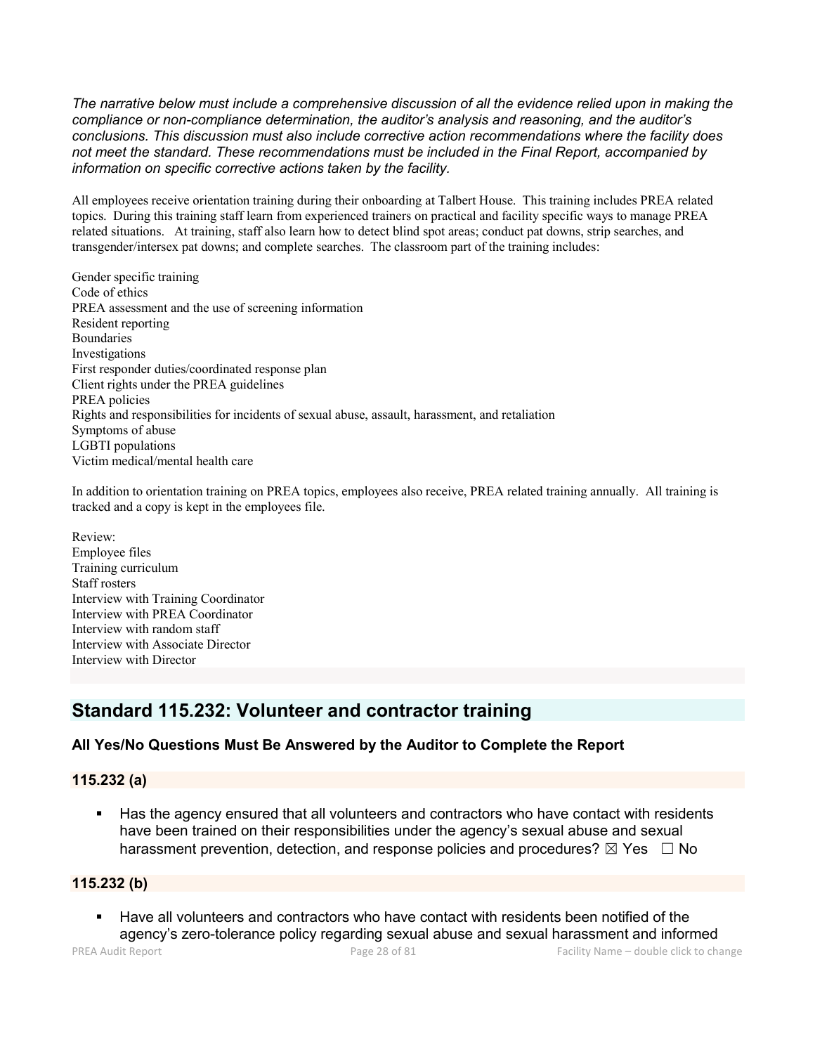*The narrative below must include a comprehensive discussion of all the evidence relied upon in making the compliance or non-compliance determination, the auditor's analysis and reasoning, and the auditor's conclusions. This discussion must also include corrective action recommendations where the facility does not meet the standard. These recommendations must be included in the Final Report, accompanied by information on specific corrective actions taken by the facility.*

All employees receive orientation training during their onboarding at Talbert House. This training includes PREA related topics. During this training staff learn from experienced trainers on practical and facility specific ways to manage PREA related situations. At training, staff also learn how to detect blind spot areas; conduct pat downs, strip searches, and transgender/intersex pat downs; and complete searches. The classroom part of the training includes:

Gender specific training
Code of ethics
PREA assessment and the use of screening information
Resident reporting
Boundaries
Investigations
First responder duties/coordinated response plan
Client rights under the PREA guidelines
PREA policies
Rights and responsibilities for incidents of sexual abuse, assault, harassment, and retaliation
Symptoms of abuse
LGBTI populations
Victim medical/mental health care

In addition to orientation training on PREA topics, employees also receive, PREA related training annually. All training is tracked and a copy is kept in the employees file.

Review:
Employee files
Training curriculum
Staff rosters
Interview with Training Coordinator
Interview with PREA Coordinator
Interview with random staff
Interview with Associate Director
Interview with Director

## Standard 115.232: Volunteer and contractor training

**All Yes/No Questions Must Be Answered by the Auditor to Complete the Report**

### 115.232 (a)

- Has the agency ensured that all volunteers and contractors who have contact with residents have been trained on their responsibilities under the agency's sexual abuse and sexual harassment prevention, detection, and response policies and procedures? ☒ Yes ☐ No

### 115.232 (b)

- Have all volunteers and contractors who have contact with residents been notified of the agency's zero-tolerance policy regarding sexual abuse and sexual harassment and informed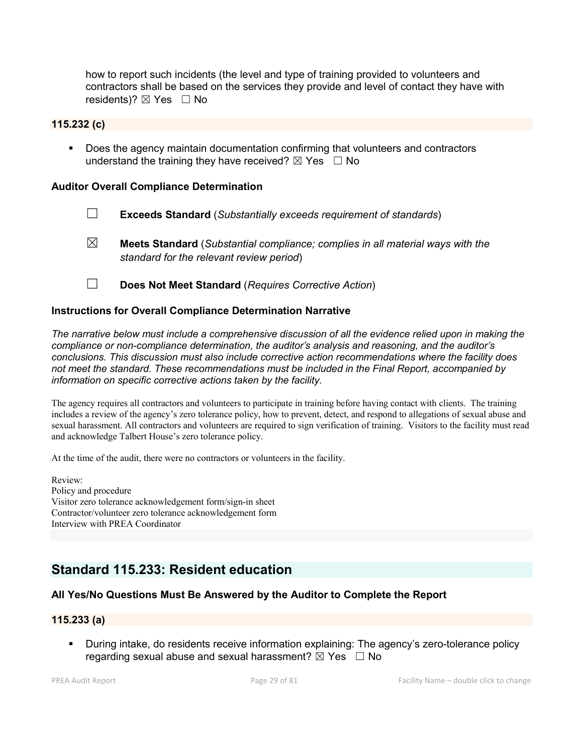how to report such incidents (the level and type of training provided to volunteers and contractors shall be based on the services they provide and level of contact they have with residents)? ☒ Yes ☐ No

### 115.232 (c)

- Does the agency maintain documentation confirming that volunteers and contractors understand the training they have received? ☒ Yes ☐ No

### Auditor Overall Compliance Determination

☐ **Exceeds Standard** (*Substantially exceeds requirement of standards*)

☒ **Meets Standard** (*Substantial compliance; complies in all material ways with the standard for the relevant review period*)

☐ **Does Not Meet Standard** (*Requires Corrective Action*)

### Instructions for Overall Compliance Determination Narrative

*The narrative below must include a comprehensive discussion of all the evidence relied upon in making the compliance or non-compliance determination, the auditor's analysis and reasoning, and the auditor's conclusions. This discussion must also include corrective action recommendations where the facility does not meet the standard. These recommendations must be included in the Final Report, accompanied by information on specific corrective actions taken by the facility.*

The agency requires all contractors and volunteers to participate in training before having contact with clients. The training includes a review of the agency's zero tolerance policy, how to prevent, detect, and respond to allegations of sexual abuse and sexual harassment. All contractors and volunteers are required to sign verification of training. Visitors to the facility must read and acknowledge Talbert House's zero tolerance policy.

At the time of the audit, there were no contractors or volunteers in the facility.

Review:
Policy and procedure
Visitor zero tolerance acknowledgement form/sign-in sheet
Contractor/volunteer zero tolerance acknowledgement form
Interview with PREA Coordinator

## Standard 115.233: Resident education

### All Yes/No Questions Must Be Answered by the Auditor to Complete the Report

### 115.233 (a)

- During intake, do residents receive information explaining: The agency's zero-tolerance policy regarding sexual abuse and sexual harassment? ☒ Yes ☐ No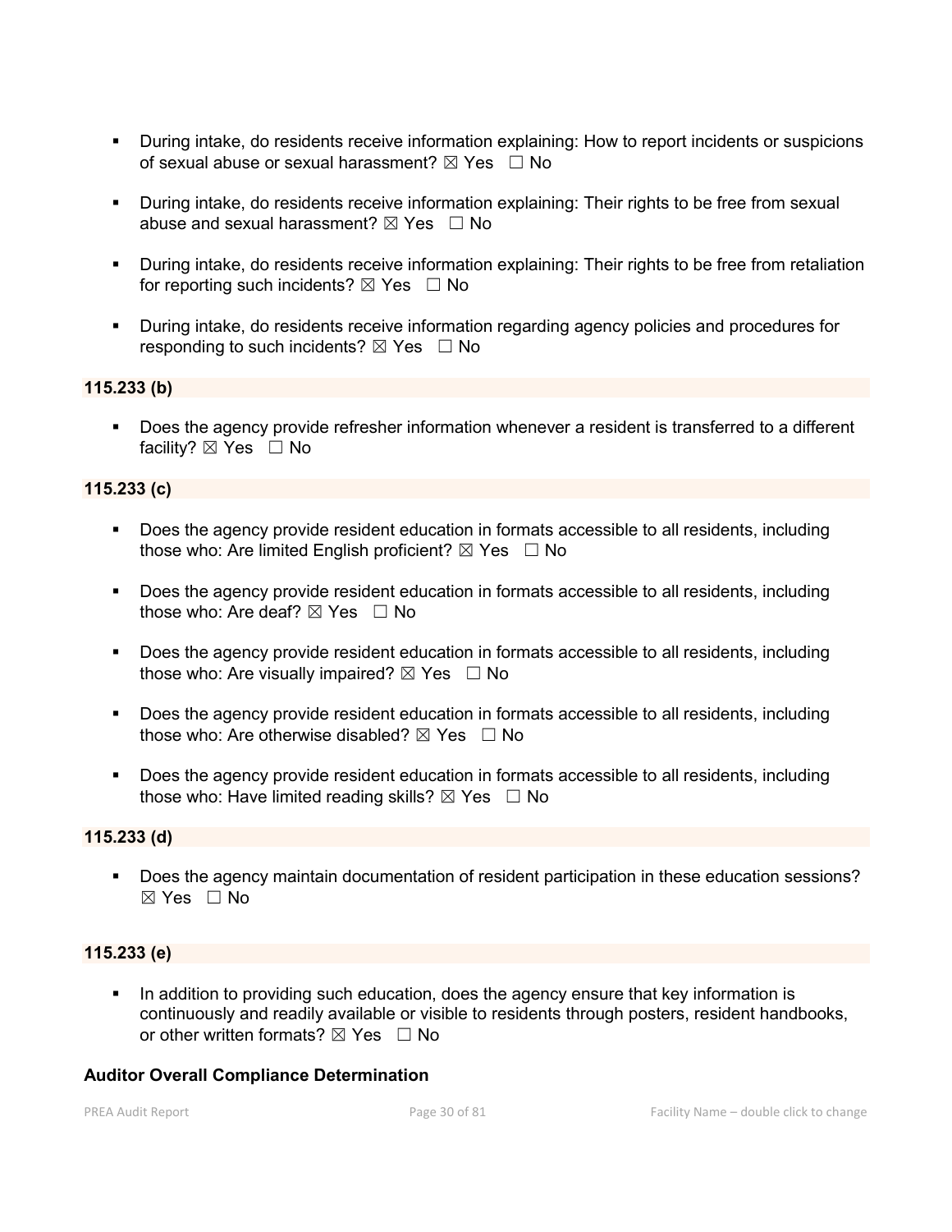- During intake, do residents receive information explaining: How to report incidents or suspicions of sexual abuse or sexual harassment? ☒ Yes ☐ No

- During intake, do residents receive information explaining: Their rights to be free from sexual abuse and sexual harassment? ☒ Yes ☐ No

- During intake, do residents receive information explaining: Their rights to be free from retaliation for reporting such incidents? ☒ Yes ☐ No

- During intake, do residents receive information regarding agency policies and procedures for responding to such incidents? ☒ Yes ☐ No

**115.233 (b)**

- Does the agency provide refresher information whenever a resident is transferred to a different facility? ☒ Yes ☐ No

**115.233 (c)**

- Does the agency provide resident education in formats accessible to all residents, including those who: Are limited English proficient? ☒ Yes ☐ No

- Does the agency provide resident education in formats accessible to all residents, including those who: Are deaf? ☒ Yes ☐ No

- Does the agency provide resident education in formats accessible to all residents, including those who: Are visually impaired? ☒ Yes ☐ No

- Does the agency provide resident education in formats accessible to all residents, including those who: Are otherwise disabled? ☒ Yes ☐ No

- Does the agency provide resident education in formats accessible to all residents, including those who: Have limited reading skills? ☒ Yes ☐ No

**115.233 (d)**

- Does the agency maintain documentation of resident participation in these education sessions? ☒ Yes ☐ No

**115.233 (e)**

- In addition to providing such education, does the agency ensure that key information is continuously and readily available or visible to residents through posters, resident handbooks, or other written formats? ☒ Yes ☐ No

**Auditor Overall Compliance Determination**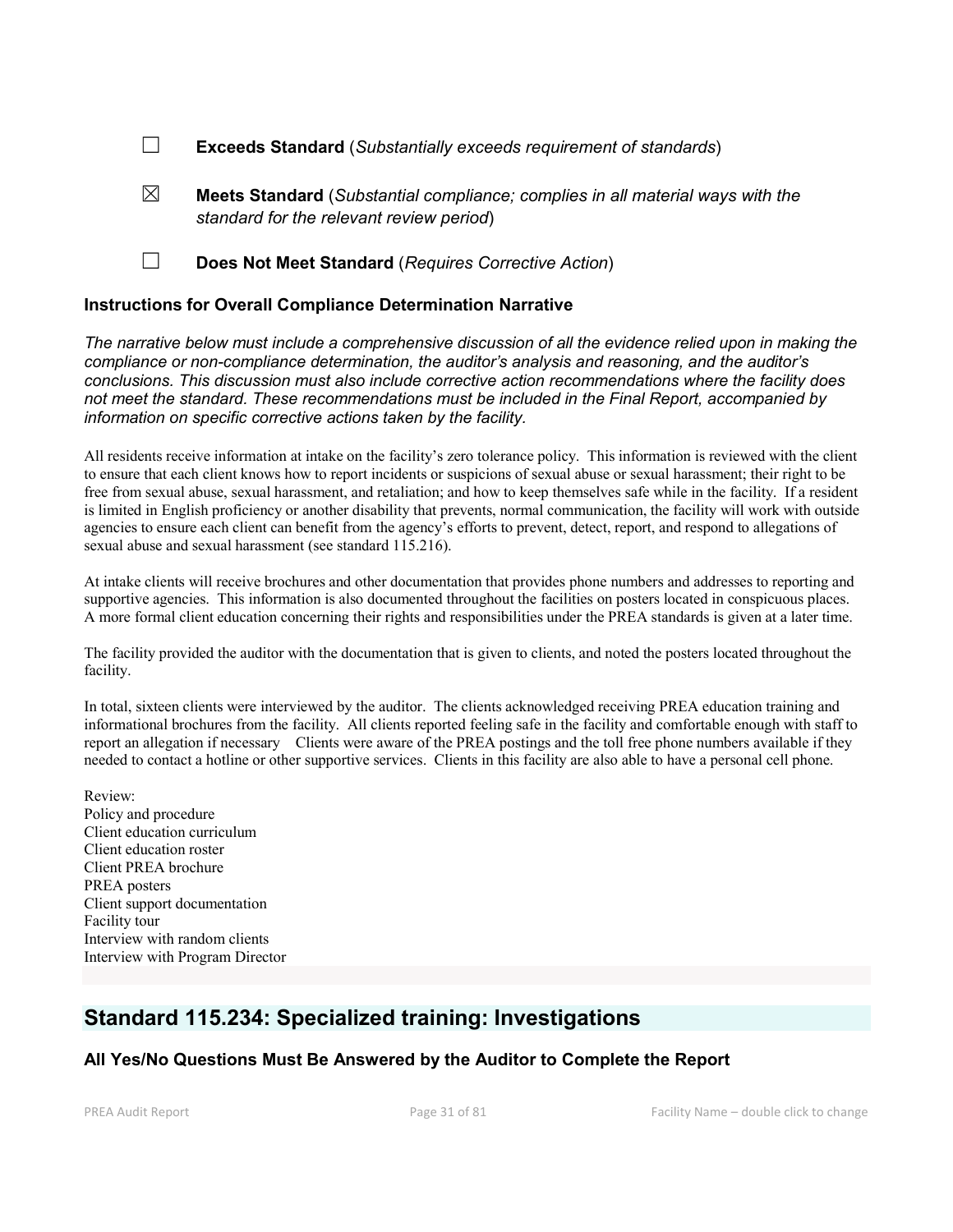☐ **Exceeds Standard** (*Substantially exceeds requirement of standards*)

☒ **Meets Standard** (*Substantial compliance; complies in all material ways with the standard for the relevant review period*)

☐ **Does Not Meet Standard** (*Requires Corrective Action*)

### Instructions for Overall Compliance Determination Narrative

*The narrative below must include a comprehensive discussion of all the evidence relied upon in making the compliance or non-compliance determination, the auditor's analysis and reasoning, and the auditor's conclusions. This discussion must also include corrective action recommendations where the facility does not meet the standard. These recommendations must be included in the Final Report, accompanied by information on specific corrective actions taken by the facility.*

All residents receive information at intake on the facility's zero tolerance policy. This information is reviewed with the client to ensure that each client knows how to report incidents or suspicions of sexual abuse or sexual harassment; their right to be free from sexual abuse, sexual harassment, and retaliation; and how to keep themselves safe while in the facility. If a resident is limited in English proficiency or another disability that prevents, normal communication, the facility will work with outside agencies to ensure each client can benefit from the agency's efforts to prevent, detect, report, and respond to allegations of sexual abuse and sexual harassment (see standard 115.216).

At intake clients will receive brochures and other documentation that provides phone numbers and addresses to reporting and supportive agencies. This information is also documented throughout the facilities on posters located in conspicuous places. A more formal client education concerning their rights and responsibilities under the PREA standards is given at a later time.

The facility provided the auditor with the documentation that is given to clients, and noted the posters located throughout the facility.

In total, sixteen clients were interviewed by the auditor. The clients acknowledged receiving PREA education training and informational brochures from the facility. All clients reported feeling safe in the facility and comfortable enough with staff to report an allegation if necessary Clients were aware of the PREA postings and the toll free phone numbers available if they needed to contact a hotline or other supportive services. Clients in this facility are also able to have a personal cell phone.

Review:
Policy and procedure
Client education curriculum
Client education roster
Client PREA brochure
PREA posters
Client support documentation
Facility tour
Interview with random clients
Interview with Program Director

## Standard 115.234: Specialized training: Investigations

### All Yes/No Questions Must Be Answered by the Auditor to Complete the Report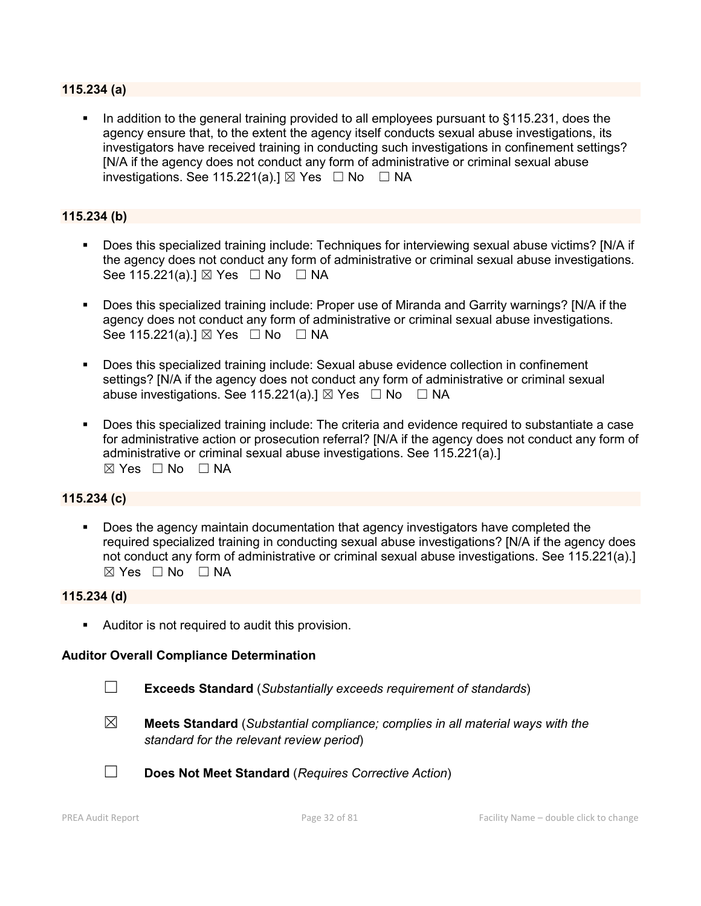**115.234 (a)**

- In addition to the general training provided to all employees pursuant to §115.231, does the agency ensure that, to the extent the agency itself conducts sexual abuse investigations, its investigators have received training in conducting such investigations in confinement settings? [N/A if the agency does not conduct any form of administrative or criminal sexual abuse investigations. See 115.221(a).] ☒ Yes ☐ No ☐ NA

**115.234 (b)**

- Does this specialized training include: Techniques for interviewing sexual abuse victims? [N/A if the agency does not conduct any form of administrative or criminal sexual abuse investigations. See 115.221(a).] ☒ Yes ☐ No ☐ NA
- Does this specialized training include: Proper use of Miranda and Garrity warnings? [N/A if the agency does not conduct any form of administrative or criminal sexual abuse investigations. See 115.221(a).] ☒ Yes ☐ No ☐ NA
- Does this specialized training include: Sexual abuse evidence collection in confinement settings? [N/A if the agency does not conduct any form of administrative or criminal sexual abuse investigations. See 115.221(a).] ☒ Yes ☐ No ☐ NA
- Does this specialized training include: The criteria and evidence required to substantiate a case for administrative action or prosecution referral? [N/A if the agency does not conduct any form of administrative or criminal sexual abuse investigations. See 115.221(a).] ☒ Yes ☐ No ☐ NA

**115.234 (c)**

- Does the agency maintain documentation that agency investigators have completed the required specialized training in conducting sexual abuse investigations? [N/A if the agency does not conduct any form of administrative or criminal sexual abuse investigations. See 115.221(a).] ☒ Yes ☐ No ☐ NA

**115.234 (d)**

- Auditor is not required to audit this provision.

**Auditor Overall Compliance Determination**

☐ **Exceeds Standard** (*Substantially exceeds requirement of standards*)

☒ **Meets Standard** (*Substantial compliance; complies in all material ways with the standard for the relevant review period*)

☐ **Does Not Meet Standard** (*Requires Corrective Action*)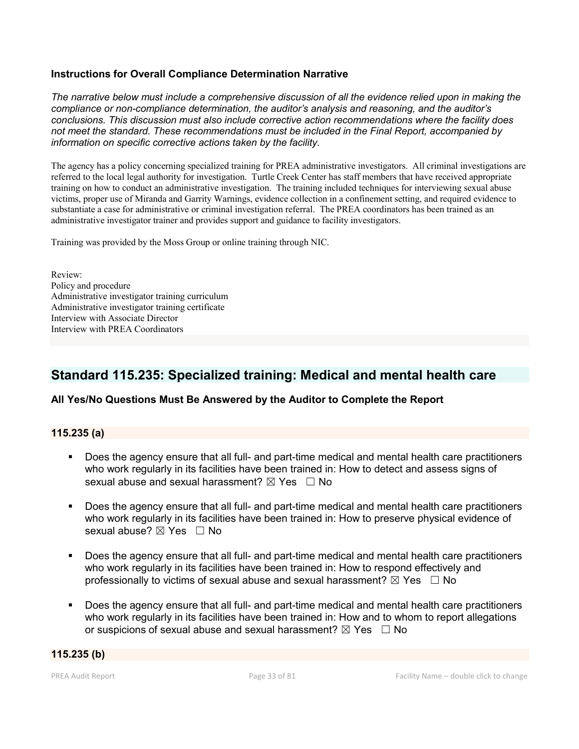**Instructions for Overall Compliance Determination Narrative**

*The narrative below must include a comprehensive discussion of all the evidence relied upon in making the compliance or non-compliance determination, the auditor's analysis and reasoning, and the auditor's conclusions. This discussion must also include corrective action recommendations where the facility does not meet the standard. These recommendations must be included in the Final Report, accompanied by information on specific corrective actions taken by the facility.*

The agency has a policy concerning specialized training for PREA administrative investigators. All criminal investigations are referred to the local legal authority for investigation. Turtle Creek Center has staff members that have received appropriate training on how to conduct an administrative investigation. The training included techniques for interviewing sexual abuse victims, proper use of Miranda and Garrity Warnings, evidence collection in a confinement setting, and required evidence to substantiate a case for administrative or criminal investigation referral. The PREA coordinators has been trained as an administrative investigator trainer and provides support and guidance to facility investigators.

Training was provided by the Moss Group or online training through NIC.

Review:
Policy and procedure
Administrative investigator training curriculum
Administrative investigator training certificate
Interview with Associate Director
Interview with PREA Coordinators

## Standard 115.235: Specialized training: Medical and mental health care

**All Yes/No Questions Must Be Answered by the Auditor to Complete the Report**

### 115.235 (a)

- Does the agency ensure that all full- and part-time medical and mental health care practitioners who work regularly in its facilities have been trained in: How to detect and assess signs of sexual abuse and sexual harassment? ☒ Yes ☐ No
- Does the agency ensure that all full- and part-time medical and mental health care practitioners who work regularly in its facilities have been trained in: How to preserve physical evidence of sexual abuse? ☒ Yes ☐ No
- Does the agency ensure that all full- and part-time medical and mental health care practitioners who work regularly in its facilities have been trained in: How to respond effectively and professionally to victims of sexual abuse and sexual harassment? ☒ Yes ☐ No
- Does the agency ensure that all full- and part-time medical and mental health care practitioners who work regularly in its facilities have been trained in: How and to whom to report allegations or suspicions of sexual abuse and sexual harassment? ☒ Yes ☐ No

### 115.235 (b)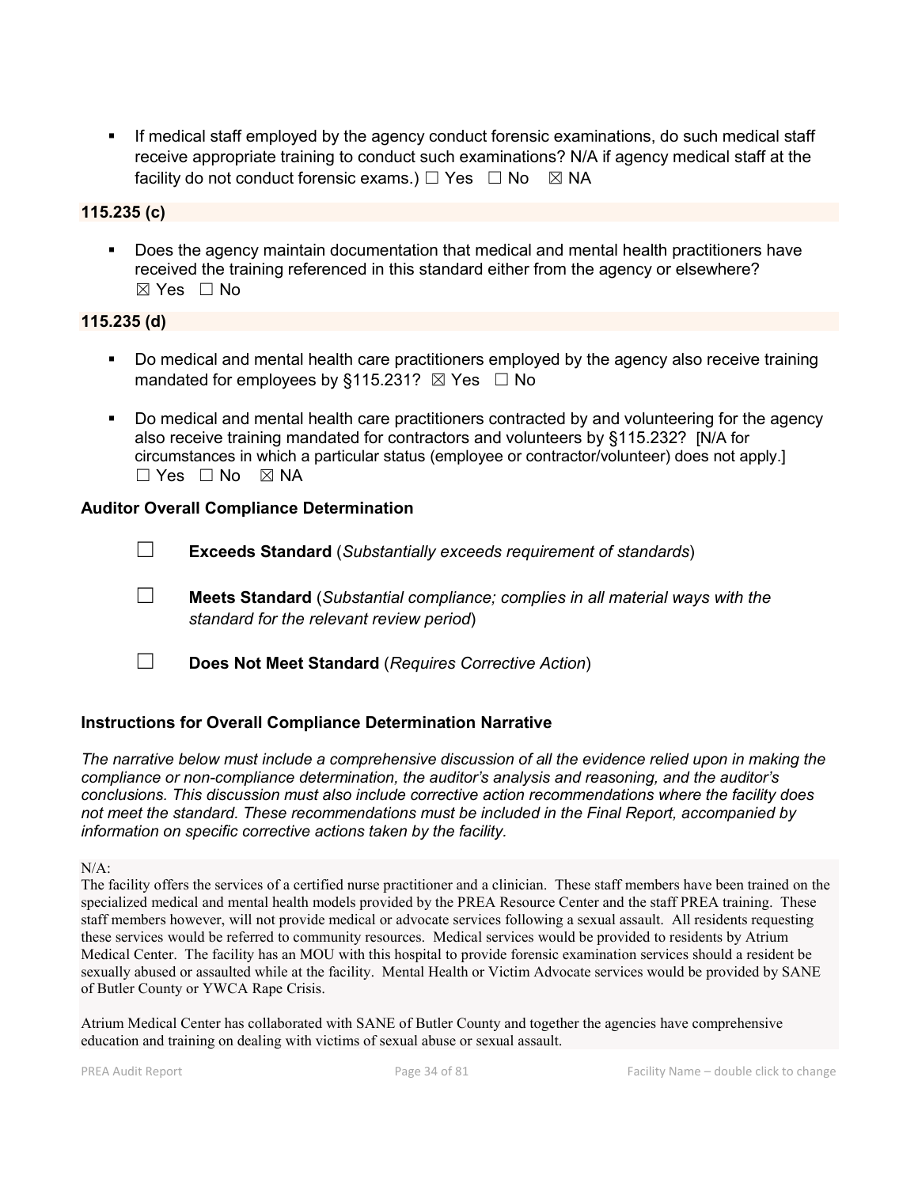- If medical staff employed by the agency conduct forensic examinations, do such medical staff receive appropriate training to conduct such examinations? N/A if agency medical staff at the facility do not conduct forensic exams.) ☐ Yes ☐ No ☒ NA

**115.235 (c)**

- Does the agency maintain documentation that medical and mental health practitioners have received the training referenced in this standard either from the agency or elsewhere? ☒ Yes ☐ No

**115.235 (d)**

- Do medical and mental health care practitioners employed by the agency also receive training mandated for employees by §115.231? ☒ Yes ☐ No
- Do medical and mental health care practitioners contracted by and volunteering for the agency also receive training mandated for contractors and volunteers by §115.232? [N/A for circumstances in which a particular status (employee or contractor/volunteer) does not apply.] ☐ Yes ☐ No ☒ NA

**Auditor Overall Compliance Determination**

☐ **Exceeds Standard** (*Substantially exceeds requirement of standards*)

☐ **Meets Standard** (*Substantial compliance; complies in all material ways with the standard for the relevant review period*)

☐ **Does Not Meet Standard** (*Requires Corrective Action*)

**Instructions for Overall Compliance Determination Narrative**

*The narrative below must include a comprehensive discussion of all the evidence relied upon in making the compliance or non-compliance determination, the auditor's analysis and reasoning, and the auditor's conclusions. This discussion must also include corrective action recommendations where the facility does not meet the standard. These recommendations must be included in the Final Report, accompanied by information on specific corrective actions taken by the facility.*

N/A:
The facility offers the services of a certified nurse practitioner and a clinician. These staff members have been trained on the specialized medical and mental health models provided by the PREA Resource Center and the staff PREA training. These staff members however, will not provide medical or advocate services following a sexual assault. All residents requesting these services would be referred to community resources. Medical services would be provided to residents by Atrium Medical Center. The facility has an MOU with this hospital to provide forensic examination services should a resident be sexually abused or assaulted while at the facility. Mental Health or Victim Advocate services would be provided by SANE of Butler County or YWCA Rape Crisis.

Atrium Medical Center has collaborated with SANE of Butler County and together the agencies have comprehensive education and training on dealing with victims of sexual abuse or sexual assault.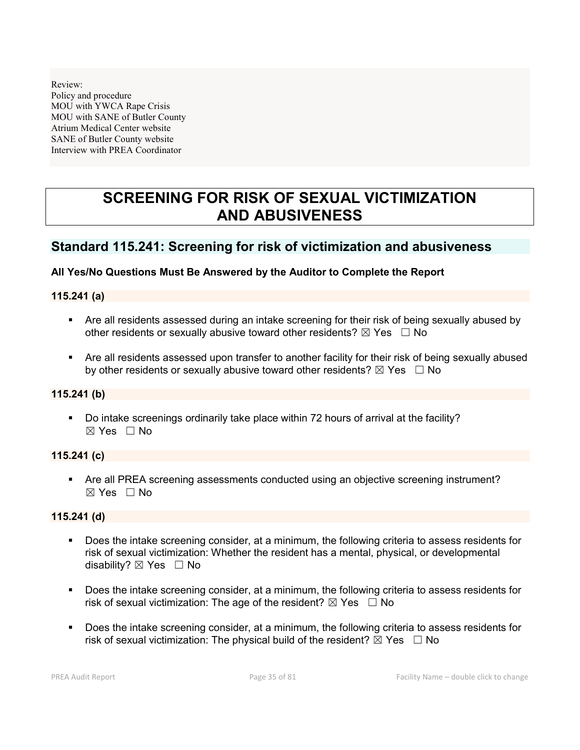Review:
Policy and procedure
MOU with YWCA Rape Crisis
MOU with SANE of Butler County
Atrium Medical Center website
SANE of Butler County website
Interview with PREA Coordinator

# SCREENING FOR RISK OF SEXUAL VICTIMIZATION AND ABUSIVENESS

## Standard 115.241: Screening for risk of victimization and abusiveness

**All Yes/No Questions Must Be Answered by the Auditor to Complete the Report**

### 115.241 (a)

- Are all residents assessed during an intake screening for their risk of being sexually abused by other residents or sexually abusive toward other residents? ☒ Yes ☐ No
- Are all residents assessed upon transfer to another facility for their risk of being sexually abused by other residents or sexually abusive toward other residents? ☒ Yes ☐ No

### 115.241 (b)

- Do intake screenings ordinarily take place within 72 hours of arrival at the facility? ☒ Yes ☐ No

### 115.241 (c)

- Are all PREA screening assessments conducted using an objective screening instrument? ☒ Yes ☐ No

### 115.241 (d)

- Does the intake screening consider, at a minimum, the following criteria to assess residents for risk of sexual victimization: Whether the resident has a mental, physical, or developmental disability? ☒ Yes ☐ No
- Does the intake screening consider, at a minimum, the following criteria to assess residents for risk of sexual victimization: The age of the resident? ☒ Yes ☐ No
- Does the intake screening consider, at a minimum, the following criteria to assess residents for risk of sexual victimization: The physical build of the resident? ☒ Yes ☐ No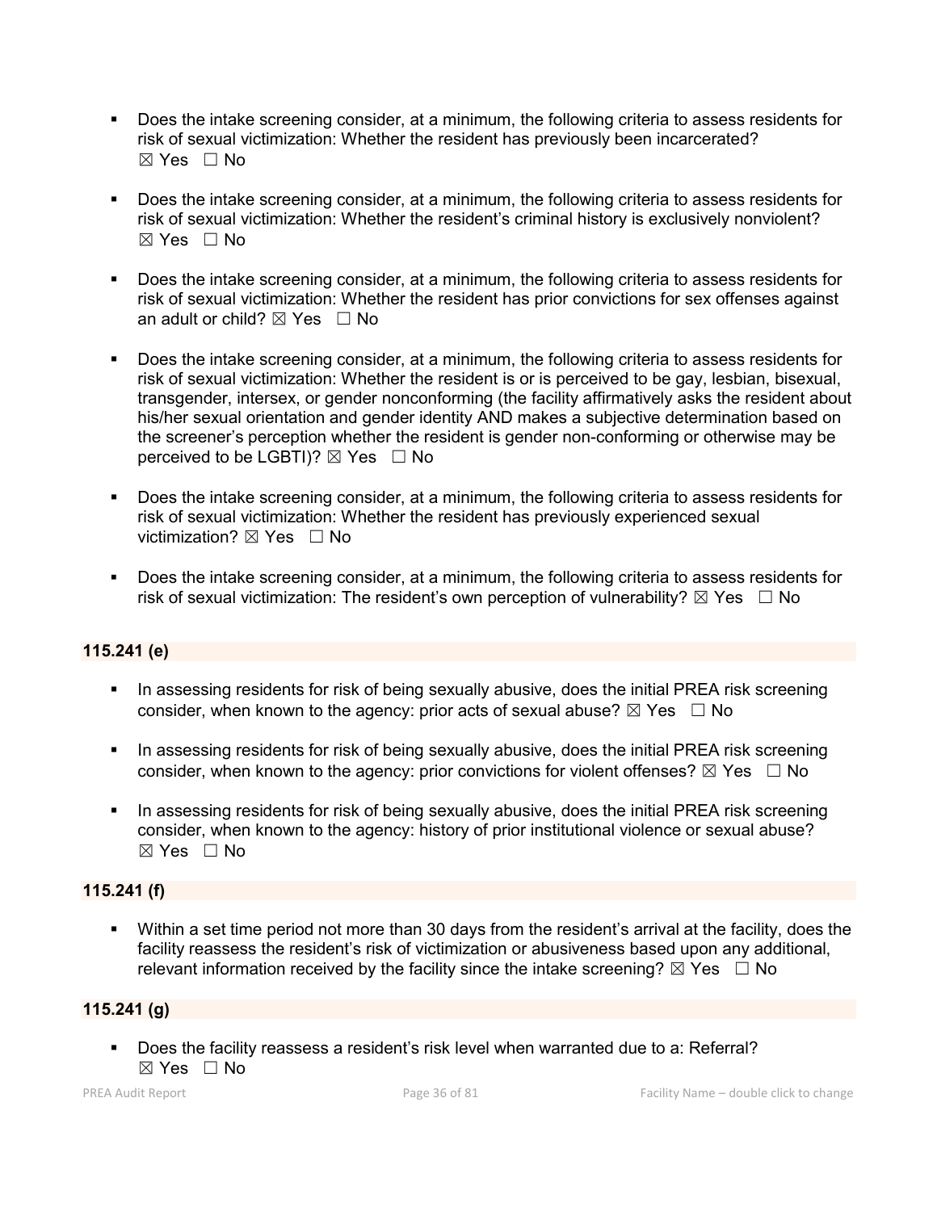- Does the intake screening consider, at a minimum, the following criteria to assess residents for risk of sexual victimization: Whether the resident has previously been incarcerated?
☒ Yes ☐ No

- Does the intake screening consider, at a minimum, the following criteria to assess residents for risk of sexual victimization: Whether the resident's criminal history is exclusively nonviolent?
☒ Yes ☐ No

- Does the intake screening consider, at a minimum, the following criteria to assess residents for risk of sexual victimization: Whether the resident has prior convictions for sex offenses against an adult or child? ☒ Yes ☐ No

- Does the intake screening consider, at a minimum, the following criteria to assess residents for risk of sexual victimization: Whether the resident is or is perceived to be gay, lesbian, bisexual, transgender, intersex, or gender nonconforming (the facility affirmatively asks the resident about his/her sexual orientation and gender identity AND makes a subjective determination based on the screener's perception whether the resident is gender non-conforming or otherwise may be perceived to be LGBTI)? ☒ Yes ☐ No

- Does the intake screening consider, at a minimum, the following criteria to assess residents for risk of sexual victimization: Whether the resident has previously experienced sexual victimization? ☒ Yes ☐ No

- Does the intake screening consider, at a minimum, the following criteria to assess residents for risk of sexual victimization: The resident's own perception of vulnerability? ☒ Yes ☐ No

**115.241 (e)**

- In assessing residents for risk of being sexually abusive, does the initial PREA risk screening consider, when known to the agency: prior acts of sexual abuse? ☒ Yes ☐ No

- In assessing residents for risk of being sexually abusive, does the initial PREA risk screening consider, when known to the agency: prior convictions for violent offenses? ☒ Yes ☐ No

- In assessing residents for risk of being sexually abusive, does the initial PREA risk screening consider, when known to the agency: history of prior institutional violence or sexual abuse?
☒ Yes ☐ No

**115.241 (f)**

- Within a set time period not more than 30 days from the resident's arrival at the facility, does the facility reassess the resident's risk of victimization or abusiveness based upon any additional, relevant information received by the facility since the intake screening? ☒ Yes ☐ No

**115.241 (g)**

- Does the facility reassess a resident's risk level when warranted due to a: Referral?
☒ Yes ☐ No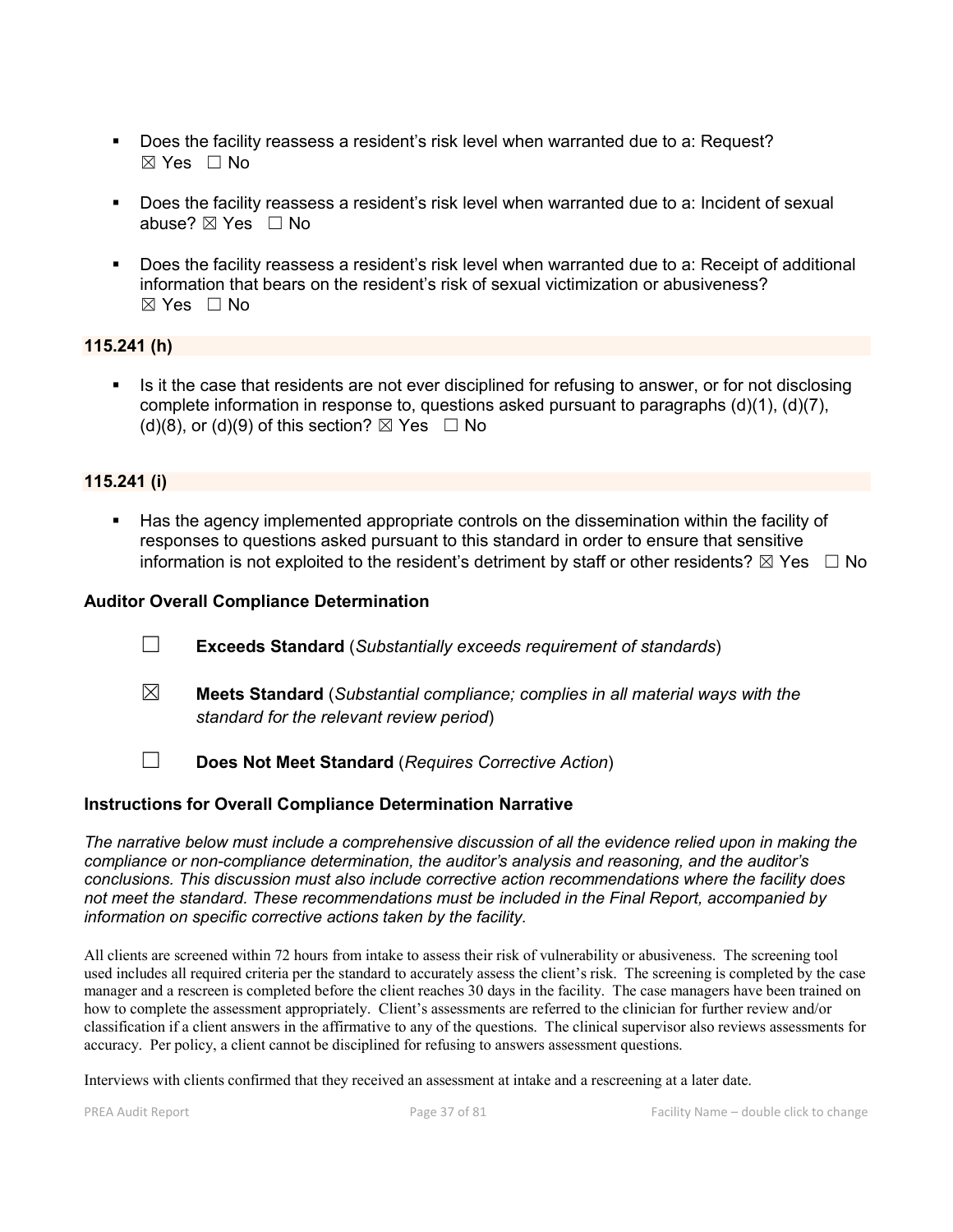- Does the facility reassess a resident's risk level when warranted due to a: Request? ☒ Yes ☐ No

- Does the facility reassess a resident's risk level when warranted due to a: Incident of sexual abuse? ☒ Yes ☐ No

- Does the facility reassess a resident's risk level when warranted due to a: Receipt of additional information that bears on the resident's risk of sexual victimization or abusiveness? ☒ Yes ☐ No

**115.241 (h)**

- Is it the case that residents are not ever disciplined for refusing to answer, or for not disclosing complete information in response to, questions asked pursuant to paragraphs (d)(1), (d)(7), (d)(8), or (d)(9) of this section? ☒ Yes ☐ No

**115.241 (i)**

- Has the agency implemented appropriate controls on the dissemination within the facility of responses to questions asked pursuant to this standard in order to ensure that sensitive information is not exploited to the resident's detriment by staff or other residents? ☒ Yes ☐ No

### Auditor Overall Compliance Determination

☐ **Exceeds Standard** (*Substantially exceeds requirement of standards*)

☒ **Meets Standard** (*Substantial compliance; complies in all material ways with the standard for the relevant review period*)

☐ **Does Not Meet Standard** (*Requires Corrective Action*)

### Instructions for Overall Compliance Determination Narrative

*The narrative below must include a comprehensive discussion of all the evidence relied upon in making the compliance or non-compliance determination, the auditor's analysis and reasoning, and the auditor's conclusions. This discussion must also include corrective action recommendations where the facility does not meet the standard. These recommendations must be included in the Final Report, accompanied by information on specific corrective actions taken by the facility.*

All clients are screened within 72 hours from intake to assess their risk of vulnerability or abusiveness. The screening tool used includes all required criteria per the standard to accurately assess the client's risk. The screening is completed by the case manager and a rescreen is completed before the client reaches 30 days in the facility. The case managers have been trained on how to complete the assessment appropriately. Client's assessments are referred to the clinician for further review and/or classification if a client answers in the affirmative to any of the questions. The clinical supervisor also reviews assessments for accuracy. Per policy, a client cannot be disciplined for refusing to answers assessment questions.

Interviews with clients confirmed that they received an assessment at intake and a rescreening at a later date.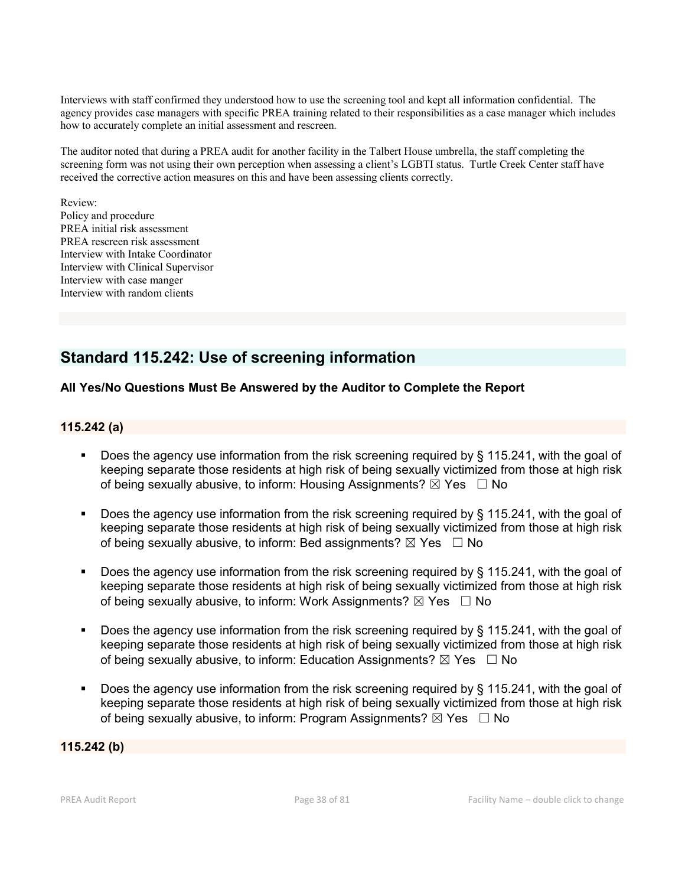Interviews with staff confirmed they understood how to use the screening tool and kept all information confidential. The agency provides case managers with specific PREA training related to their responsibilities as a case manager which includes how to accurately complete an initial assessment and rescreen.

The auditor noted that during a PREA audit for another facility in the Talbert House umbrella, the staff completing the screening form was not using their own perception when assessing a client's LGBTI status. Turtle Creek Center staff have received the corrective action measures on this and have been assessing clients correctly.

Review:
Policy and procedure
PREA initial risk assessment
PREA rescreen risk assessment
Interview with Intake Coordinator
Interview with Clinical Supervisor
Interview with case manger
Interview with random clients

## Standard 115.242: Use of screening information

**All Yes/No Questions Must Be Answered by the Auditor to Complete the Report**

### 115.242 (a)

- Does the agency use information from the risk screening required by § 115.241, with the goal of keeping separate those residents at high risk of being sexually victimized from those at high risk of being sexually abusive, to inform: Housing Assignments? ☒ Yes ☐ No
- Does the agency use information from the risk screening required by § 115.241, with the goal of keeping separate those residents at high risk of being sexually victimized from those at high risk of being sexually abusive, to inform: Bed assignments? ☒ Yes ☐ No
- Does the agency use information from the risk screening required by § 115.241, with the goal of keeping separate those residents at high risk of being sexually victimized from those at high risk of being sexually abusive, to inform: Work Assignments? ☒ Yes ☐ No
- Does the agency use information from the risk screening required by § 115.241, with the goal of keeping separate those residents at high risk of being sexually victimized from those at high risk of being sexually abusive, to inform: Education Assignments? ☒ Yes ☐ No
- Does the agency use information from the risk screening required by § 115.241, with the goal of keeping separate those residents at high risk of being sexually victimized from those at high risk of being sexually abusive, to inform: Program Assignments? ☒ Yes ☐ No

### 115.242 (b)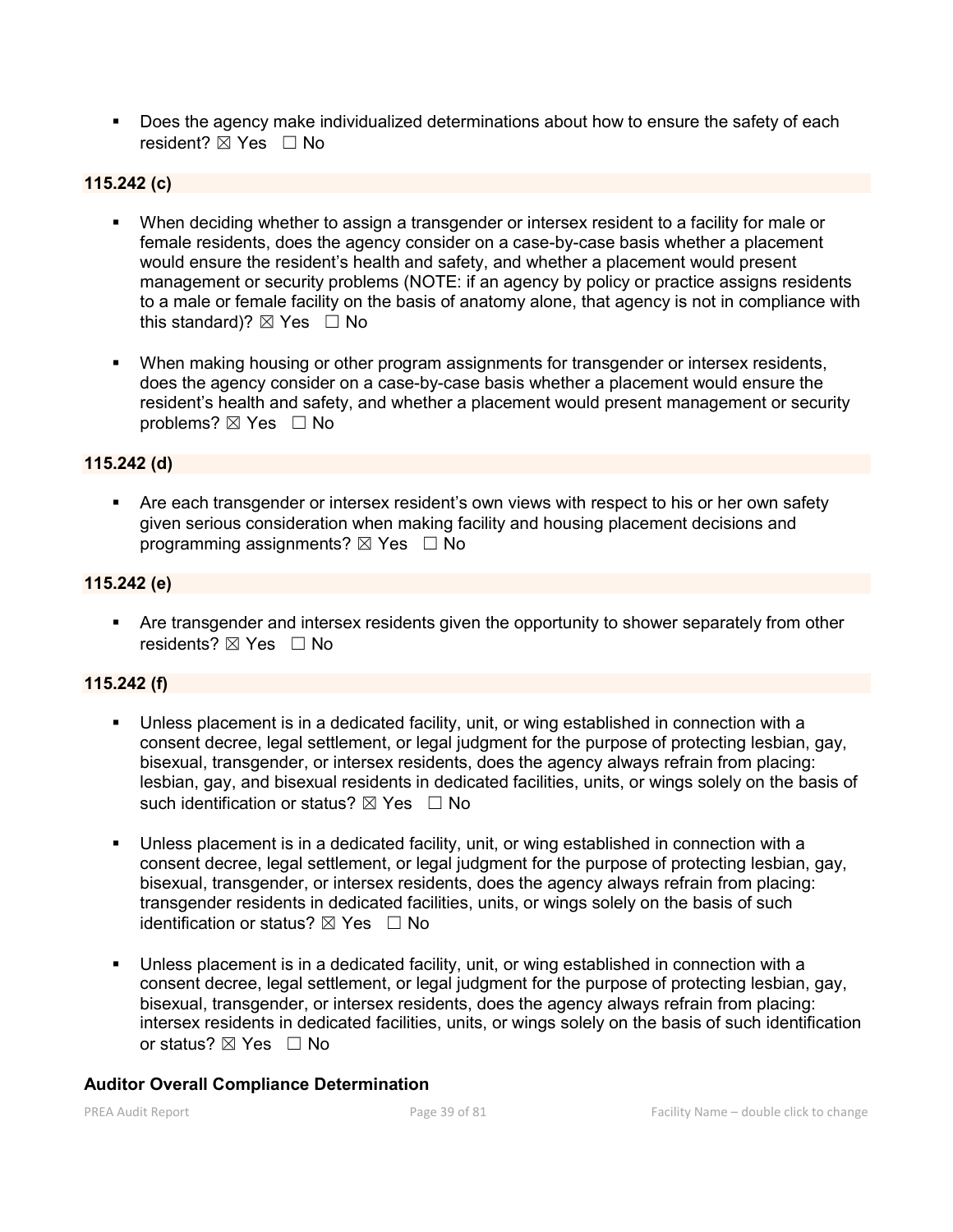- Does the agency make individualized determinations about how to ensure the safety of each resident? ☒ Yes ☐ No

**115.242 (c)**

- When deciding whether to assign a transgender or intersex resident to a facility for male or female residents, does the agency consider on a case-by-case basis whether a placement would ensure the resident's health and safety, and whether a placement would present management or security problems (NOTE: if an agency by policy or practice assigns residents to a male or female facility on the basis of anatomy alone, that agency is not in compliance with this standard)? ☒ Yes ☐ No

- When making housing or other program assignments for transgender or intersex residents, does the agency consider on a case-by-case basis whether a placement would ensure the resident's health and safety, and whether a placement would present management or security problems? ☒ Yes ☐ No

**115.242 (d)**

- Are each transgender or intersex resident's own views with respect to his or her own safety given serious consideration when making facility and housing placement decisions and programming assignments? ☒ Yes ☐ No

**115.242 (e)**

- Are transgender and intersex residents given the opportunity to shower separately from other residents? ☒ Yes ☐ No

**115.242 (f)**

- Unless placement is in a dedicated facility, unit, or wing established in connection with a consent decree, legal settlement, or legal judgment for the purpose of protecting lesbian, gay, bisexual, transgender, or intersex residents, does the agency always refrain from placing: lesbian, gay, and bisexual residents in dedicated facilities, units, or wings solely on the basis of such identification or status? ☒ Yes ☐ No

- Unless placement is in a dedicated facility, unit, or wing established in connection with a consent decree, legal settlement, or legal judgment for the purpose of protecting lesbian, gay, bisexual, transgender, or intersex residents, does the agency always refrain from placing: transgender residents in dedicated facilities, units, or wings solely on the basis of such identification or status? ☒ Yes ☐ No

- Unless placement is in a dedicated facility, unit, or wing established in connection with a consent decree, legal settlement, or legal judgment for the purpose of protecting lesbian, gay, bisexual, transgender, or intersex residents, does the agency always refrain from placing: intersex residents in dedicated facilities, units, or wings solely on the basis of such identification or status? ☒ Yes ☐ No

**Auditor Overall Compliance Determination**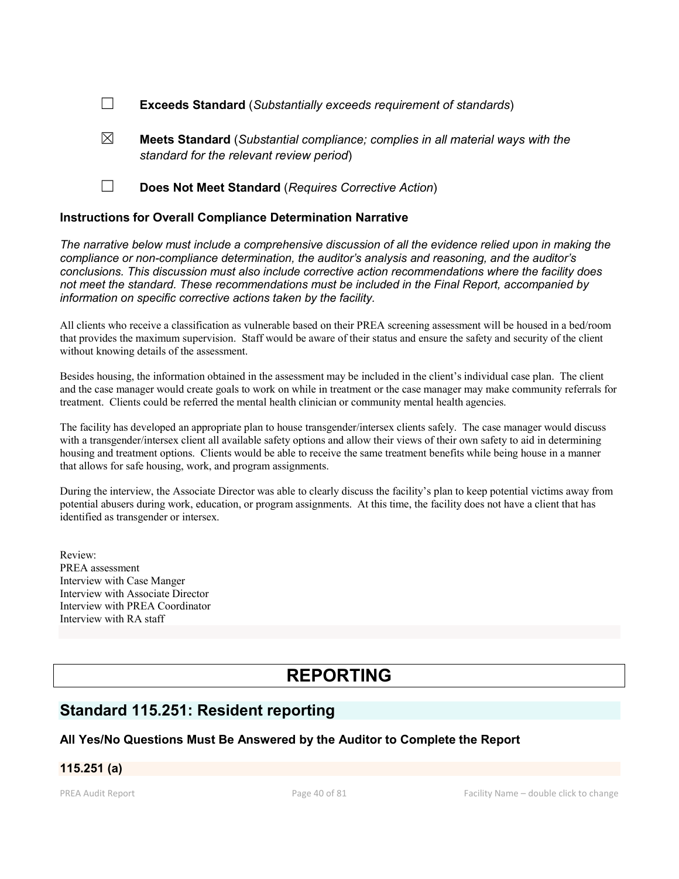☐ **Exceeds Standard** (*Substantially exceeds requirement of standards*)

☒ **Meets Standard** (*Substantial compliance; complies in all material ways with the standard for the relevant review period*)

☐ **Does Not Meet Standard** (*Requires Corrective Action*)

### Instructions for Overall Compliance Determination Narrative

*The narrative below must include a comprehensive discussion of all the evidence relied upon in making the compliance or non-compliance determination, the auditor's analysis and reasoning, and the auditor's conclusions. This discussion must also include corrective action recommendations where the facility does not meet the standard. These recommendations must be included in the Final Report, accompanied by information on specific corrective actions taken by the facility.*

All clients who receive a classification as vulnerable based on their PREA screening assessment will be housed in a bed/room that provides the maximum supervision. Staff would be aware of their status and ensure the safety and security of the client without knowing details of the assessment.

Besides housing, the information obtained in the assessment may be included in the client's individual case plan. The client and the case manager would create goals to work on while in treatment or the case manager may make community referrals for treatment. Clients could be referred the mental health clinician or community mental health agencies.

The facility has developed an appropriate plan to house transgender/intersex clients safely. The case manager would discuss with a transgender/intersex client all available safety options and allow their views of their own safety to aid in determining housing and treatment options. Clients would be able to receive the same treatment benefits while being house in a manner that allows for safe housing, work, and program assignments.

During the interview, the Associate Director was able to clearly discuss the facility's plan to keep potential victims away from potential abusers during work, education, or program assignments. At this time, the facility does not have a client that has identified as transgender or intersex.

Review:
PREA assessment
Interview with Case Manger
Interview with Associate Director
Interview with PREA Coordinator
Interview with RA staff

# REPORTING

## Standard 115.251: Resident reporting

### All Yes/No Questions Must Be Answered by the Auditor to Complete the Report

### 115.251 (a)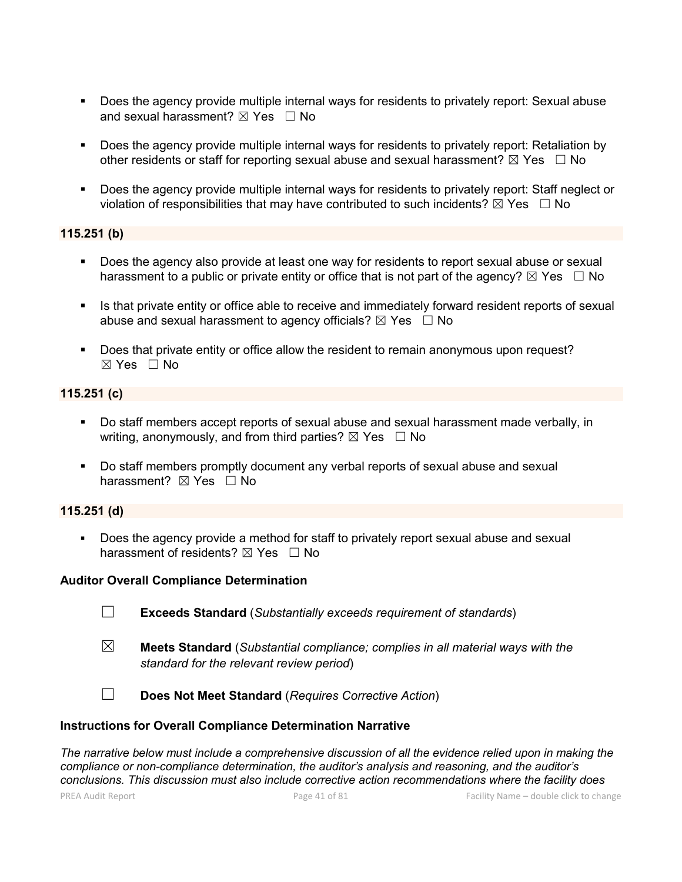- Does the agency provide multiple internal ways for residents to privately report: Sexual abuse and sexual harassment? ☒ Yes ☐ No

- Does the agency provide multiple internal ways for residents to privately report: Retaliation by other residents or staff for reporting sexual abuse and sexual harassment? ☒ Yes ☐ No

- Does the agency provide multiple internal ways for residents to privately report: Staff neglect or violation of responsibilities that may have contributed to such incidents? ☒ Yes ☐ No

**115.251 (b)**

- Does the agency also provide at least one way for residents to report sexual abuse or sexual harassment to a public or private entity or office that is not part of the agency? ☒ Yes ☐ No

- Is that private entity or office able to receive and immediately forward resident reports of sexual abuse and sexual harassment to agency officials? ☒ Yes ☐ No

- Does that private entity or office allow the resident to remain anonymous upon request? ☒ Yes ☐ No

**115.251 (c)**

- Do staff members accept reports of sexual abuse and sexual harassment made verbally, in writing, anonymously, and from third parties? ☒ Yes ☐ No

- Do staff members promptly document any verbal reports of sexual abuse and sexual harassment? ☒ Yes ☐ No

**115.251 (d)**

- Does the agency provide a method for staff to privately report sexual abuse and sexual harassment of residents? ☒ Yes ☐ No

**Auditor Overall Compliance Determination**

☐ **Exceeds Standard** (*Substantially exceeds requirement of standards*)

☒ **Meets Standard** (*Substantial compliance; complies in all material ways with the standard for the relevant review period*)

☐ **Does Not Meet Standard** (*Requires Corrective Action*)

**Instructions for Overall Compliance Determination Narrative**

*The narrative below must include a comprehensive discussion of all the evidence relied upon in making the compliance or non-compliance determination, the auditor's analysis and reasoning, and the auditor's conclusions. This discussion must also include corrective action recommendations where the facility does*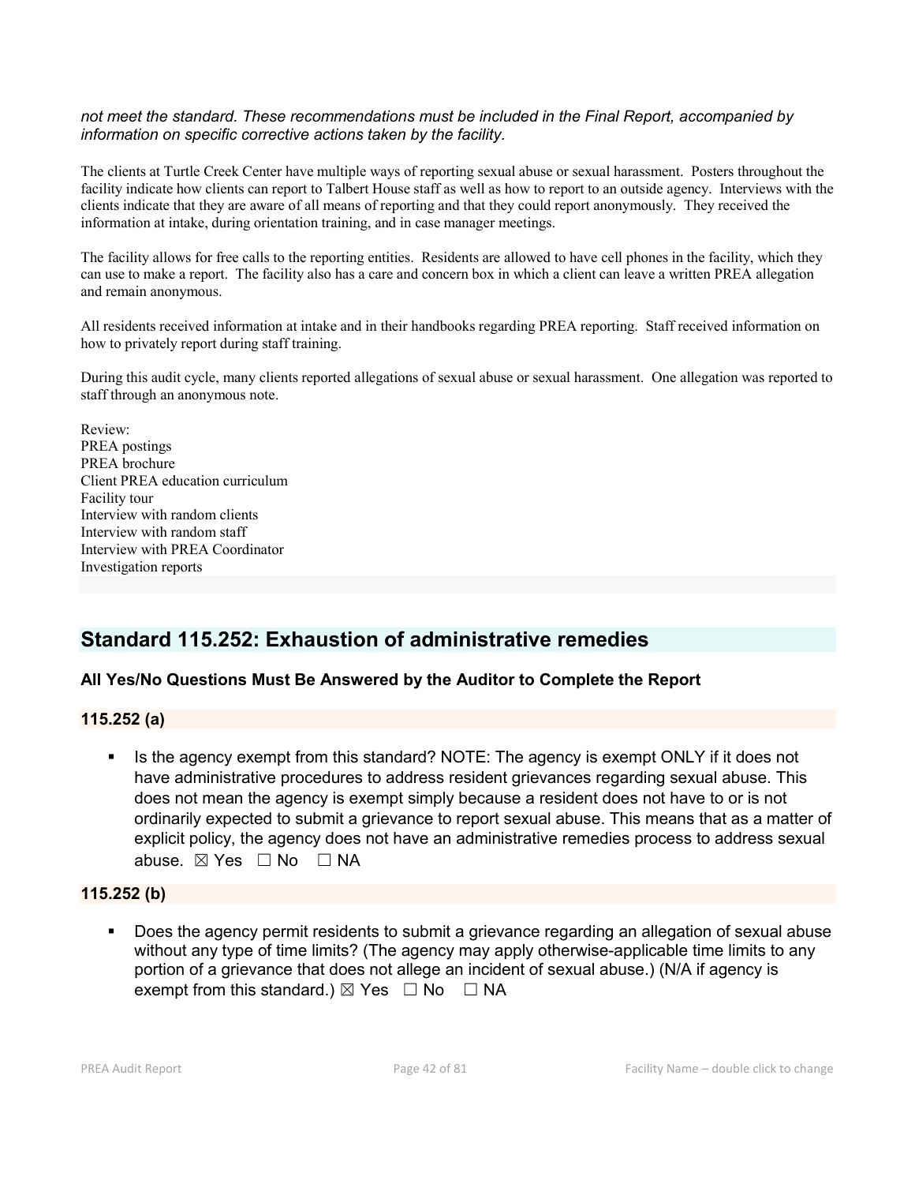*not meet the standard. These recommendations must be included in the Final Report, accompanied by information on specific corrective actions taken by the facility.*

The clients at Turtle Creek Center have multiple ways of reporting sexual abuse or sexual harassment. Posters throughout the facility indicate how clients can report to Talbert House staff as well as how to report to an outside agency. Interviews with the clients indicate that they are aware of all means of reporting and that they could report anonymously. They received the information at intake, during orientation training, and in case manager meetings.

The facility allows for free calls to the reporting entities. Residents are allowed to have cell phones in the facility, which they can use to make a report. The facility also has a care and concern box in which a client can leave a written PREA allegation and remain anonymous.

All residents received information at intake and in their handbooks regarding PREA reporting. Staff received information on how to privately report during staff training.

During this audit cycle, many clients reported allegations of sexual abuse or sexual harassment. One allegation was reported to staff through an anonymous note.

Review:
PREA postings
PREA brochure
Client PREA education curriculum
Facility tour
Interview with random clients
Interview with random staff
Interview with PREA Coordinator
Investigation reports

## Standard 115.252: Exhaustion of administrative remedies

**All Yes/No Questions Must Be Answered by the Auditor to Complete the Report**

### 115.252 (a)

- Is the agency exempt from this standard? NOTE: The agency is exempt ONLY if it does not have administrative procedures to address resident grievances regarding sexual abuse. This does not mean the agency is exempt simply because a resident does not have to or is not ordinarily expected to submit a grievance to report sexual abuse. This means that as a matter of explicit policy, the agency does not have an administrative remedies process to address sexual abuse. ☒ Yes ☐ No ☐ NA

### 115.252 (b)

- Does the agency permit residents to submit a grievance regarding an allegation of sexual abuse without any type of time limits? (The agency may apply otherwise-applicable time limits to any portion of a grievance that does not allege an incident of sexual abuse.) (N/A if agency is exempt from this standard.) ☒ Yes ☐ No ☐ NA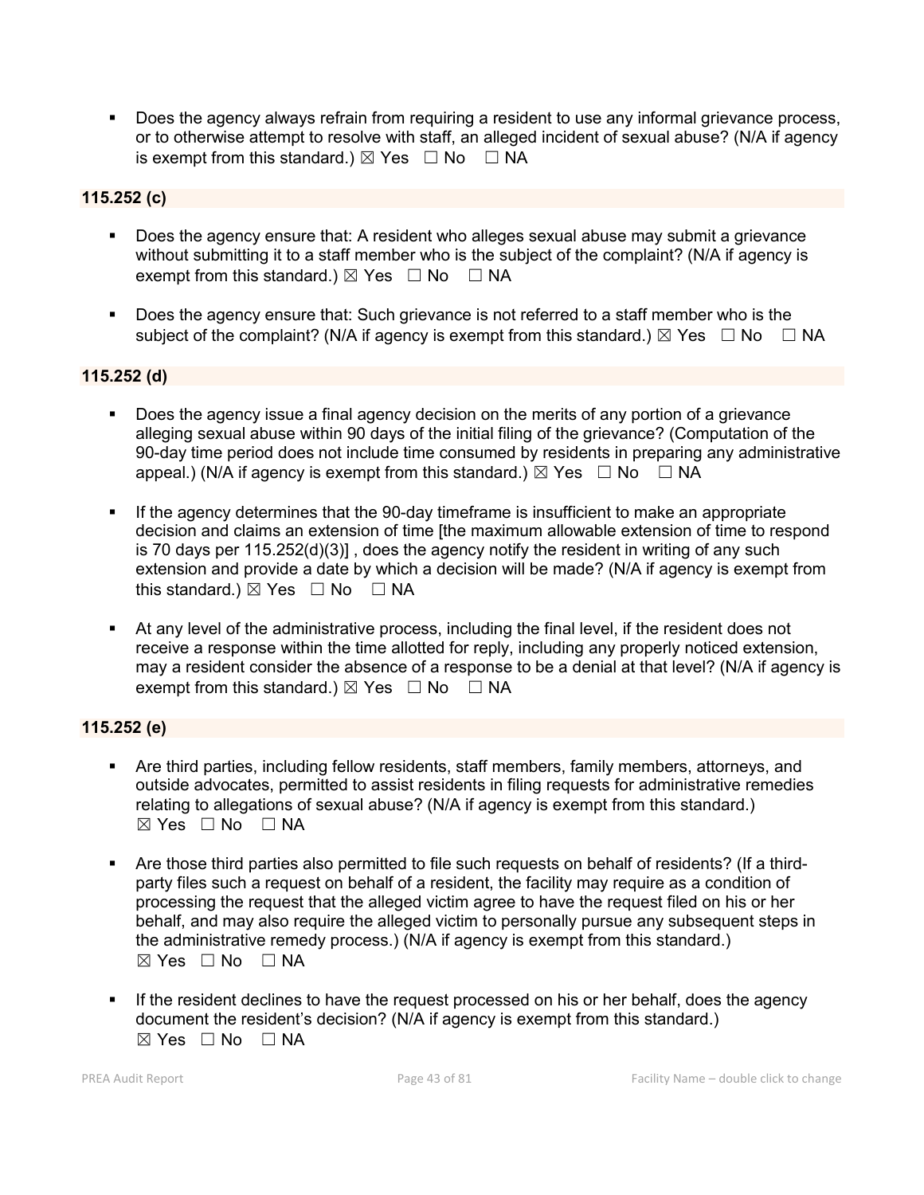- Does the agency always refrain from requiring a resident to use any informal grievance process, or to otherwise attempt to resolve with staff, an alleged incident of sexual abuse? (N/A if agency is exempt from this standard.) ☒ Yes ☐ No ☐ NA

**115.252 (c)**

- Does the agency ensure that: A resident who alleges sexual abuse may submit a grievance without submitting it to a staff member who is the subject of the complaint? (N/A if agency is exempt from this standard.) ☒ Yes ☐ No ☐ NA
- Does the agency ensure that: Such grievance is not referred to a staff member who is the subject of the complaint? (N/A if agency is exempt from this standard.) ☒ Yes ☐ No ☐ NA

**115.252 (d)**

- Does the agency issue a final agency decision on the merits of any portion of a grievance alleging sexual abuse within 90 days of the initial filing of the grievance? (Computation of the 90-day time period does not include time consumed by residents in preparing any administrative appeal.) (N/A if agency is exempt from this standard.) ☒ Yes ☐ No ☐ NA
- If the agency determines that the 90-day timeframe is insufficient to make an appropriate decision and claims an extension of time [the maximum allowable extension of time to respond is 70 days per 115.252(d)(3)] , does the agency notify the resident in writing of any such extension and provide a date by which a decision will be made? (N/A if agency is exempt from this standard.) ☒ Yes ☐ No ☐ NA
- At any level of the administrative process, including the final level, if the resident does not receive a response within the time allotted for reply, including any properly noticed extension, may a resident consider the absence of a response to be a denial at that level? (N/A if agency is exempt from this standard.) ☒ Yes ☐ No ☐ NA

**115.252 (e)**

- Are third parties, including fellow residents, staff members, family members, attorneys, and outside advocates, permitted to assist residents in filing requests for administrative remedies relating to allegations of sexual abuse? (N/A if agency is exempt from this standard.) ☒ Yes ☐ No ☐ NA
- Are those third parties also permitted to file such requests on behalf of residents? (If a third-party files such a request on behalf of a resident, the facility may require as a condition of processing the request that the alleged victim agree to have the request filed on his or her behalf, and may also require the alleged victim to personally pursue any subsequent steps in the administrative remedy process.) (N/A if agency is exempt from this standard.) ☒ Yes ☐ No ☐ NA
- If the resident declines to have the request processed on his or her behalf, does the agency document the resident's decision? (N/A if agency is exempt from this standard.) ☒ Yes ☐ No ☐ NA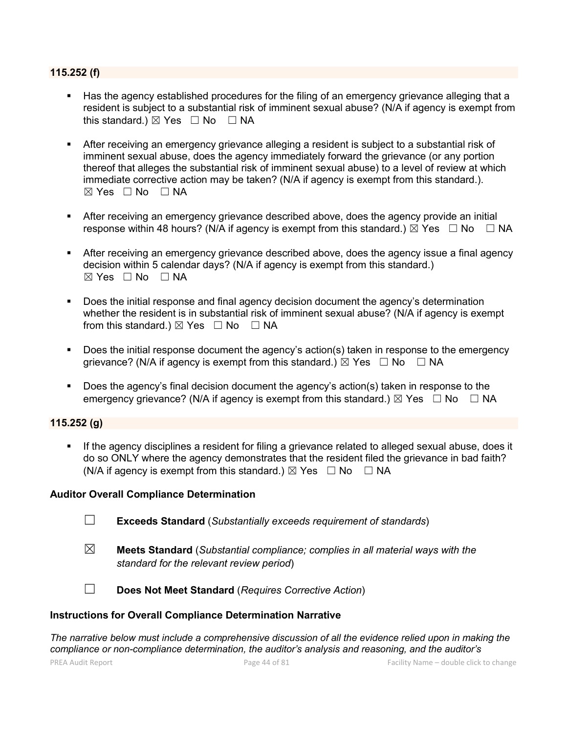**115.252 (f)**

- Has the agency established procedures for the filing of an emergency grievance alleging that a resident is subject to a substantial risk of imminent sexual abuse? (N/A if agency is exempt from this standard.) ☒ Yes ☐ No ☐ NA
- After receiving an emergency grievance alleging a resident is subject to a substantial risk of imminent sexual abuse, does the agency immediately forward the grievance (or any portion thereof that alleges the substantial risk of imminent sexual abuse) to a level of review at which immediate corrective action may be taken? (N/A if agency is exempt from this standard.). ☒ Yes ☐ No ☐ NA
- After receiving an emergency grievance described above, does the agency provide an initial response within 48 hours? (N/A if agency is exempt from this standard.) ☒ Yes ☐ No ☐ NA
- After receiving an emergency grievance described above, does the agency issue a final agency decision within 5 calendar days? (N/A if agency is exempt from this standard.) ☒ Yes ☐ No ☐ NA
- Does the initial response and final agency decision document the agency's determination whether the resident is in substantial risk of imminent sexual abuse? (N/A if agency is exempt from this standard.) ☒ Yes ☐ No ☐ NA
- Does the initial response document the agency's action(s) taken in response to the emergency grievance? (N/A if agency is exempt from this standard.) ☒ Yes ☐ No ☐ NA
- Does the agency's final decision document the agency's action(s) taken in response to the emergency grievance? (N/A if agency is exempt from this standard.) ☒ Yes ☐ No ☐ NA

**115.252 (g)**

- If the agency disciplines a resident for filing a grievance related to alleged sexual abuse, does it do so ONLY where the agency demonstrates that the resident filed the grievance in bad faith? (N/A if agency is exempt from this standard.) ☒ Yes ☐ No ☐ NA

**Auditor Overall Compliance Determination**

☐ **Exceeds Standard** (*Substantially exceeds requirement of standards*)

☒ **Meets Standard** (*Substantial compliance; complies in all material ways with the standard for the relevant review period*)

☐ **Does Not Meet Standard** (*Requires Corrective Action*)

**Instructions for Overall Compliance Determination Narrative**

*The narrative below must include a comprehensive discussion of all the evidence relied upon in making the compliance or non-compliance determination, the auditor's analysis and reasoning, and the auditor's*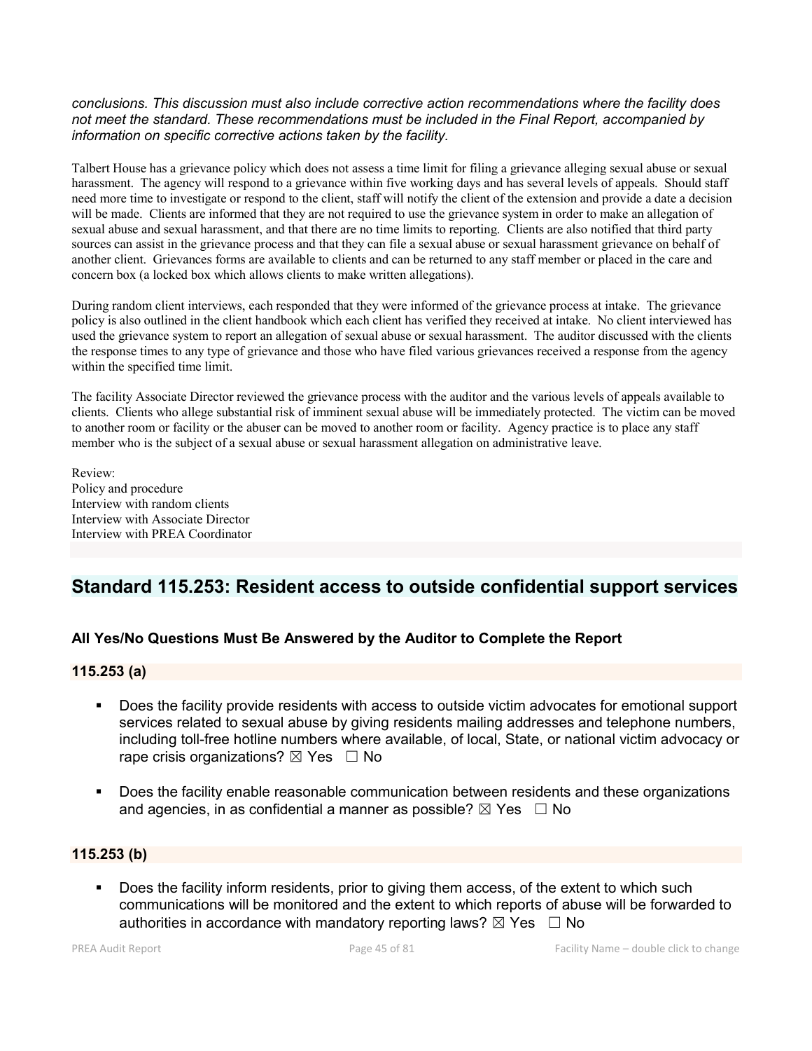*conclusions. This discussion must also include corrective action recommendations where the facility does not meet the standard. These recommendations must be included in the Final Report, accompanied by information on specific corrective actions taken by the facility.*

Talbert House has a grievance policy which does not assess a time limit for filing a grievance alleging sexual abuse or sexual harassment. The agency will respond to a grievance within five working days and has several levels of appeals. Should staff need more time to investigate or respond to the client, staff will notify the client of the extension and provide a date a decision will be made. Clients are informed that they are not required to use the grievance system in order to make an allegation of sexual abuse and sexual harassment, and that there are no time limits to reporting. Clients are also notified that third party sources can assist in the grievance process and that they can file a sexual abuse or sexual harassment grievance on behalf of another client. Grievances forms are available to clients and can be returned to any staff member or placed in the care and concern box (a locked box which allows clients to make written allegations).

During random client interviews, each responded that they were informed of the grievance process at intake. The grievance policy is also outlined in the client handbook which each client has verified they received at intake. No client interviewed has used the grievance system to report an allegation of sexual abuse or sexual harassment. The auditor discussed with the clients the response times to any type of grievance and those who have filed various grievances received a response from the agency within the specified time limit.

The facility Associate Director reviewed the grievance process with the auditor and the various levels of appeals available to clients. Clients who allege substantial risk of imminent sexual abuse will be immediately protected. The victim can be moved to another room or facility or the abuser can be moved to another room or facility. Agency practice is to place any staff member who is the subject of a sexual abuse or sexual harassment allegation on administrative leave.

Review:
Policy and procedure
Interview with random clients
Interview with Associate Director
Interview with PREA Coordinator

## Standard 115.253: Resident access to outside confidential support services

### All Yes/No Questions Must Be Answered by the Auditor to Complete the Report

### 115.253 (a)

- Does the facility provide residents with access to outside victim advocates for emotional support services related to sexual abuse by giving residents mailing addresses and telephone numbers, including toll-free hotline numbers where available, of local, State, or national victim advocacy or rape crisis organizations? ☒ Yes ☐ No

- Does the facility enable reasonable communication between residents and these organizations and agencies, in as confidential a manner as possible? ☒ Yes ☐ No

### 115.253 (b)

- Does the facility inform residents, prior to giving them access, of the extent to which such communications will be monitored and the extent to which reports of abuse will be forwarded to authorities in accordance with mandatory reporting laws? ☒ Yes ☐ No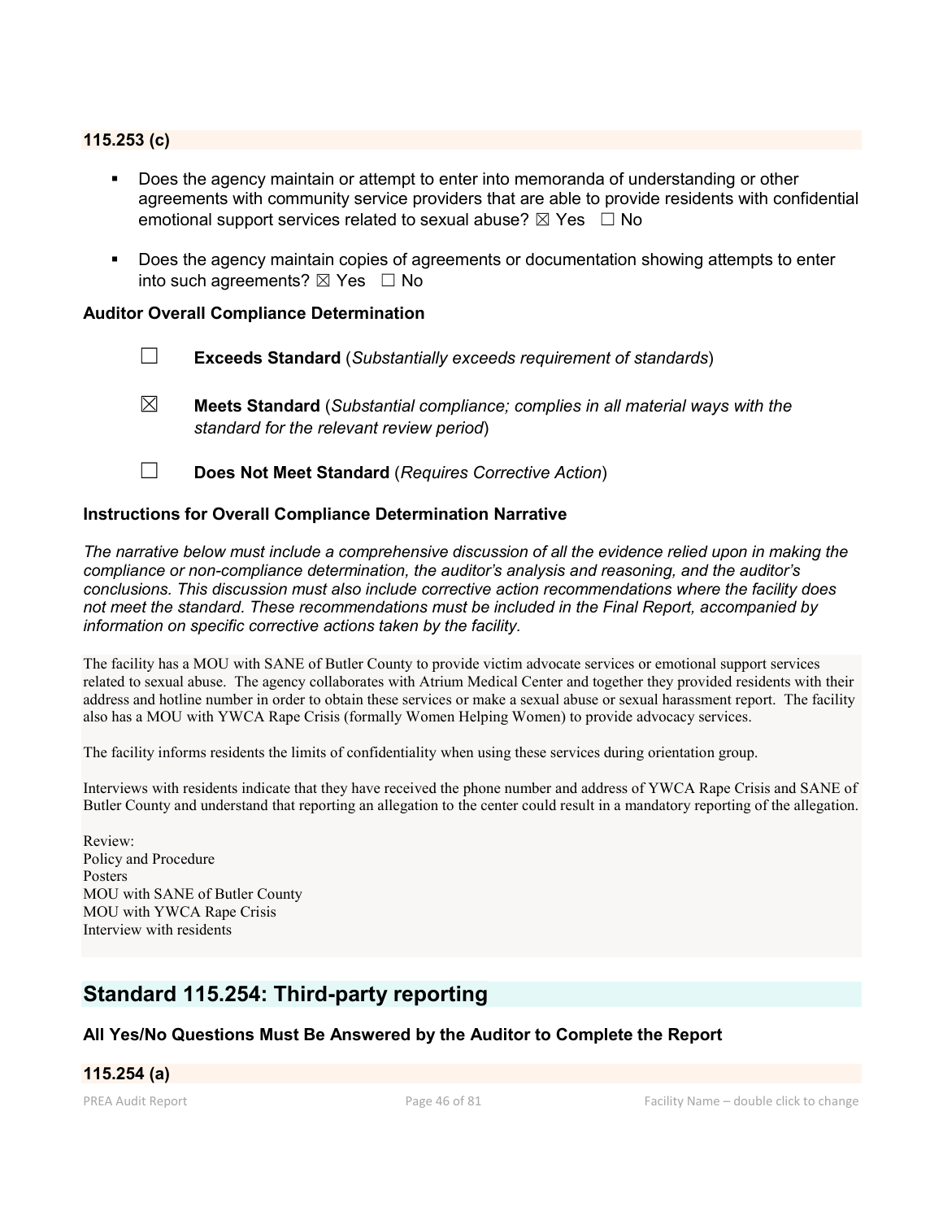### 115.253 (c)

- Does the agency maintain or attempt to enter into memoranda of understanding or other agreements with community service providers that are able to provide residents with confidential emotional support services related to sexual abuse? ☒ Yes ☐ No

- Does the agency maintain copies of agreements or documentation showing attempts to enter into such agreements? ☒ Yes ☐ No

### Auditor Overall Compliance Determination

☐ **Exceeds Standard** (*Substantially exceeds requirement of standards*)

☒ **Meets Standard** (*Substantial compliance; complies in all material ways with the standard for the relevant review period*)

☐ **Does Not Meet Standard** (*Requires Corrective Action*)

### Instructions for Overall Compliance Determination Narrative

*The narrative below must include a comprehensive discussion of all the evidence relied upon in making the compliance or non-compliance determination, the auditor's analysis and reasoning, and the auditor's conclusions. This discussion must also include corrective action recommendations where the facility does not meet the standard. These recommendations must be included in the Final Report, accompanied by information on specific corrective actions taken by the facility.*

The facility has a MOU with SANE of Butler County to provide victim advocate services or emotional support services related to sexual abuse. The agency collaborates with Atrium Medical Center and together they provided residents with their address and hotline number in order to obtain these services or make a sexual abuse or sexual harassment report. The facility also has a MOU with YWCA Rape Crisis (formally Women Helping Women) to provide advocacy services.

The facility informs residents the limits of confidentiality when using these services during orientation group.

Interviews with residents indicate that they have received the phone number and address of YWCA Rape Crisis and SANE of Butler County and understand that reporting an allegation to the center could result in a mandatory reporting of the allegation.

Review:
Policy and Procedure
Posters
MOU with SANE of Butler County
MOU with YWCA Rape Crisis
Interview with residents

## Standard 115.254: Third-party reporting

### All Yes/No Questions Must Be Answered by the Auditor to Complete the Report

### 115.254 (a)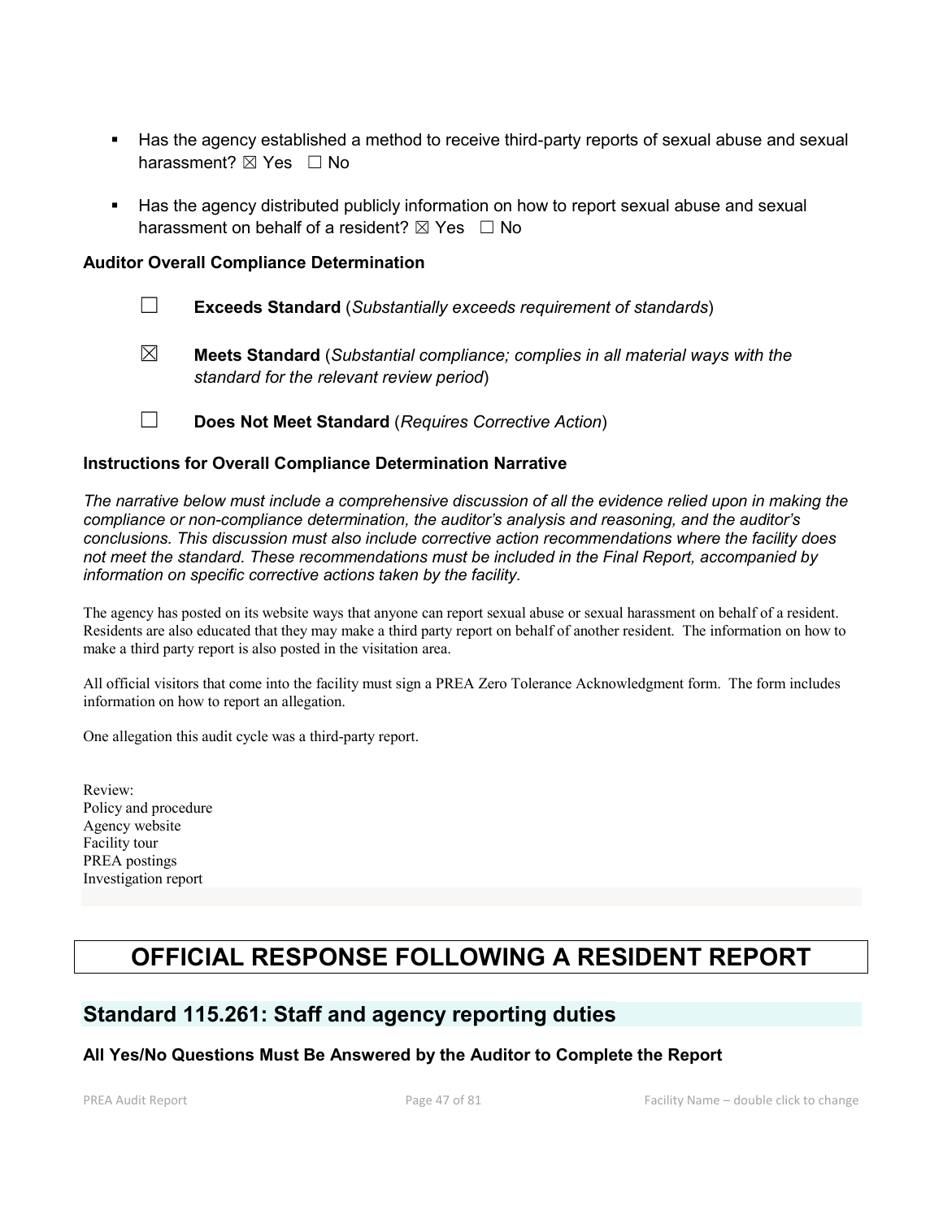- Has the agency established a method to receive third-party reports of sexual abuse and sexual harassment? ☒ Yes ☐ No

- Has the agency distributed publicly information on how to report sexual abuse and sexual harassment on behalf of a resident? ☒ Yes ☐ No

### Auditor Overall Compliance Determination

☐ **Exceeds Standard** (*Substantially exceeds requirement of standards*)

☒ **Meets Standard** (*Substantial compliance; complies in all material ways with the standard for the relevant review period*)

☐ **Does Not Meet Standard** (*Requires Corrective Action*)

### Instructions for Overall Compliance Determination Narrative

*The narrative below must include a comprehensive discussion of all the evidence relied upon in making the compliance or non-compliance determination, the auditor's analysis and reasoning, and the auditor's conclusions. This discussion must also include corrective action recommendations where the facility does not meet the standard. These recommendations must be included in the Final Report, accompanied by information on specific corrective actions taken by the facility.*

The agency has posted on its website ways that anyone can report sexual abuse or sexual harassment on behalf of a resident. Residents are also educated that they may make a third party report on behalf of another resident. The information on how to make a third party report is also posted in the visitation area.

All official visitors that come into the facility must sign a PREA Zero Tolerance Acknowledgment form. The form includes information on how to report an allegation.

One allegation this audit cycle was a third-party report.

Review:
Policy and procedure
Agency website
Facility tour
PREA postings
Investigation report

# OFFICIAL RESPONSE FOLLOWING A RESIDENT REPORT

## Standard 115.261: Staff and agency reporting duties

### All Yes/No Questions Must Be Answered by the Auditor to Complete the Report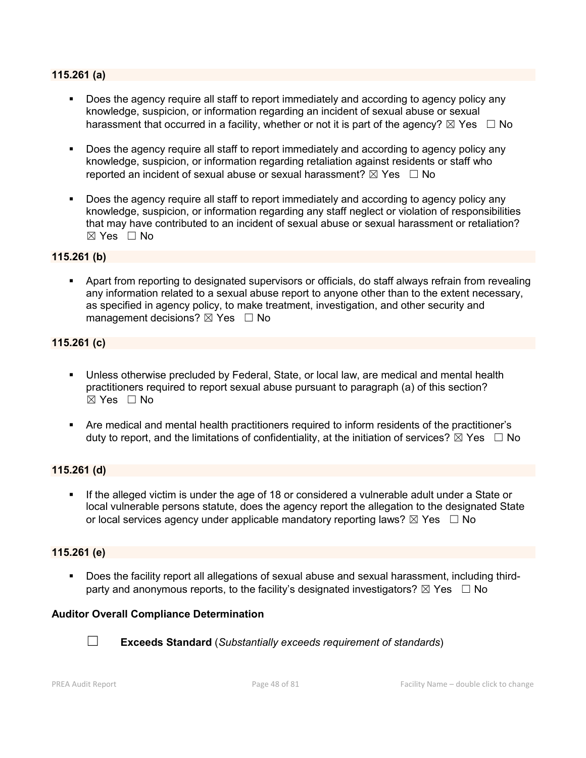**115.261 (a)**

- Does the agency require all staff to report immediately and according to agency policy any knowledge, suspicion, or information regarding an incident of sexual abuse or sexual harassment that occurred in a facility, whether or not it is part of the agency? ☒ Yes ☐ No

- Does the agency require all staff to report immediately and according to agency policy any knowledge, suspicion, or information regarding retaliation against residents or staff who reported an incident of sexual abuse or sexual harassment? ☒ Yes ☐ No

- Does the agency require all staff to report immediately and according to agency policy any knowledge, suspicion, or information regarding any staff neglect or violation of responsibilities that may have contributed to an incident of sexual abuse or sexual harassment or retaliation? ☒ Yes ☐ No

**115.261 (b)**

- Apart from reporting to designated supervisors or officials, do staff always refrain from revealing any information related to a sexual abuse report to anyone other than to the extent necessary, as specified in agency policy, to make treatment, investigation, and other security and management decisions? ☒ Yes ☐ No

**115.261 (c)**

- Unless otherwise precluded by Federal, State, or local law, are medical and mental health practitioners required to report sexual abuse pursuant to paragraph (a) of this section? ☒ Yes ☐ No

- Are medical and mental health practitioners required to inform residents of the practitioner's duty to report, and the limitations of confidentiality, at the initiation of services? ☒ Yes ☐ No

**115.261 (d)**

- If the alleged victim is under the age of 18 or considered a vulnerable adult under a State or local vulnerable persons statute, does the agency report the allegation to the designated State or local services agency under applicable mandatory reporting laws? ☒ Yes ☐ No

**115.261 (e)**

- Does the facility report all allegations of sexual abuse and sexual harassment, including third-party and anonymous reports, to the facility's designated investigators? ☒ Yes ☐ No

**Auditor Overall Compliance Determination**

☐ **Exceeds Standard** (*Substantially exceeds requirement of standards*)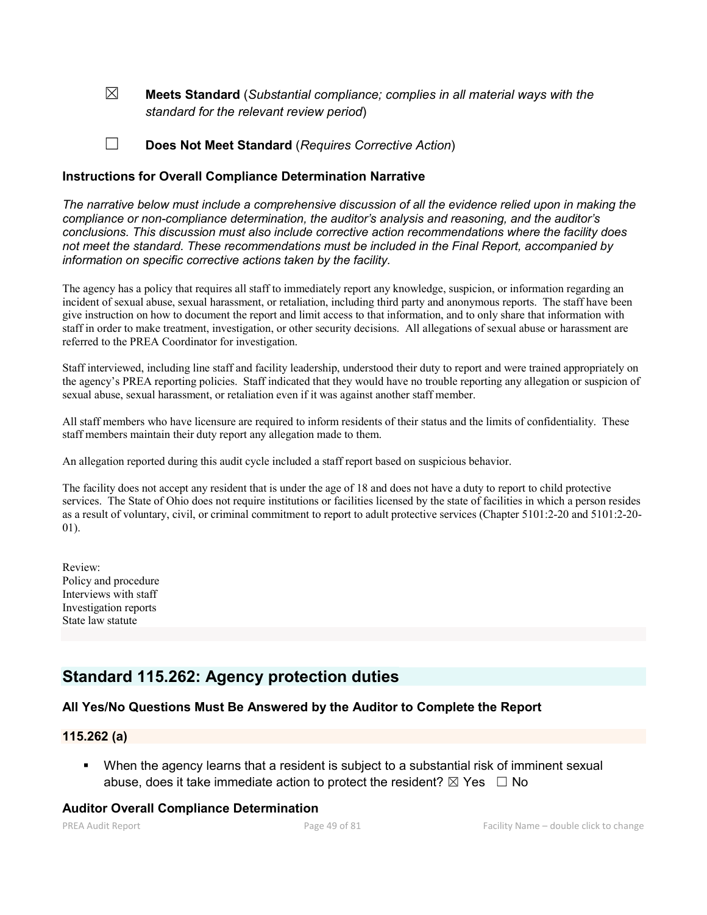☒ **Meets Standard** (*Substantial compliance; complies in all material ways with the standard for the relevant review period*)

☐ **Does Not Meet Standard** (*Requires Corrective Action*)

### Instructions for Overall Compliance Determination Narrative

*The narrative below must include a comprehensive discussion of all the evidence relied upon in making the compliance or non-compliance determination, the auditor's analysis and reasoning, and the auditor's conclusions. This discussion must also include corrective action recommendations where the facility does not meet the standard. These recommendations must be included in the Final Report, accompanied by information on specific corrective actions taken by the facility.*

The agency has a policy that requires all staff to immediately report any knowledge, suspicion, or information regarding an incident of sexual abuse, sexual harassment, or retaliation, including third party and anonymous reports. The staff have been give instruction on how to document the report and limit access to that information, and to only share that information with staff in order to make treatment, investigation, or other security decisions. All allegations of sexual abuse or harassment are referred to the PREA Coordinator for investigation.

Staff interviewed, including line staff and facility leadership, understood their duty to report and were trained appropriately on the agency's PREA reporting policies. Staff indicated that they would have no trouble reporting any allegation or suspicion of sexual abuse, sexual harassment, or retaliation even if it was against another staff member.

All staff members who have licensure are required to inform residents of their status and the limits of confidentiality. These staff members maintain their duty report any allegation made to them.

An allegation reported during this audit cycle included a staff report based on suspicious behavior.

The facility does not accept any resident that is under the age of 18 and does not have a duty to report to child protective services. The State of Ohio does not require institutions or facilities licensed by the state of facilities in which a person resides as a result of voluntary, civil, or criminal commitment to report to adult protective services (Chapter 5101:2-20 and 5101:2-20-01).

Review:
Policy and procedure
Interviews with staff
Investigation reports
State law statute

## Standard 115.262: Agency protection duties

### All Yes/No Questions Must Be Answered by the Auditor to Complete the Report

### 115.262 (a)

- When the agency learns that a resident is subject to a substantial risk of imminent sexual abuse, does it take immediate action to protect the resident? ☒ Yes ☐ No

### Auditor Overall Compliance Determination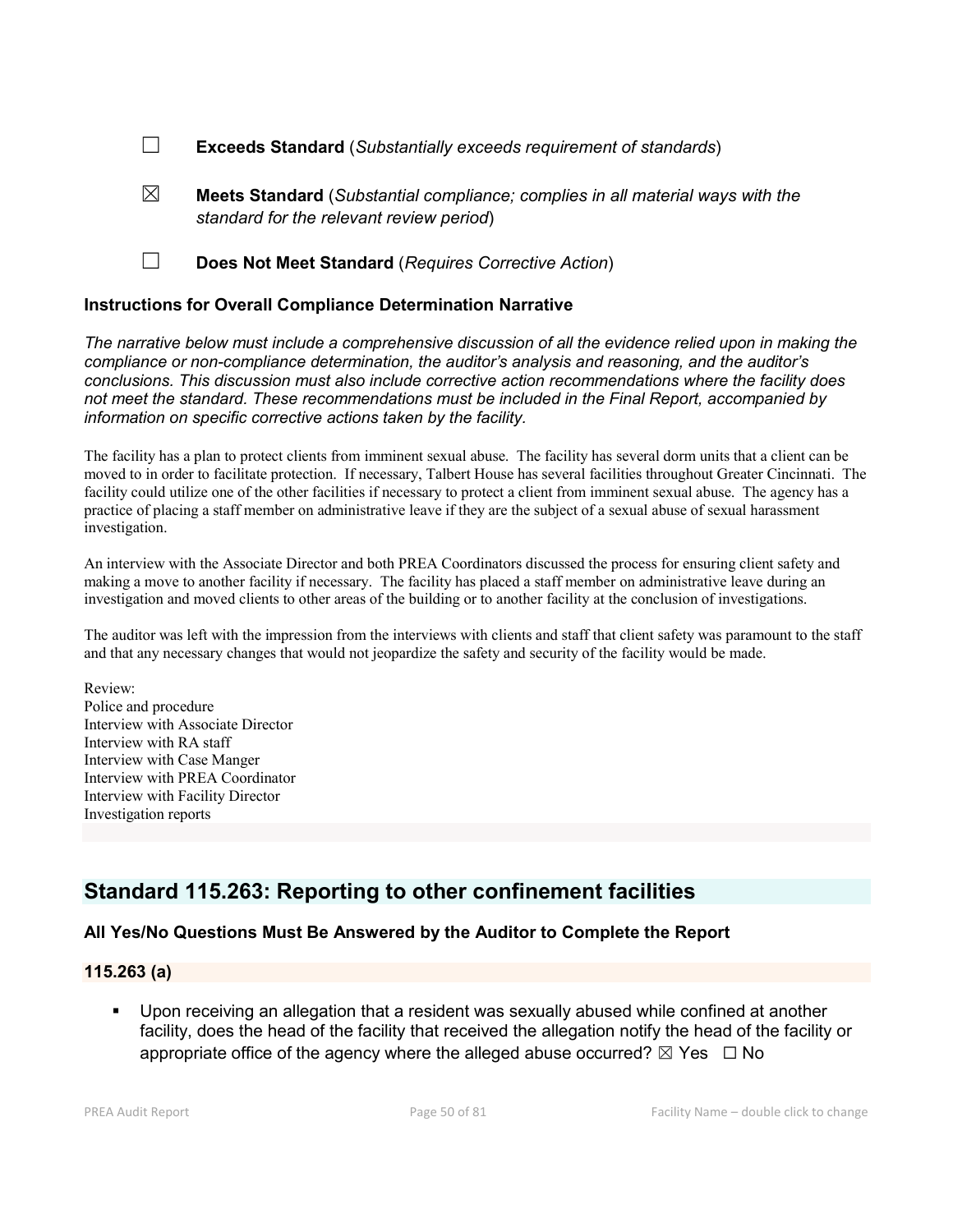☐ **Exceeds Standard** (*Substantially exceeds requirement of standards*)

☒ **Meets Standard** (*Substantial compliance; complies in all material ways with the standard for the relevant review period*)

☐ **Does Not Meet Standard** (*Requires Corrective Action*)

### Instructions for Overall Compliance Determination Narrative

*The narrative below must include a comprehensive discussion of all the evidence relied upon in making the compliance or non-compliance determination, the auditor's analysis and reasoning, and the auditor's conclusions. This discussion must also include corrective action recommendations where the facility does not meet the standard. These recommendations must be included in the Final Report, accompanied by information on specific corrective actions taken by the facility.*

The facility has a plan to protect clients from imminent sexual abuse. The facility has several dorm units that a client can be moved to in order to facilitate protection. If necessary, Talbert House has several facilities throughout Greater Cincinnati. The facility could utilize one of the other facilities if necessary to protect a client from imminent sexual abuse. The agency has a practice of placing a staff member on administrative leave if they are the subject of a sexual abuse of sexual harassment investigation.

An interview with the Associate Director and both PREA Coordinators discussed the process for ensuring client safety and making a move to another facility if necessary. The facility has placed a staff member on administrative leave during an investigation and moved clients to other areas of the building or to another facility at the conclusion of investigations.

The auditor was left with the impression from the interviews with clients and staff that client safety was paramount to the staff and that any necessary changes that would not jeopardize the safety and security of the facility would be made.

Review:
Police and procedure
Interview with Associate Director
Interview with RA staff
Interview with Case Manger
Interview with PREA Coordinator
Interview with Facility Director
Investigation reports

## Standard 115.263: Reporting to other confinement facilities

### All Yes/No Questions Must Be Answered by the Auditor to Complete the Report

### 115.263 (a)

- Upon receiving an allegation that a resident was sexually abused while confined at another facility, does the head of the facility that received the allegation notify the head of the facility or appropriate office of the agency where the alleged abuse occurred? ☒ Yes ☐ No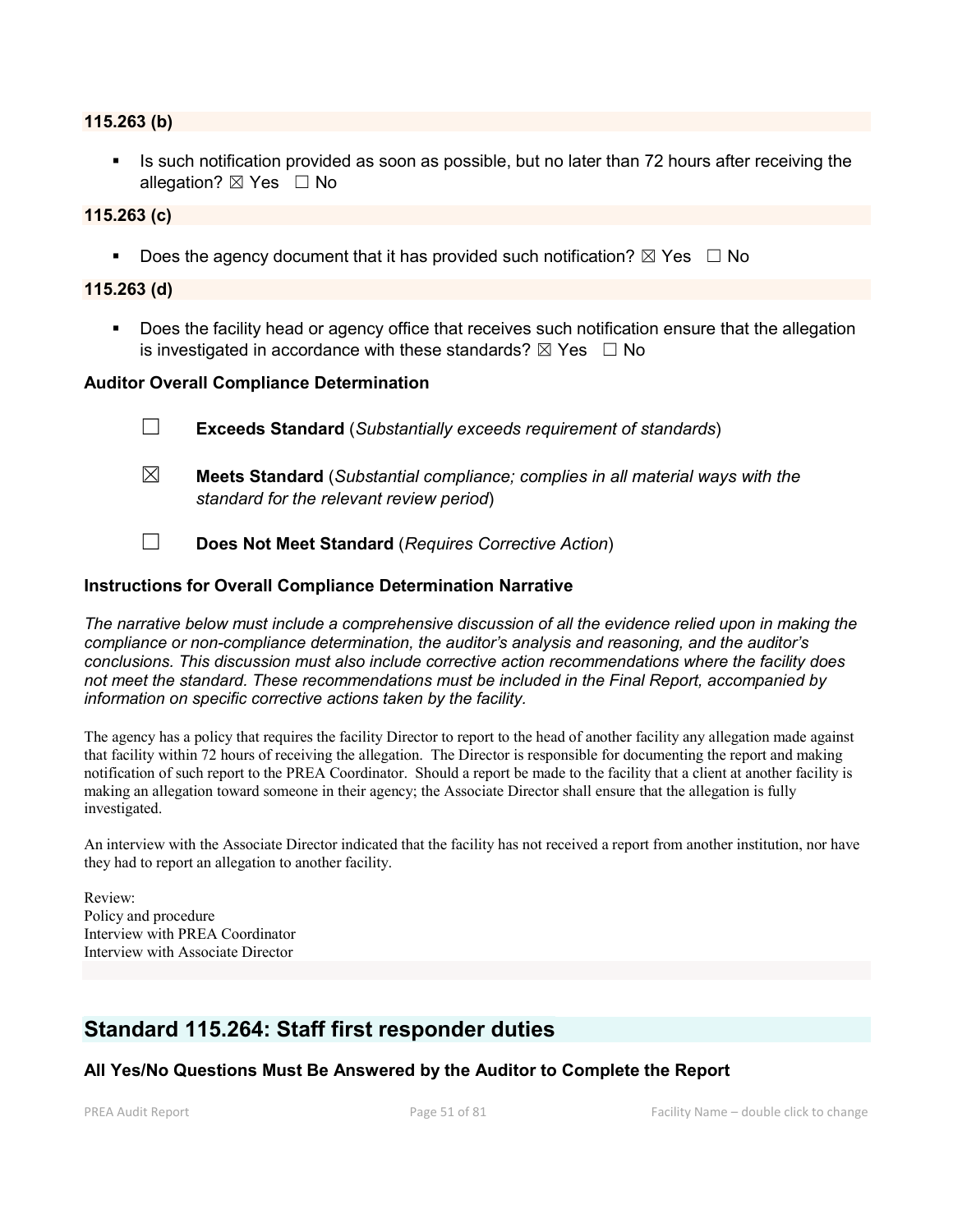**115.263 (b)**

- Is such notification provided as soon as possible, but no later than 72 hours after receiving the allegation? ☒ Yes ☐ No

**115.263 (c)**

- Does the agency document that it has provided such notification? ☒ Yes ☐ No

**115.263 (d)**

- Does the facility head or agency office that receives such notification ensure that the allegation is investigated in accordance with these standards? ☒ Yes ☐ No

**Auditor Overall Compliance Determination**

☐ **Exceeds Standard** (*Substantially exceeds requirement of standards*)

☒ **Meets Standard** (*Substantial compliance; complies in all material ways with the standard for the relevant review period*)

☐ **Does Not Meet Standard** (*Requires Corrective Action*)

**Instructions for Overall Compliance Determination Narrative**

*The narrative below must include a comprehensive discussion of all the evidence relied upon in making the compliance or non-compliance determination, the auditor's analysis and reasoning, and the auditor's conclusions. This discussion must also include corrective action recommendations where the facility does not meet the standard. These recommendations must be included in the Final Report, accompanied by information on specific corrective actions taken by the facility.*

The agency has a policy that requires the facility Director to report to the head of another facility any allegation made against that facility within 72 hours of receiving the allegation. The Director is responsible for documenting the report and making notification of such report to the PREA Coordinator. Should a report be made to the facility that a client at another facility is making an allegation toward someone in their agency; the Associate Director shall ensure that the allegation is fully investigated.

An interview with the Associate Director indicated that the facility has not received a report from another institution, nor have they had to report an allegation to another facility.

Review:
Policy and procedure
Interview with PREA Coordinator
Interview with Associate Director

## Standard 115.264: Staff first responder duties

**All Yes/No Questions Must Be Answered by the Auditor to Complete the Report**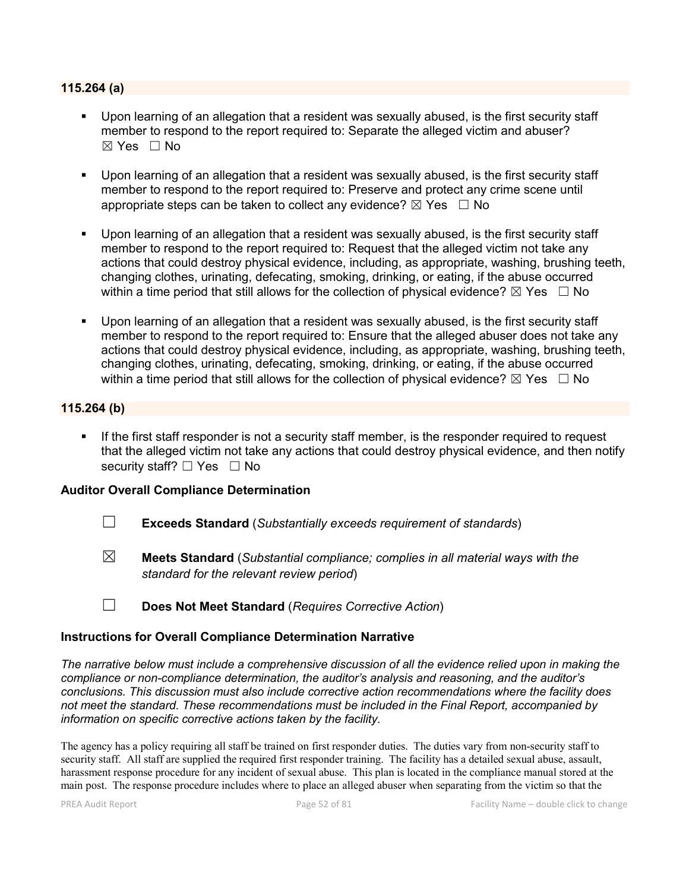### 115.264 (a)

- Upon learning of an allegation that a resident was sexually abused, is the first security staff member to respond to the report required to: Separate the alleged victim and abuser? ☒ Yes ☐ No
- Upon learning of an allegation that a resident was sexually abused, is the first security staff member to respond to the report required to: Preserve and protect any crime scene until appropriate steps can be taken to collect any evidence? ☒ Yes ☐ No
- Upon learning of an allegation that a resident was sexually abused, is the first security staff member to respond to the report required to: Request that the alleged victim not take any actions that could destroy physical evidence, including, as appropriate, washing, brushing teeth, changing clothes, urinating, defecating, smoking, drinking, or eating, if the abuse occurred within a time period that still allows for the collection of physical evidence? ☒ Yes ☐ No
- Upon learning of an allegation that a resident was sexually abused, is the first security staff member to respond to the report required to: Ensure that the alleged abuser does not take any actions that could destroy physical evidence, including, as appropriate, washing, brushing teeth, changing clothes, urinating, defecating, smoking, drinking, or eating, if the abuse occurred within a time period that still allows for the collection of physical evidence? ☒ Yes ☐ No

### 115.264 (b)

- If the first staff responder is not a security staff member, is the responder required to request that the alleged victim not take any actions that could destroy physical evidence, and then notify security staff? ☐ Yes ☐ No

### Auditor Overall Compliance Determination

☐ **Exceeds Standard** (*Substantially exceeds requirement of standards*)

☒ **Meets Standard** (*Substantial compliance; complies in all material ways with the standard for the relevant review period*)

☐ **Does Not Meet Standard** (*Requires Corrective Action*)

### Instructions for Overall Compliance Determination Narrative

*The narrative below must include a comprehensive discussion of all the evidence relied upon in making the compliance or non-compliance determination, the auditor's analysis and reasoning, and the auditor's conclusions. This discussion must also include corrective action recommendations where the facility does not meet the standard. These recommendations must be included in the Final Report, accompanied by information on specific corrective actions taken by the facility.*

The agency has a policy requiring all staff be trained on first responder duties. The duties vary from non-security staff to security staff. All staff are supplied the required first responder training. The facility has a detailed sexual abuse, assault, harassment response procedure for any incident of sexual abuse. This plan is located in the compliance manual stored at the main post. The response procedure includes where to place an alleged abuser when separating from the victim so that the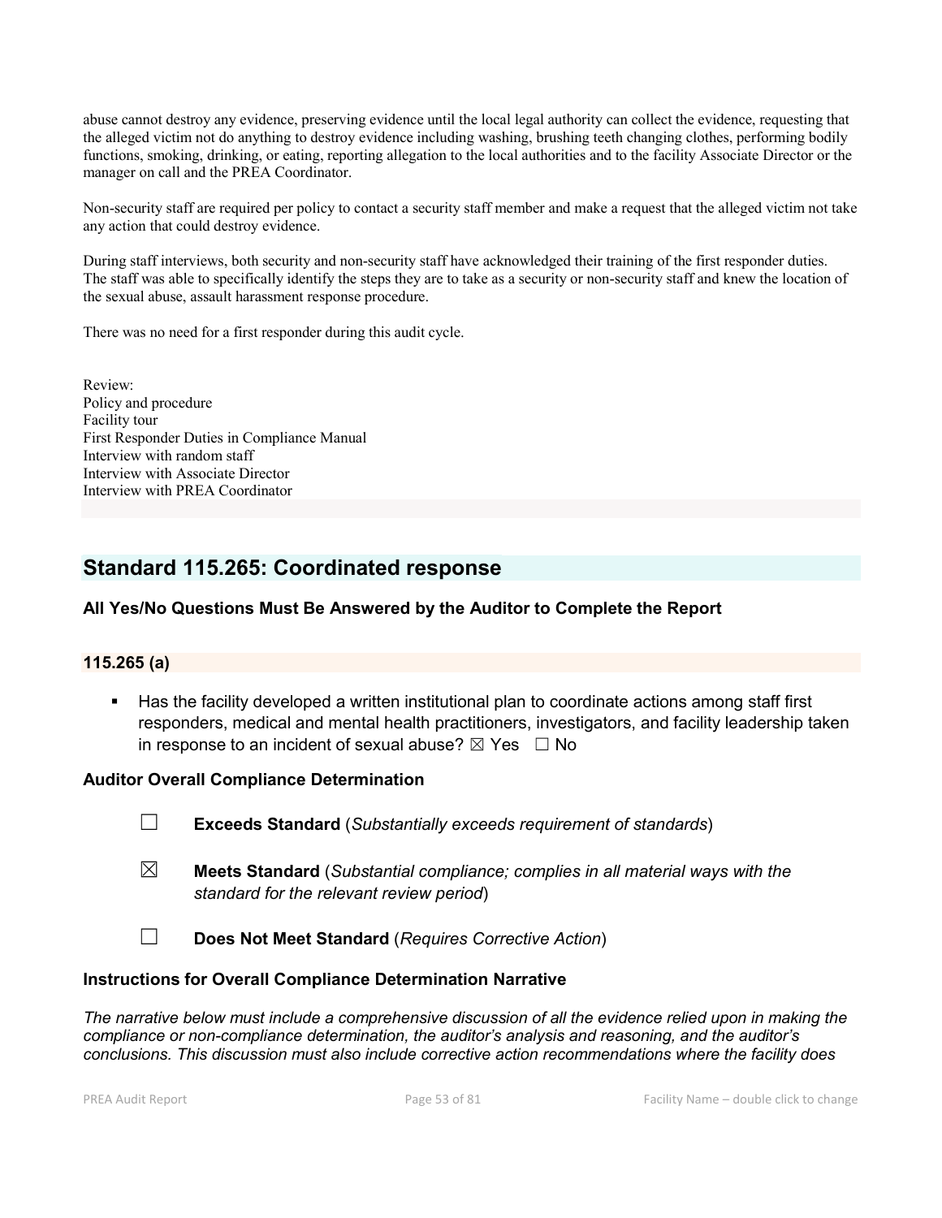abuse cannot destroy any evidence, preserving evidence until the local legal authority can collect the evidence, requesting that the alleged victim not do anything to destroy evidence including washing, brushing teeth changing clothes, performing bodily functions, smoking, drinking, or eating, reporting allegation to the local authorities and to the facility Associate Director or the manager on call and the PREA Coordinator.

Non-security staff are required per policy to contact a security staff member and make a request that the alleged victim not take any action that could destroy evidence.

During staff interviews, both security and non-security staff have acknowledged their training of the first responder duties. The staff was able to specifically identify the steps they are to take as a security or non-security staff and knew the location of the sexual abuse, assault harassment response procedure.

There was no need for a first responder during this audit cycle.

Review:
Policy and procedure
Facility tour
First Responder Duties in Compliance Manual
Interview with random staff
Interview with Associate Director
Interview with PREA Coordinator

## Standard 115.265: Coordinated response

### All Yes/No Questions Must Be Answered by the Auditor to Complete the Report

### 115.265 (a)

- Has the facility developed a written institutional plan to coordinate actions among staff first responders, medical and mental health practitioners, investigators, and facility leadership taken in response to an incident of sexual abuse? ☒ Yes ☐ No

### Auditor Overall Compliance Determination

☐ **Exceeds Standard** (*Substantially exceeds requirement of standards*)

☒ **Meets Standard** (*Substantial compliance; complies in all material ways with the standard for the relevant review period*)

☐ **Does Not Meet Standard** (*Requires Corrective Action*)

### Instructions for Overall Compliance Determination Narrative

*The narrative below must include a comprehensive discussion of all the evidence relied upon in making the compliance or non-compliance determination, the auditor's analysis and reasoning, and the auditor's conclusions. This discussion must also include corrective action recommendations where the facility does*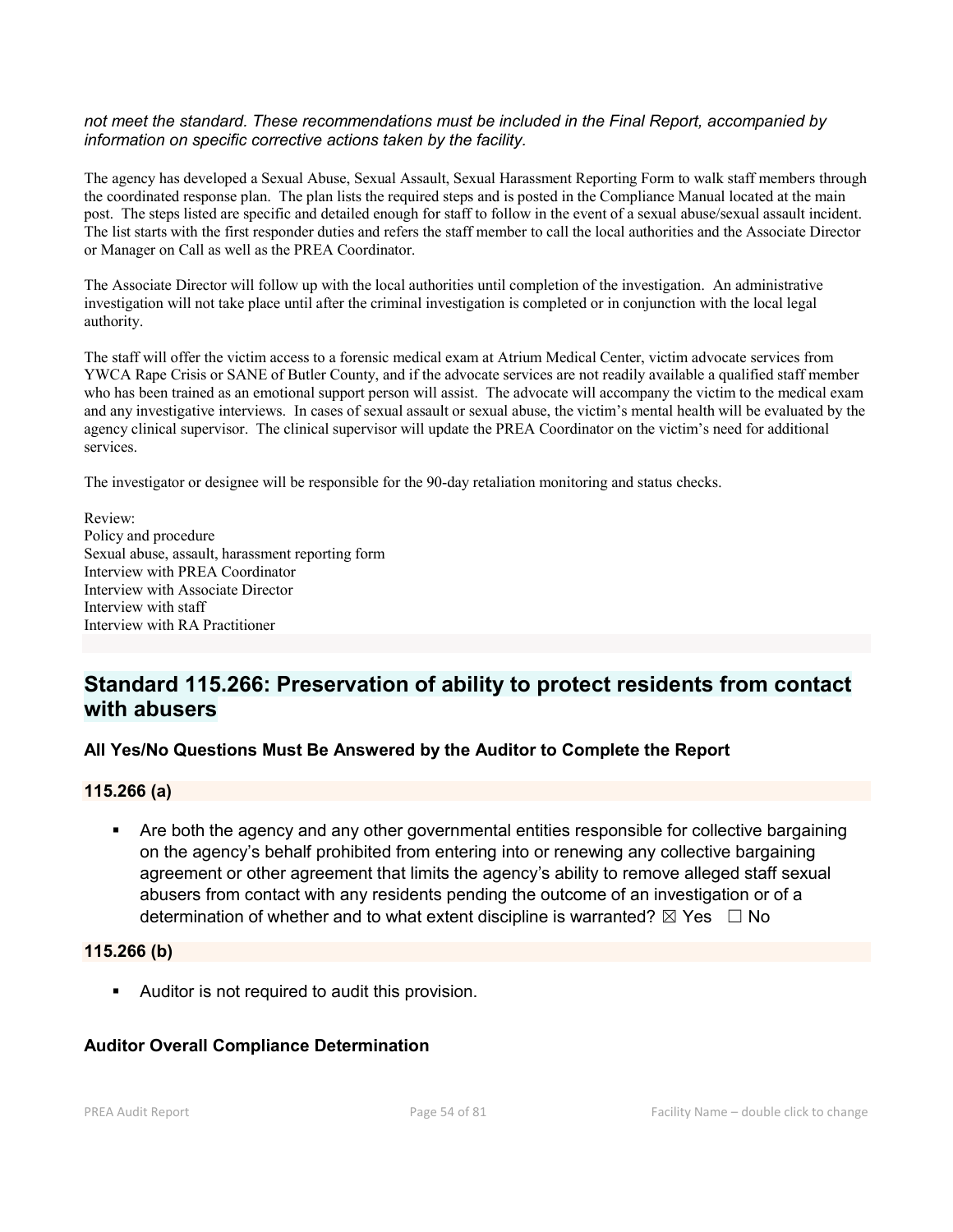*not meet the standard. These recommendations must be included in the Final Report, accompanied by information on specific corrective actions taken by the facility.*

The agency has developed a Sexual Abuse, Sexual Assault, Sexual Harassment Reporting Form to walk staff members through the coordinated response plan. The plan lists the required steps and is posted in the Compliance Manual located at the main post. The steps listed are specific and detailed enough for staff to follow in the event of a sexual abuse/sexual assault incident. The list starts with the first responder duties and refers the staff member to call the local authorities and the Associate Director or Manager on Call as well as the PREA Coordinator.

The Associate Director will follow up with the local authorities until completion of the investigation. An administrative investigation will not take place until after the criminal investigation is completed or in conjunction with the local legal authority.

The staff will offer the victim access to a forensic medical exam at Atrium Medical Center, victim advocate services from YWCA Rape Crisis or SANE of Butler County, and if the advocate services are not readily available a qualified staff member who has been trained as an emotional support person will assist. The advocate will accompany the victim to the medical exam and any investigative interviews. In cases of sexual assault or sexual abuse, the victim's mental health will be evaluated by the agency clinical supervisor. The clinical supervisor will update the PREA Coordinator on the victim's need for additional services.

The investigator or designee will be responsible for the 90-day retaliation monitoring and status checks.

Review:
Policy and procedure
Sexual abuse, assault, harassment reporting form
Interview with PREA Coordinator
Interview with Associate Director
Interview with staff
Interview with RA Practitioner

## Standard 115.266: Preservation of ability to protect residents from contact with abusers

### All Yes/No Questions Must Be Answered by the Auditor to Complete the Report

### 115.266 (a)

- Are both the agency and any other governmental entities responsible for collective bargaining on the agency's behalf prohibited from entering into or renewing any collective bargaining agreement or other agreement that limits the agency's ability to remove alleged staff sexual abusers from contact with any residents pending the outcome of an investigation or of a determination of whether and to what extent discipline is warranted? ☒ Yes ☐ No

### 115.266 (b)

- Auditor is not required to audit this provision.

### Auditor Overall Compliance Determination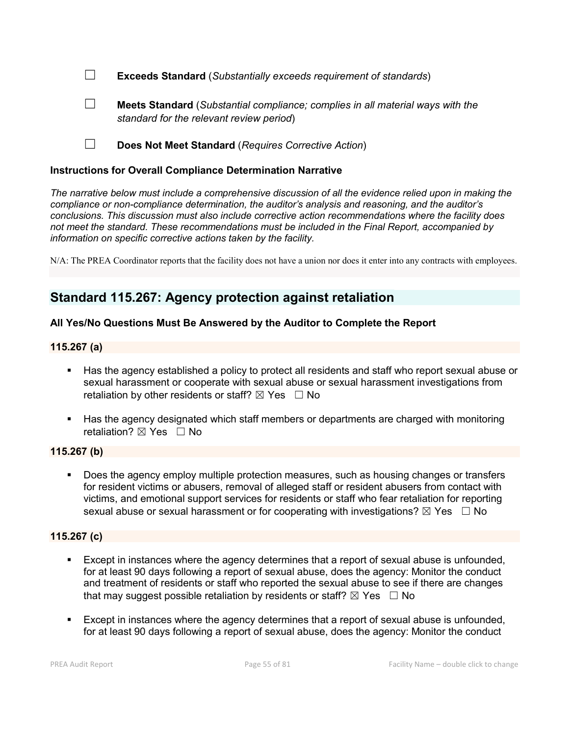☐ **Exceeds Standard** (*Substantially exceeds requirement of standards*)

☐ **Meets Standard** (*Substantial compliance; complies in all material ways with the standard for the relevant review period*)

☐ **Does Not Meet Standard** (*Requires Corrective Action*)

### Instructions for Overall Compliance Determination Narrative

*The narrative below must include a comprehensive discussion of all the evidence relied upon in making the compliance or non-compliance determination, the auditor's analysis and reasoning, and the auditor's conclusions. This discussion must also include corrective action recommendations where the facility does not meet the standard. These recommendations must be included in the Final Report, accompanied by information on specific corrective actions taken by the facility.*

N/A: The PREA Coordinator reports that the facility does not have a union nor does it enter into any contracts with employees.

## Standard 115.267: Agency protection against retaliation

### All Yes/No Questions Must Be Answered by the Auditor to Complete the Report

#### 115.267 (a)

- Has the agency established a policy to protect all residents and staff who report sexual abuse or sexual harassment or cooperate with sexual abuse or sexual harassment investigations from retaliation by other residents or staff? ☒ Yes ☐ No
- Has the agency designated which staff members or departments are charged with monitoring retaliation? ☒ Yes ☐ No

#### 115.267 (b)

- Does the agency employ multiple protection measures, such as housing changes or transfers for resident victims or abusers, removal of alleged staff or resident abusers from contact with victims, and emotional support services for residents or staff who fear retaliation for reporting sexual abuse or sexual harassment or for cooperating with investigations? ☒ Yes ☐ No

#### 115.267 (c)

- Except in instances where the agency determines that a report of sexual abuse is unfounded, for at least 90 days following a report of sexual abuse, does the agency: Monitor the conduct and treatment of residents or staff who reported the sexual abuse to see if there are changes that may suggest possible retaliation by residents or staff? ☒ Yes ☐ No
- Except in instances where the agency determines that a report of sexual abuse is unfounded, for at least 90 days following a report of sexual abuse, does the agency: Monitor the conduct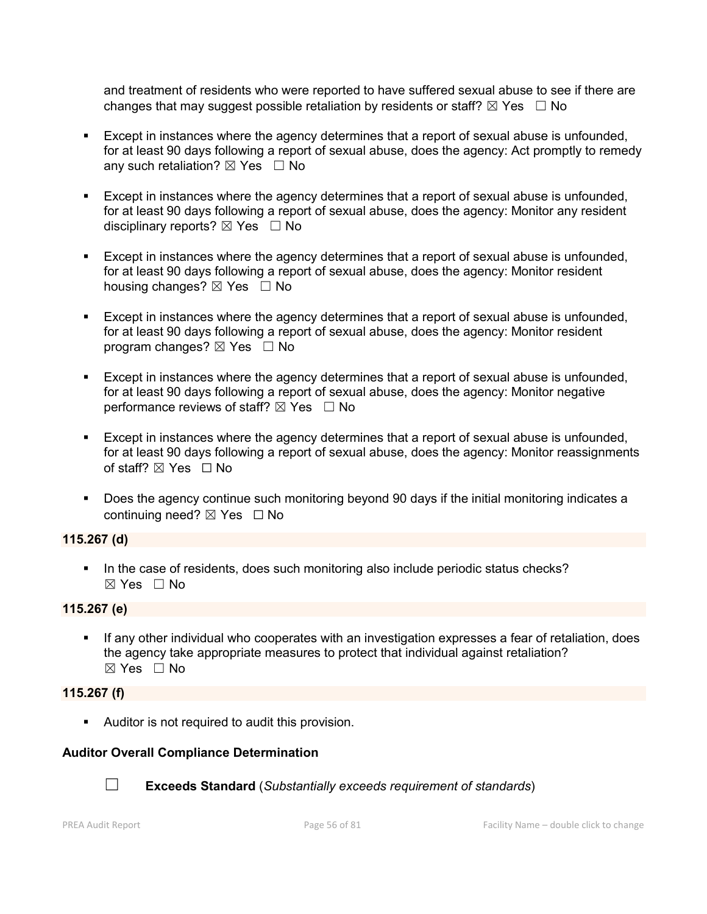and treatment of residents who were reported to have suffered sexual abuse to see if there are changes that may suggest possible retaliation by residents or staff? ☒ Yes ☐ No

- Except in instances where the agency determines that a report of sexual abuse is unfounded, for at least 90 days following a report of sexual abuse, does the agency: Act promptly to remedy any such retaliation? ☒ Yes ☐ No

- Except in instances where the agency determines that a report of sexual abuse is unfounded, for at least 90 days following a report of sexual abuse, does the agency: Monitor any resident disciplinary reports? ☒ Yes ☐ No

- Except in instances where the agency determines that a report of sexual abuse is unfounded, for at least 90 days following a report of sexual abuse, does the agency: Monitor resident housing changes? ☒ Yes ☐ No

- Except in instances where the agency determines that a report of sexual abuse is unfounded, for at least 90 days following a report of sexual abuse, does the agency: Monitor resident program changes? ☒ Yes ☐ No

- Except in instances where the agency determines that a report of sexual abuse is unfounded, for at least 90 days following a report of sexual abuse, does the agency: Monitor negative performance reviews of staff? ☒ Yes ☐ No

- Except in instances where the agency determines that a report of sexual abuse is unfounded, for at least 90 days following a report of sexual abuse, does the agency: Monitor reassignments of staff? ☒ Yes ☐ No

- Does the agency continue such monitoring beyond 90 days if the initial monitoring indicates a continuing need? ☒ Yes ☐ No

**115.267 (d)**

- In the case of residents, does such monitoring also include periodic status checks? ☒ Yes ☐ No

**115.267 (e)**

- If any other individual who cooperates with an investigation expresses a fear of retaliation, does the agency take appropriate measures to protect that individual against retaliation? ☒ Yes ☐ No

**115.267 (f)**

- Auditor is not required to audit this provision.

**Auditor Overall Compliance Determination**

☐ **Exceeds Standard** (*Substantially exceeds requirement of standards*)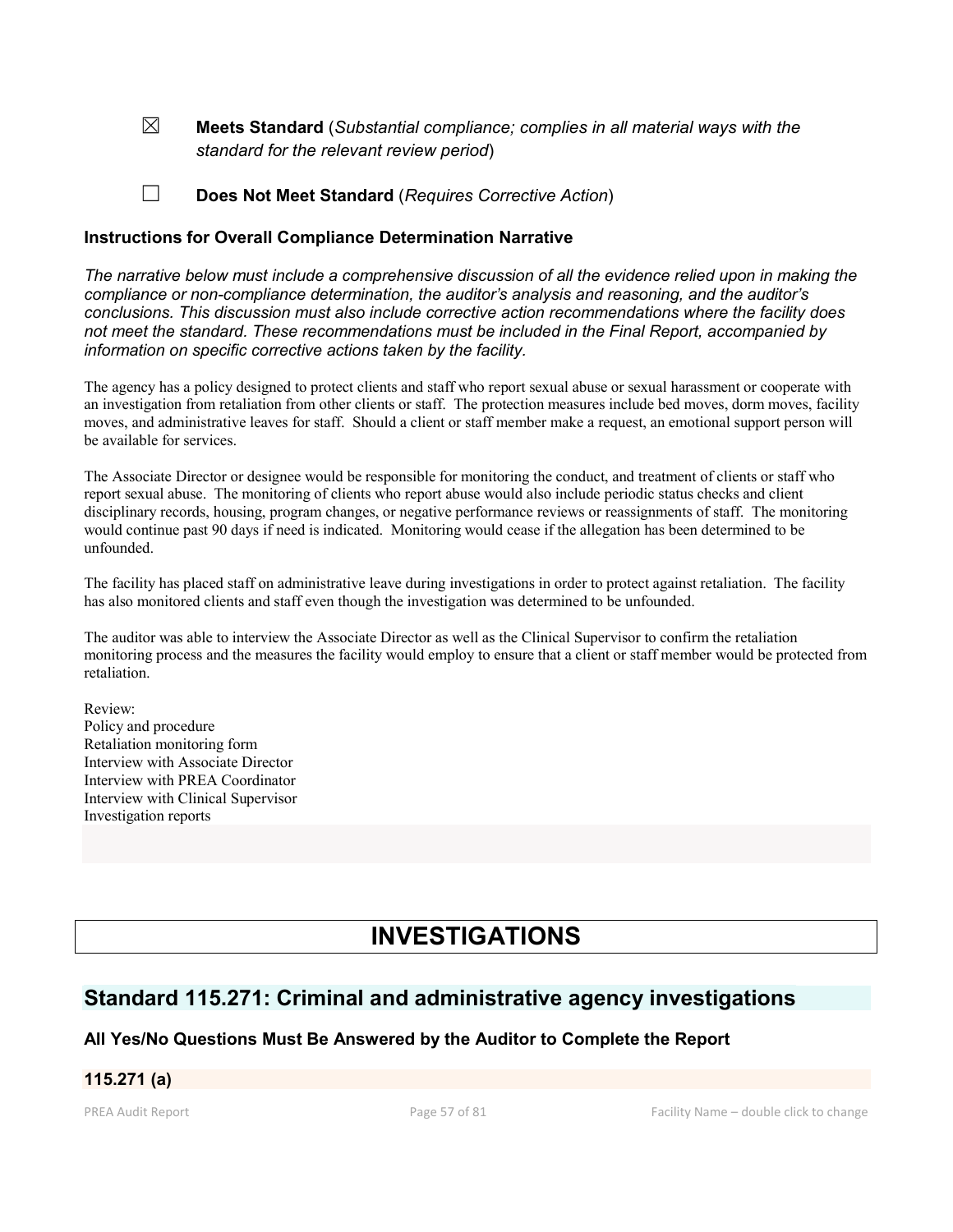☒ **Meets Standard** (*Substantial compliance; complies in all material ways with the standard for the relevant review period*)

☐ **Does Not Meet Standard** (*Requires Corrective Action*)

### Instructions for Overall Compliance Determination Narrative

*The narrative below must include a comprehensive discussion of all the evidence relied upon in making the compliance or non-compliance determination, the auditor's analysis and reasoning, and the auditor's conclusions. This discussion must also include corrective action recommendations where the facility does not meet the standard. These recommendations must be included in the Final Report, accompanied by information on specific corrective actions taken by the facility.*

The agency has a policy designed to protect clients and staff who report sexual abuse or sexual harassment or cooperate with an investigation from retaliation from other clients or staff. The protection measures include bed moves, dorm moves, facility moves, and administrative leaves for staff. Should a client or staff member make a request, an emotional support person will be available for services.

The Associate Director or designee would be responsible for monitoring the conduct, and treatment of clients or staff who report sexual abuse. The monitoring of clients who report abuse would also include periodic status checks and client disciplinary records, housing, program changes, or negative performance reviews or reassignments of staff. The monitoring would continue past 90 days if need is indicated. Monitoring would cease if the allegation has been determined to be unfounded.

The facility has placed staff on administrative leave during investigations in order to protect against retaliation. The facility has also monitored clients and staff even though the investigation was determined to be unfounded.

The auditor was able to interview the Associate Director as well as the Clinical Supervisor to confirm the retaliation monitoring process and the measures the facility would employ to ensure that a client or staff member would be protected from retaliation.

Review:
Policy and procedure
Retaliation monitoring form
Interview with Associate Director
Interview with PREA Coordinator
Interview with Clinical Supervisor
Investigation reports

# INVESTIGATIONS

## Standard 115.271: Criminal and administrative agency investigations

### All Yes/No Questions Must Be Answered by the Auditor to Complete the Report

### 115.271 (a)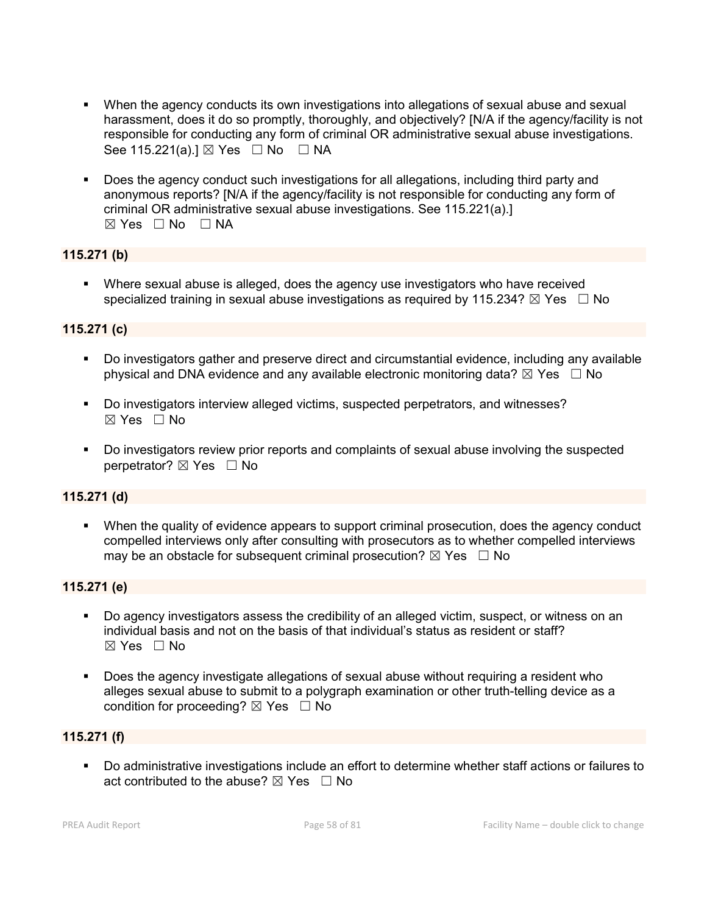- When the agency conducts its own investigations into allegations of sexual abuse and sexual harassment, does it do so promptly, thoroughly, and objectively? [N/A if the agency/facility is not responsible for conducting any form of criminal OR administrative sexual abuse investigations. See 115.221(a).] ☒ Yes ☐ No ☐ NA

- Does the agency conduct such investigations for all allegations, including third party and anonymous reports? [N/A if the agency/facility is not responsible for conducting any form of criminal OR administrative sexual abuse investigations. See 115.221(a).]
☒ Yes ☐ No ☐ NA

**115.271 (b)**

- Where sexual abuse is alleged, does the agency use investigators who have received specialized training in sexual abuse investigations as required by 115.234? ☒ Yes ☐ No

**115.271 (c)**

- Do investigators gather and preserve direct and circumstantial evidence, including any available physical and DNA evidence and any available electronic monitoring data? ☒ Yes ☐ No

- Do investigators interview alleged victims, suspected perpetrators, and witnesses?
☒ Yes ☐ No

- Do investigators review prior reports and complaints of sexual abuse involving the suspected perpetrator? ☒ Yes ☐ No

**115.271 (d)**

- When the quality of evidence appears to support criminal prosecution, does the agency conduct compelled interviews only after consulting with prosecutors as to whether compelled interviews may be an obstacle for subsequent criminal prosecution? ☒ Yes ☐ No

**115.271 (e)**

- Do agency investigators assess the credibility of an alleged victim, suspect, or witness on an individual basis and not on the basis of that individual's status as resident or staff?
☒ Yes ☐ No

- Does the agency investigate allegations of sexual abuse without requiring a resident who alleges sexual abuse to submit to a polygraph examination or other truth-telling device as a condition for proceeding? ☒ Yes ☐ No

**115.271 (f)**

- Do administrative investigations include an effort to determine whether staff actions or failures to act contributed to the abuse? ☒ Yes ☐ No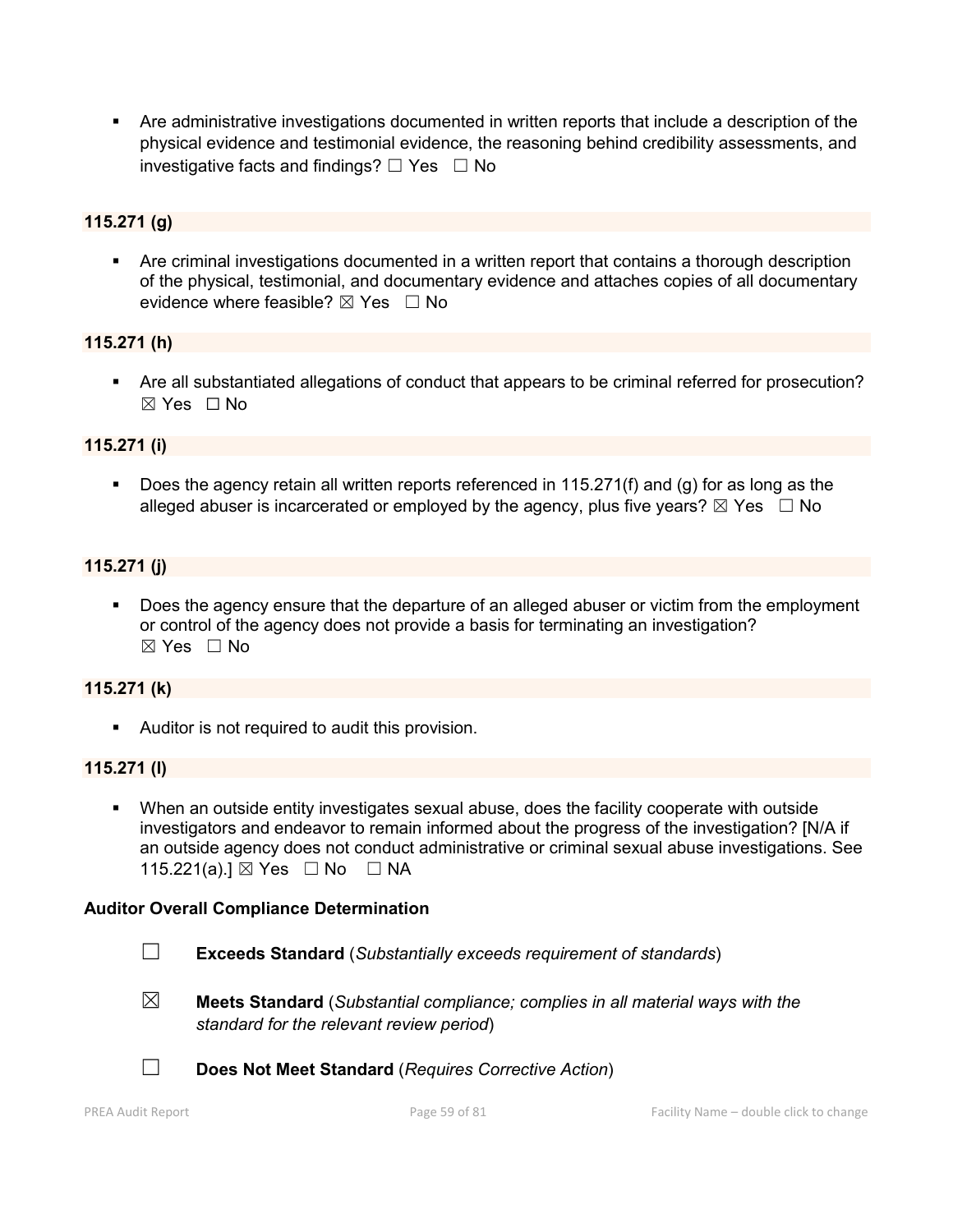- Are administrative investigations documented in written reports that include a description of the physical evidence and testimonial evidence, the reasoning behind credibility assessments, and investigative facts and findings? ☐ Yes ☐ No

**115.271 (g)**

- Are criminal investigations documented in a written report that contains a thorough description of the physical, testimonial, and documentary evidence and attaches copies of all documentary evidence where feasible? ☒ Yes ☐ No

**115.271 (h)**

- Are all substantiated allegations of conduct that appears to be criminal referred for prosecution? ☒ Yes ☐ No

**115.271 (i)**

- Does the agency retain all written reports referenced in 115.271(f) and (g) for as long as the alleged abuser is incarcerated or employed by the agency, plus five years? ☒ Yes ☐ No

**115.271 (j)**

- Does the agency ensure that the departure of an alleged abuser or victim from the employment or control of the agency does not provide a basis for terminating an investigation? ☒ Yes ☐ No

**115.271 (k)**

- Auditor is not required to audit this provision.

**115.271 (l)**

- When an outside entity investigates sexual abuse, does the facility cooperate with outside investigators and endeavor to remain informed about the progress of the investigation? [N/A if an outside agency does not conduct administrative or criminal sexual abuse investigations. See 115.221(a).] ☒ Yes ☐ No ☐ NA

**Auditor Overall Compliance Determination**

☐ **Exceeds Standard** (*Substantially exceeds requirement of standards*)

☒ **Meets Standard** (*Substantial compliance; complies in all material ways with the standard for the relevant review period*)

☐ **Does Not Meet Standard** (*Requires Corrective Action*)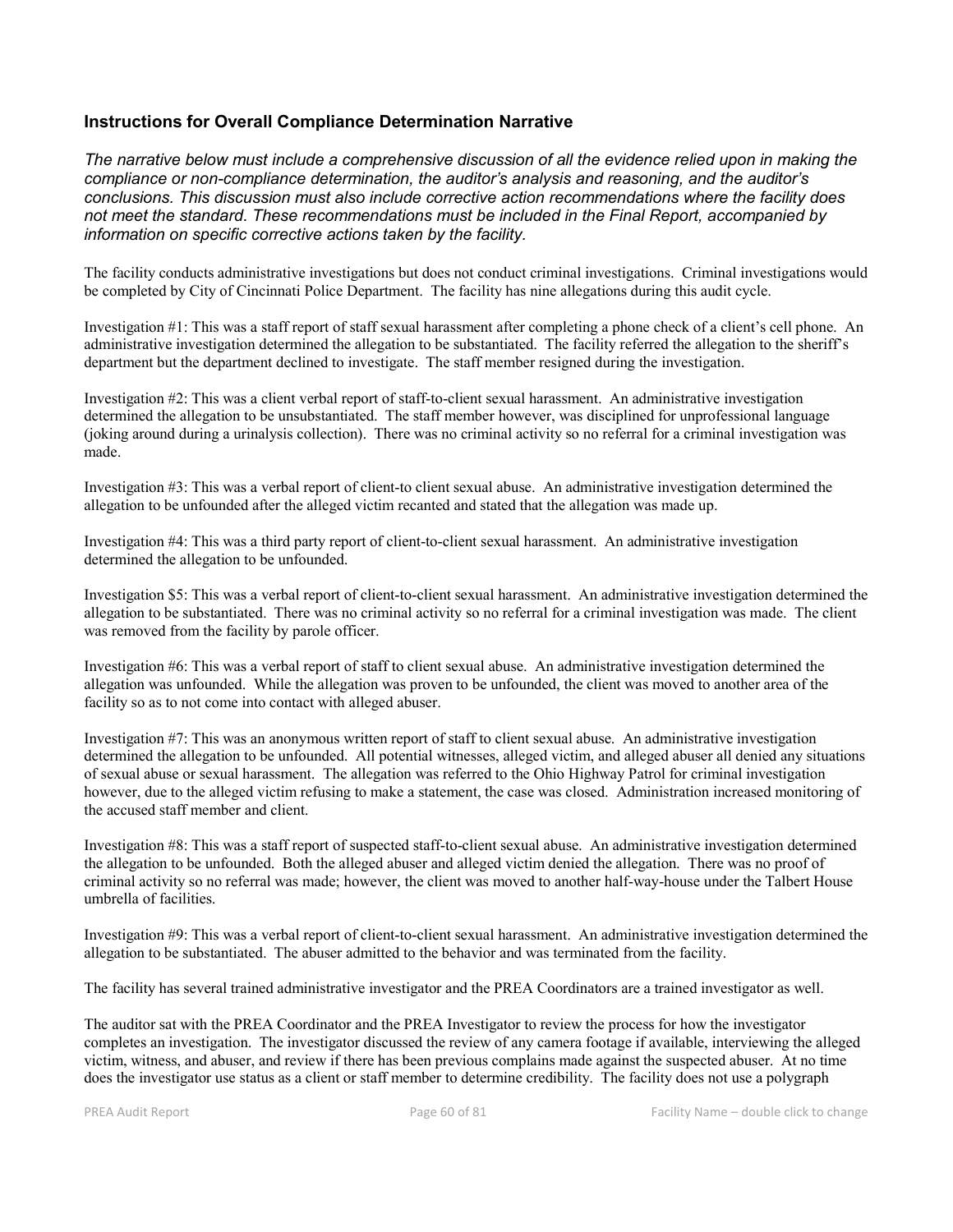### Instructions for Overall Compliance Determination Narrative

*The narrative below must include a comprehensive discussion of all the evidence relied upon in making the compliance or non-compliance determination, the auditor's analysis and reasoning, and the auditor's conclusions. This discussion must also include corrective action recommendations where the facility does not meet the standard. These recommendations must be included in the Final Report, accompanied by information on specific corrective actions taken by the facility.*

The facility conducts administrative investigations but does not conduct criminal investigations. Criminal investigations would be completed by City of Cincinnati Police Department. The facility has nine allegations during this audit cycle.

Investigation #1: This was a staff report of staff sexual harassment after completing a phone check of a client's cell phone. An administrative investigation determined the allegation to be substantiated. The facility referred the allegation to the sheriff's department but the department declined to investigate. The staff member resigned during the investigation.

Investigation #2: This was a client verbal report of staff-to-client sexual harassment. An administrative investigation determined the allegation to be unsubstantiated. The staff member however, was disciplined for unprofessional language (joking around during a urinalysis collection). There was no criminal activity so no referral for a criminal investigation was made.

Investigation #3: This was a verbal report of client-to client sexual abuse. An administrative investigation determined the allegation to be unfounded after the alleged victim recanted and stated that the allegation was made up.

Investigation #4: This was a third party report of client-to-client sexual harassment. An administrative investigation determined the allegation to be unfounded.

Investigation $5: This was a verbal report of client-to-client sexual harassment. An administrative investigation determined the allegation to be substantiated. There was no criminal activity so no referral for a criminal investigation was made. The client was removed from the facility by parole officer.

Investigation #6: This was a verbal report of staff to client sexual abuse. An administrative investigation determined the allegation was unfounded. While the allegation was proven to be unfounded, the client was moved to another area of the facility so as to not come into contact with alleged abuser.

Investigation #7: This was an anonymous written report of staff to client sexual abuse. An administrative investigation determined the allegation to be unfounded. All potential witnesses, alleged victim, and alleged abuser all denied any situations of sexual abuse or sexual harassment. The allegation was referred to the Ohio Highway Patrol for criminal investigation however, due to the alleged victim refusing to make a statement, the case was closed. Administration increased monitoring of the accused staff member and client.

Investigation #8: This was a staff report of suspected staff-to-client sexual abuse. An administrative investigation determined the allegation to be unfounded. Both the alleged abuser and alleged victim denied the allegation. There was no proof of criminal activity so no referral was made; however, the client was moved to another half-way-house under the Talbert House umbrella of facilities.

Investigation #9: This was a verbal report of client-to-client sexual harassment. An administrative investigation determined the allegation to be substantiated. The abuser admitted to the behavior and was terminated from the facility.

The facility has several trained administrative investigator and the PREA Coordinators are a trained investigator as well.

The auditor sat with the PREA Coordinator and the PREA Investigator to review the process for how the investigator completes an investigation. The investigator discussed the review of any camera footage if available, interviewing the alleged victim, witness, and abuser, and review if there has been previous complains made against the suspected abuser. At no time does the investigator use status as a client or staff member to determine credibility. The facility does not use a polygraph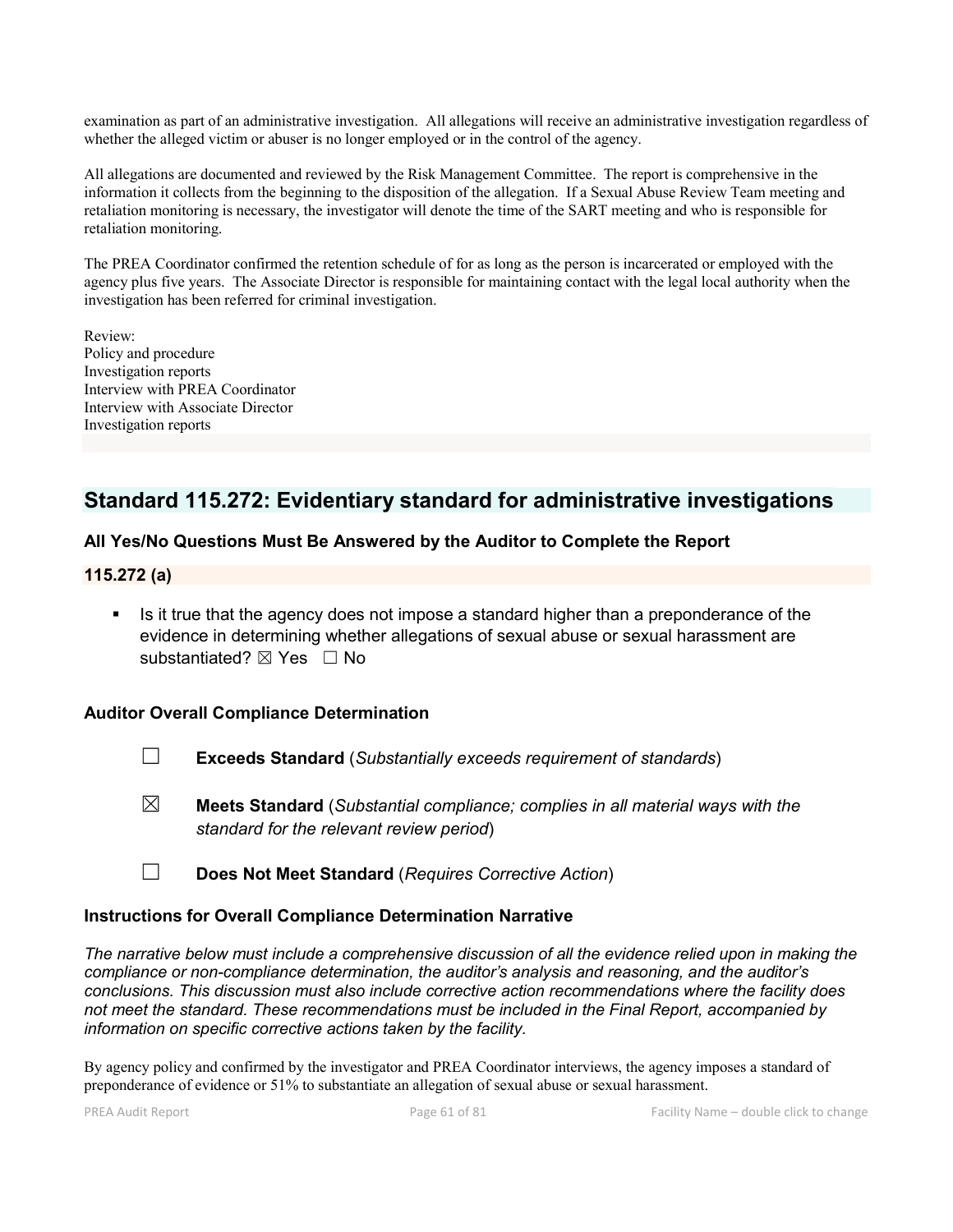examination as part of an administrative investigation. All allegations will receive an administrative investigation regardless of whether the alleged victim or abuser is no longer employed or in the control of the agency.

All allegations are documented and reviewed by the Risk Management Committee. The report is comprehensive in the information it collects from the beginning to the disposition of the allegation. If a Sexual Abuse Review Team meeting and retaliation monitoring is necessary, the investigator will denote the time of the SART meeting and who is responsible for retaliation monitoring.

The PREA Coordinator confirmed the retention schedule of for as long as the person is incarcerated or employed with the agency plus five years. The Associate Director is responsible for maintaining contact with the legal local authority when the investigation has been referred for criminal investigation.

Review:
Policy and procedure
Investigation reports
Interview with PREA Coordinator
Interview with Associate Director
Investigation reports

## Standard 115.272: Evidentiary standard for administrative investigations

### All Yes/No Questions Must Be Answered by the Auditor to Complete the Report

### 115.272 (a)

- Is it true that the agency does not impose a standard higher than a preponderance of the evidence in determining whether allegations of sexual abuse or sexual harassment are substantiated? ☒ Yes ☐ No

### Auditor Overall Compliance Determination

☐ **Exceeds Standard** (*Substantially exceeds requirement of standards*)

☒ **Meets Standard** (*Substantial compliance; complies in all material ways with the standard for the relevant review period*)

☐ **Does Not Meet Standard** (*Requires Corrective Action*)

### Instructions for Overall Compliance Determination Narrative

*The narrative below must include a comprehensive discussion of all the evidence relied upon in making the compliance or non-compliance determination, the auditor's analysis and reasoning, and the auditor's conclusions. This discussion must also include corrective action recommendations where the facility does not meet the standard. These recommendations must be included in the Final Report, accompanied by information on specific corrective actions taken by the facility.*

By agency policy and confirmed by the investigator and PREA Coordinator interviews, the agency imposes a standard of preponderance of evidence or 51% to substantiate an allegation of sexual abuse or sexual harassment.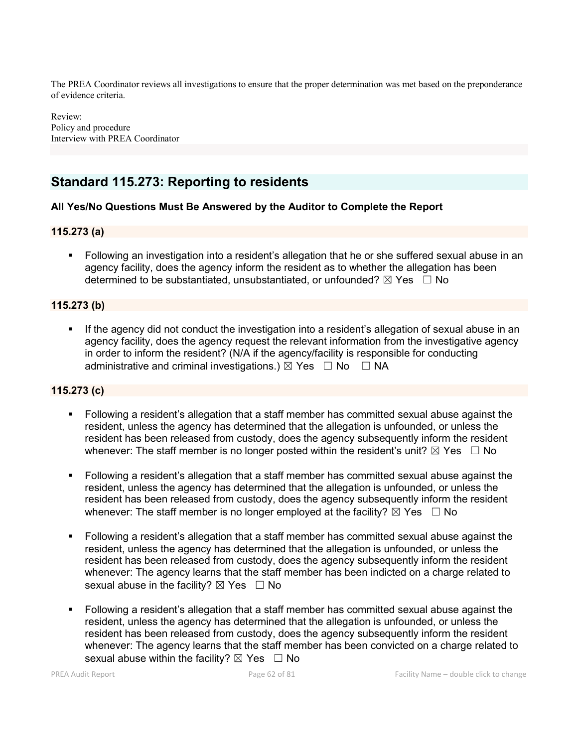The PREA Coordinator reviews all investigations to ensure that the proper determination was met based on the preponderance of evidence criteria.

Review:
Policy and procedure
Interview with PREA Coordinator

## Standard 115.273: Reporting to residents

**All Yes/No Questions Must Be Answered by the Auditor to Complete the Report**

### 115.273 (a)

- Following an investigation into a resident's allegation that he or she suffered sexual abuse in an agency facility, does the agency inform the resident as to whether the allegation has been determined to be substantiated, unsubstantiated, or unfounded? ☒ Yes ☐ No

### 115.273 (b)

- If the agency did not conduct the investigation into a resident's allegation of sexual abuse in an agency facility, does the agency request the relevant information from the investigative agency in order to inform the resident? (N/A if the agency/facility is responsible for conducting administrative and criminal investigations.) ☒ Yes ☐ No ☐ NA

### 115.273 (c)

- Following a resident's allegation that a staff member has committed sexual abuse against the resident, unless the agency has determined that the allegation is unfounded, or unless the resident has been released from custody, does the agency subsequently inform the resident whenever: The staff member is no longer posted within the resident's unit? ☒ Yes ☐ No
- Following a resident's allegation that a staff member has committed sexual abuse against the resident, unless the agency has determined that the allegation is unfounded, or unless the resident has been released from custody, does the agency subsequently inform the resident whenever: The staff member is no longer employed at the facility? ☒ Yes ☐ No
- Following a resident's allegation that a staff member has committed sexual abuse against the resident, unless the agency has determined that the allegation is unfounded, or unless the resident has been released from custody, does the agency subsequently inform the resident whenever: The agency learns that the staff member has been indicted on a charge related to sexual abuse in the facility? ☒ Yes ☐ No
- Following a resident's allegation that a staff member has committed sexual abuse against the resident, unless the agency has determined that the allegation is unfounded, or unless the resident has been released from custody, does the agency subsequently inform the resident whenever: The agency learns that the staff member has been convicted on a charge related to sexual abuse within the facility? ☒ Yes ☐ No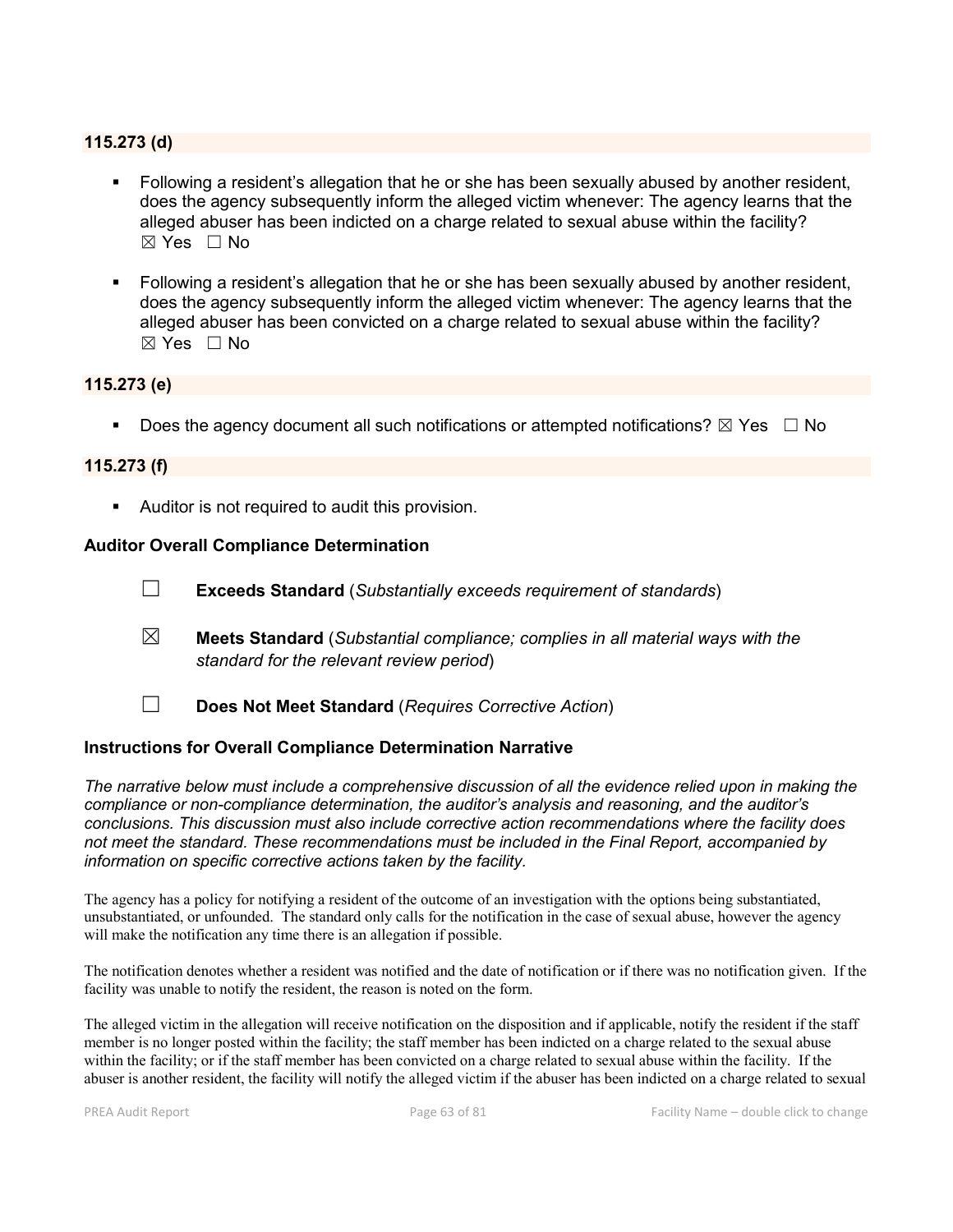### 115.273 (d)

- Following a resident's allegation that he or she has been sexually abused by another resident, does the agency subsequently inform the alleged victim whenever: The agency learns that the alleged abuser has been indicted on a charge related to sexual abuse within the facility? ☒ Yes ☐ No

- Following a resident's allegation that he or she has been sexually abused by another resident, does the agency subsequently inform the alleged victim whenever: The agency learns that the alleged abuser has been convicted on a charge related to sexual abuse within the facility? ☒ Yes ☐ No

### 115.273 (e)

- Does the agency document all such notifications or attempted notifications? ☒ Yes ☐ No

### 115.273 (f)

- Auditor is not required to audit this provision.

### Auditor Overall Compliance Determination

☐ **Exceeds Standard** (*Substantially exceeds requirement of standards*)

☒ **Meets Standard** (*Substantial compliance; complies in all material ways with the standard for the relevant review period*)

☐ **Does Not Meet Standard** (*Requires Corrective Action*)

### Instructions for Overall Compliance Determination Narrative

*The narrative below must include a comprehensive discussion of all the evidence relied upon in making the compliance or non-compliance determination, the auditor's analysis and reasoning, and the auditor's conclusions. This discussion must also include corrective action recommendations where the facility does not meet the standard. These recommendations must be included in the Final Report, accompanied by information on specific corrective actions taken by the facility.*

The agency has a policy for notifying a resident of the outcome of an investigation with the options being substantiated, unsubstantiated, or unfounded. The standard only calls for the notification in the case of sexual abuse, however the agency will make the notification any time there is an allegation if possible.

The notification denotes whether a resident was notified and the date of notification or if there was no notification given. If the facility was unable to notify the resident, the reason is noted on the form.

The alleged victim in the allegation will receive notification on the disposition and if applicable, notify the resident if the staff member is no longer posted within the facility; the staff member has been indicted on a charge related to the sexual abuse within the facility; or if the staff member has been convicted on a charge related to sexual abuse within the facility. If the abuser is another resident, the facility will notify the alleged victim if the abuser has been indicted on a charge related to sexual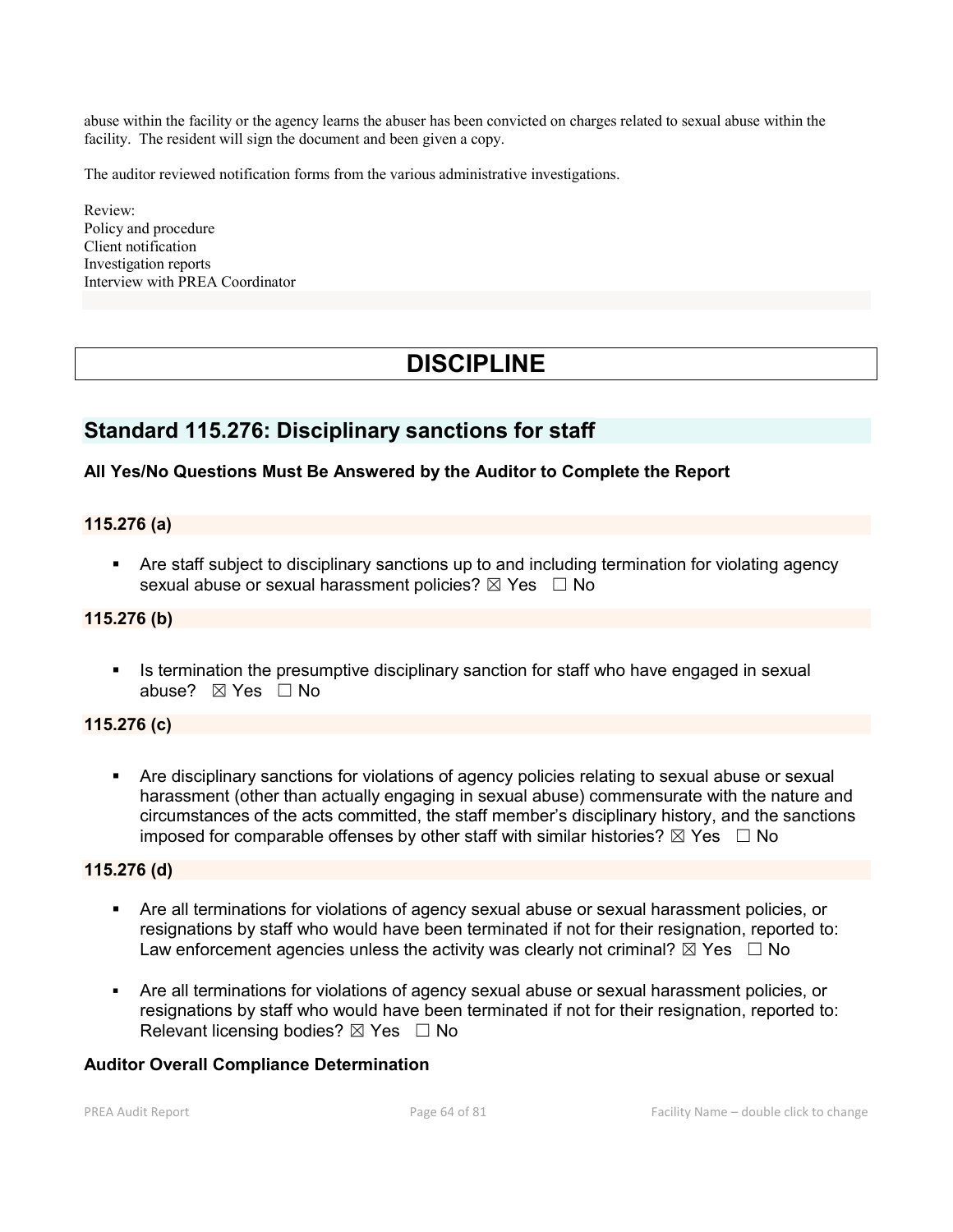abuse within the facility or the agency learns the abuser has been convicted on charges related to sexual abuse within the facility. The resident will sign the document and been given a copy.

The auditor reviewed notification forms from the various administrative investigations.

Review:
Policy and procedure
Client notification
Investigation reports
Interview with PREA Coordinator

# DISCIPLINE

## Standard 115.276: Disciplinary sanctions for staff

**All Yes/No Questions Must Be Answered by the Auditor to Complete the Report**

**115.276 (a)**

- Are staff subject to disciplinary sanctions up to and including termination for violating agency sexual abuse or sexual harassment policies? ☒ Yes ☐ No

**115.276 (b)**

- Is termination the presumptive disciplinary sanction for staff who have engaged in sexual abuse? ☒ Yes ☐ No

**115.276 (c)**

- Are disciplinary sanctions for violations of agency policies relating to sexual abuse or sexual harassment (other than actually engaging in sexual abuse) commensurate with the nature and circumstances of the acts committed, the staff member's disciplinary history, and the sanctions imposed for comparable offenses by other staff with similar histories? ☒ Yes ☐ No

**115.276 (d)**

- Are all terminations for violations of agency sexual abuse or sexual harassment policies, or resignations by staff who would have been terminated if not for their resignation, reported to: Law enforcement agencies unless the activity was clearly not criminal? ☒ Yes ☐ No

- Are all terminations for violations of agency sexual abuse or sexual harassment policies, or resignations by staff who would have been terminated if not for their resignation, reported to: Relevant licensing bodies? ☒ Yes ☐ No

**Auditor Overall Compliance Determination**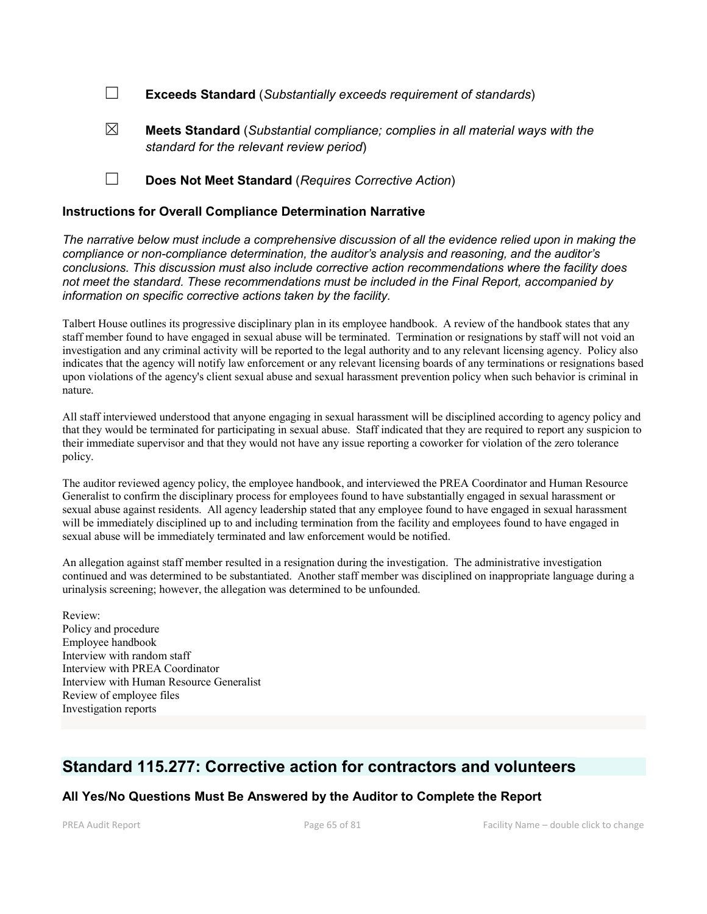☐ **Exceeds Standard** (*Substantially exceeds requirement of standards*)

☒ **Meets Standard** (*Substantial compliance; complies in all material ways with the standard for the relevant review period*)

☐ **Does Not Meet Standard** (*Requires Corrective Action*)

### Instructions for Overall Compliance Determination Narrative

*The narrative below must include a comprehensive discussion of all the evidence relied upon in making the compliance or non-compliance determination, the auditor's analysis and reasoning, and the auditor's conclusions. This discussion must also include corrective action recommendations where the facility does not meet the standard. These recommendations must be included in the Final Report, accompanied by information on specific corrective actions taken by the facility.*

Talbert House outlines its progressive disciplinary plan in its employee handbook. A review of the handbook states that any staff member found to have engaged in sexual abuse will be terminated. Termination or resignations by staff will not void an investigation and any criminal activity will be reported to the legal authority and to any relevant licensing agency. Policy also indicates that the agency will notify law enforcement or any relevant licensing boards of any terminations or resignations based upon violations of the agency's client sexual abuse and sexual harassment prevention policy when such behavior is criminal in nature.

All staff interviewed understood that anyone engaging in sexual harassment will be disciplined according to agency policy and that they would be terminated for participating in sexual abuse. Staff indicated that they are required to report any suspicion to their immediate supervisor and that they would not have any issue reporting a coworker for violation of the zero tolerance policy.

The auditor reviewed agency policy, the employee handbook, and interviewed the PREA Coordinator and Human Resource Generalist to confirm the disciplinary process for employees found to have substantially engaged in sexual harassment or sexual abuse against residents. All agency leadership stated that any employee found to have engaged in sexual harassment will be immediately disciplined up to and including termination from the facility and employees found to have engaged in sexual abuse will be immediately terminated and law enforcement would be notified.

An allegation against staff member resulted in a resignation during the investigation. The administrative investigation continued and was determined to be substantiated. Another staff member was disciplined on inappropriate language during a urinalysis screening; however, the allegation was determined to be unfounded.

Review:
Policy and procedure
Employee handbook
Interview with random staff
Interview with PREA Coordinator
Interview with Human Resource Generalist
Review of employee files
Investigation reports

## Standard 115.277: Corrective action for contractors and volunteers

### All Yes/No Questions Must Be Answered by the Auditor to Complete the Report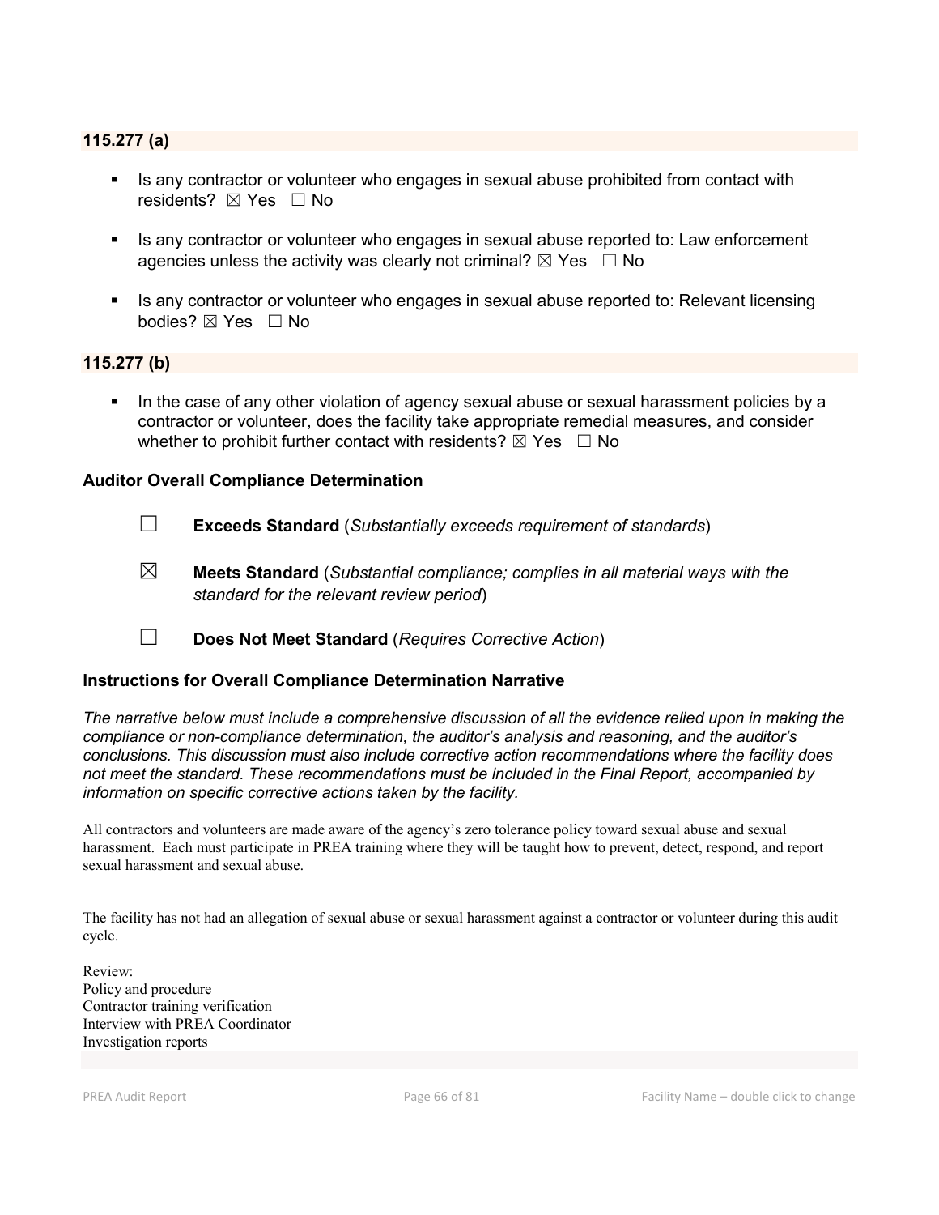### 115.277 (a)

- Is any contractor or volunteer who engages in sexual abuse prohibited from contact with residents? ☒ Yes ☐ No

- Is any contractor or volunteer who engages in sexual abuse reported to: Law enforcement agencies unless the activity was clearly not criminal? ☒ Yes ☐ No

- Is any contractor or volunteer who engages in sexual abuse reported to: Relevant licensing bodies? ☒ Yes ☐ No

### 115.277 (b)

- In the case of any other violation of agency sexual abuse or sexual harassment policies by a contractor or volunteer, does the facility take appropriate remedial measures, and consider whether to prohibit further contact with residents? ☒ Yes ☐ No

### Auditor Overall Compliance Determination

☐ **Exceeds Standard** (*Substantially exceeds requirement of standards*)

☒ **Meets Standard** (*Substantial compliance; complies in all material ways with the standard for the relevant review period*)

☐ **Does Not Meet Standard** (*Requires Corrective Action*)

### Instructions for Overall Compliance Determination Narrative

*The narrative below must include a comprehensive discussion of all the evidence relied upon in making the compliance or non-compliance determination, the auditor's analysis and reasoning, and the auditor's conclusions. This discussion must also include corrective action recommendations where the facility does not meet the standard. These recommendations must be included in the Final Report, accompanied by information on specific corrective actions taken by the facility.*

All contractors and volunteers are made aware of the agency's zero tolerance policy toward sexual abuse and sexual harassment. Each must participate in PREA training where they will be taught how to prevent, detect, respond, and report sexual harassment and sexual abuse.

The facility has not had an allegation of sexual abuse or sexual harassment against a contractor or volunteer during this audit cycle.

Review:
Policy and procedure
Contractor training verification
Interview with PREA Coordinator
Investigation reports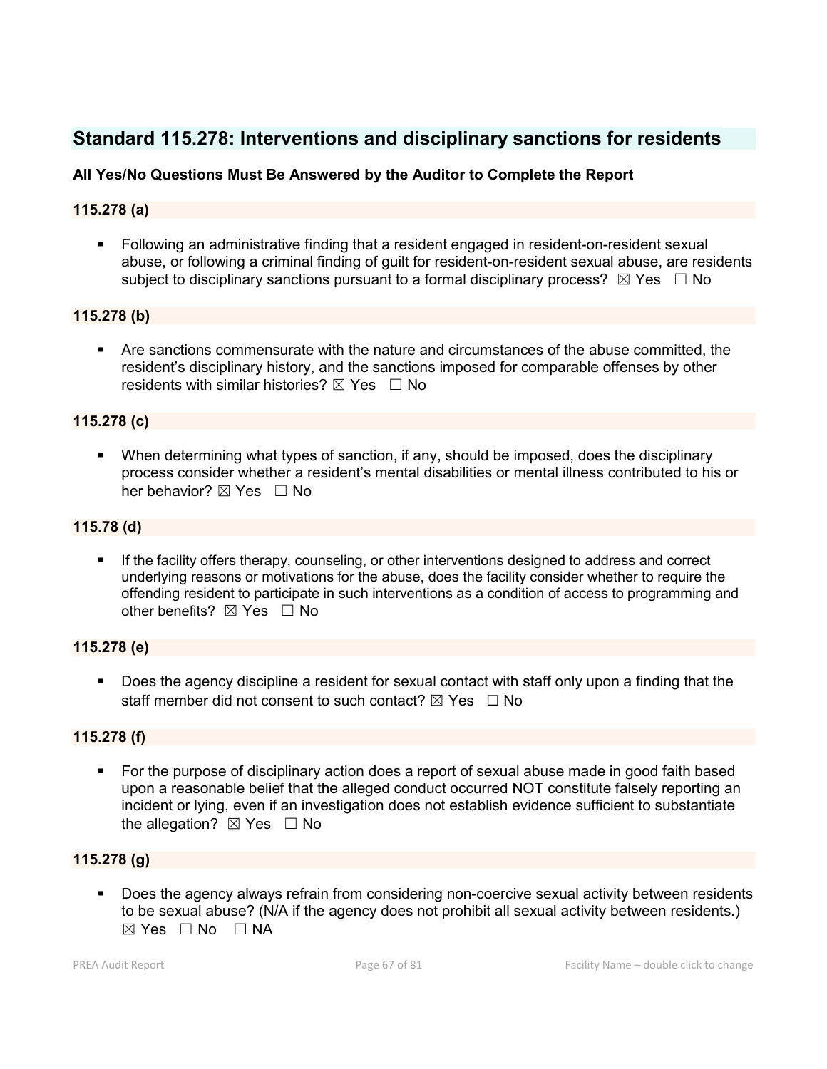## Standard 115.278: Interventions and disciplinary sanctions for residents

**All Yes/No Questions Must Be Answered by the Auditor to Complete the Report**

**115.278 (a)**

- Following an administrative finding that a resident engaged in resident-on-resident sexual abuse, or following a criminal finding of guilt for resident-on-resident sexual abuse, are residents subject to disciplinary sanctions pursuant to a formal disciplinary process? ☒ Yes ☐ No

**115.278 (b)**

- Are sanctions commensurate with the nature and circumstances of the abuse committed, the resident's disciplinary history, and the sanctions imposed for comparable offenses by other residents with similar histories? ☒ Yes ☐ No

**115.278 (c)**

- When determining what types of sanction, if any, should be imposed, does the disciplinary process consider whether a resident's mental disabilities or mental illness contributed to his or her behavior? ☒ Yes ☐ No

**115.78 (d)**

- If the facility offers therapy, counseling, or other interventions designed to address and correct underlying reasons or motivations for the abuse, does the facility consider whether to require the offending resident to participate in such interventions as a condition of access to programming and other benefits? ☒ Yes ☐ No

**115.278 (e)**

- Does the agency discipline a resident for sexual contact with staff only upon a finding that the staff member did not consent to such contact? ☒ Yes ☐ No

**115.278 (f)**

- For the purpose of disciplinary action does a report of sexual abuse made in good faith based upon a reasonable belief that the alleged conduct occurred NOT constitute falsely reporting an incident or lying, even if an investigation does not establish evidence sufficient to substantiate the allegation? ☒ Yes ☐ No

**115.278 (g)**

- Does the agency always refrain from considering non-coercive sexual activity between residents to be sexual abuse? (N/A if the agency does not prohibit all sexual activity between residents.) ☒ Yes ☐ No ☐ NA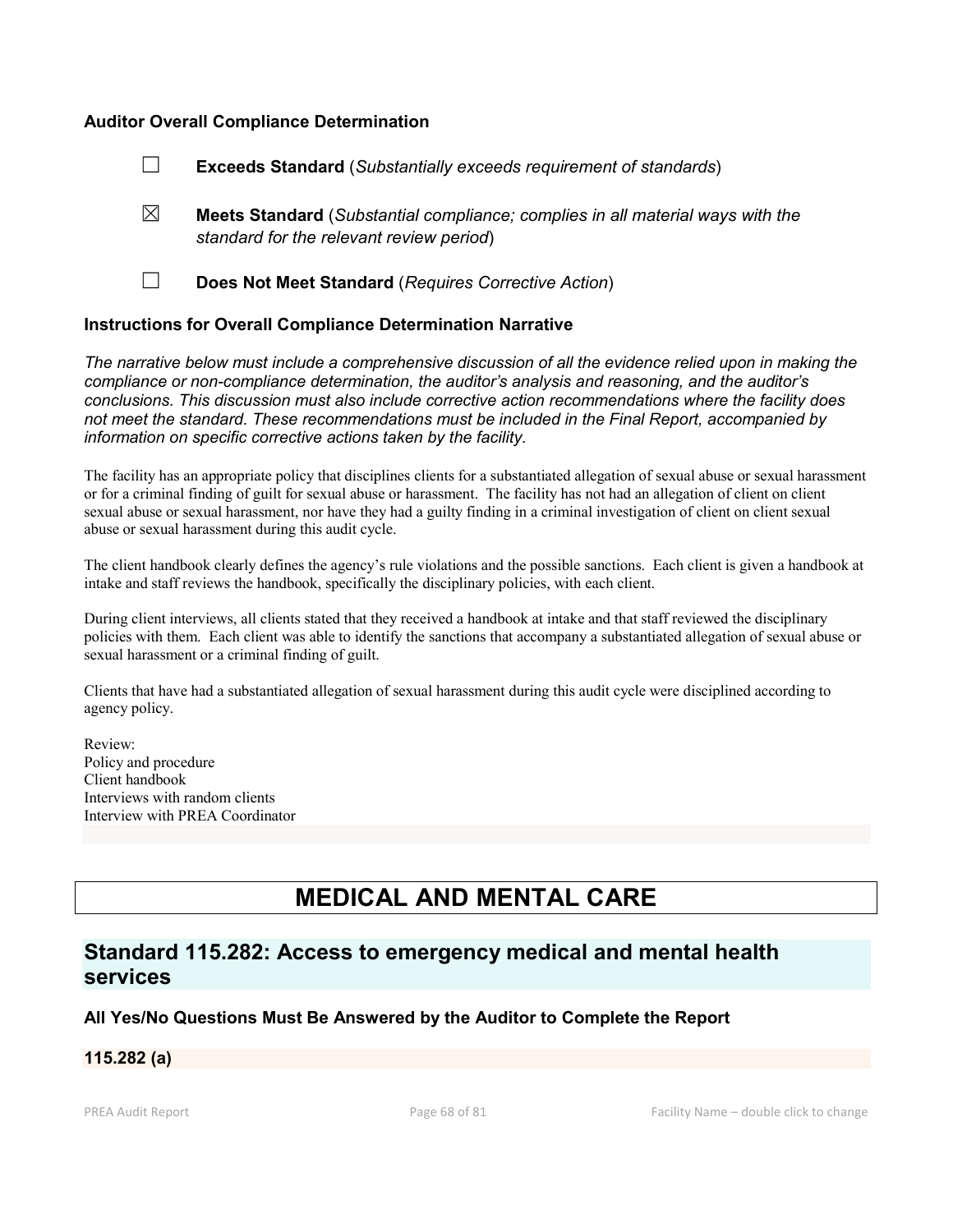### Auditor Overall Compliance Determination

☐ **Exceeds Standard** (*Substantially exceeds requirement of standards*)

☒ **Meets Standard** (*Substantial compliance; complies in all material ways with the standard for the relevant review period*)

☐ **Does Not Meet Standard** (*Requires Corrective Action*)

### Instructions for Overall Compliance Determination Narrative

*The narrative below must include a comprehensive discussion of all the evidence relied upon in making the compliance or non-compliance determination, the auditor's analysis and reasoning, and the auditor's conclusions. This discussion must also include corrective action recommendations where the facility does not meet the standard. These recommendations must be included in the Final Report, accompanied by information on specific corrective actions taken by the facility.*

The facility has an appropriate policy that disciplines clients for a substantiated allegation of sexual abuse or sexual harassment or for a criminal finding of guilt for sexual abuse or harassment. The facility has not had an allegation of client on client sexual abuse or sexual harassment, nor have they had a guilty finding in a criminal investigation of client on client sexual abuse or sexual harassment during this audit cycle.

The client handbook clearly defines the agency's rule violations and the possible sanctions. Each client is given a handbook at intake and staff reviews the handbook, specifically the disciplinary policies, with each client.

During client interviews, all clients stated that they received a handbook at intake and that staff reviewed the disciplinary policies with them. Each client was able to identify the sanctions that accompany a substantiated allegation of sexual abuse or sexual harassment or a criminal finding of guilt.

Clients that have had a substantiated allegation of sexual harassment during this audit cycle were disciplined according to agency policy.

Review:
Policy and procedure
Client handbook
Interviews with random clients
Interview with PREA Coordinator

# MEDICAL AND MENTAL CARE

## Standard 115.282: Access to emergency medical and mental health services

### All Yes/No Questions Must Be Answered by the Auditor to Complete the Report

### 115.282 (a)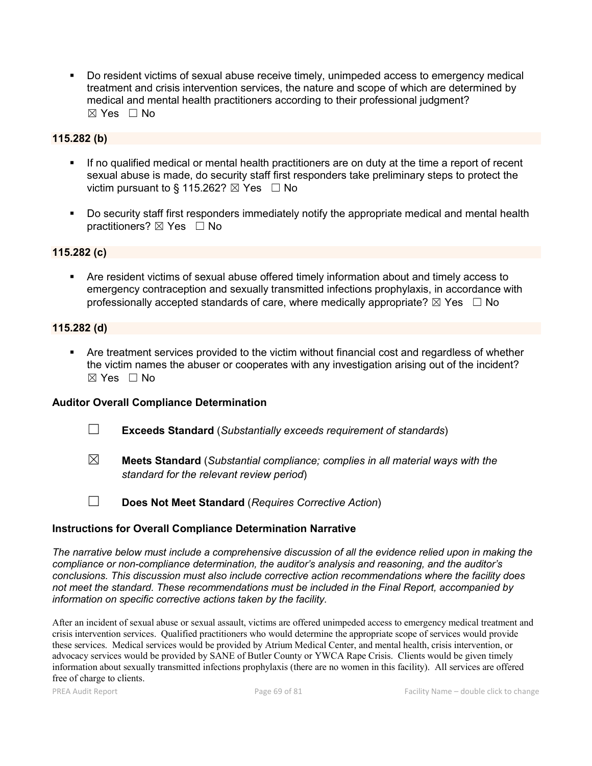- Do resident victims of sexual abuse receive timely, unimpeded access to emergency medical treatment and crisis intervention services, the nature and scope of which are determined by medical and mental health practitioners according to their professional judgment?
  ☒ Yes ☐ No

**115.282 (b)**

- If no qualified medical or mental health practitioners are on duty at the time a report of recent sexual abuse is made, do security staff first responders take preliminary steps to protect the victim pursuant to § 115.262? ☒ Yes ☐ No

- Do security staff first responders immediately notify the appropriate medical and mental health practitioners? ☒ Yes ☐ No

**115.282 (c)**

- Are resident victims of sexual abuse offered timely information about and timely access to emergency contraception and sexually transmitted infections prophylaxis, in accordance with professionally accepted standards of care, where medically appropriate? ☒ Yes ☐ No

**115.282 (d)**

- Are treatment services provided to the victim without financial cost and regardless of whether the victim names the abuser or cooperates with any investigation arising out of the incident?
  ☒ Yes ☐ No

**Auditor Overall Compliance Determination**

☐ **Exceeds Standard** (*Substantially exceeds requirement of standards*)

☒ **Meets Standard** (*Substantial compliance; complies in all material ways with the standard for the relevant review period*)

☐ **Does Not Meet Standard** (*Requires Corrective Action*)

**Instructions for Overall Compliance Determination Narrative**

*The narrative below must include a comprehensive discussion of all the evidence relied upon in making the compliance or non-compliance determination, the auditor's analysis and reasoning, and the auditor's conclusions. This discussion must also include corrective action recommendations where the facility does not meet the standard. These recommendations must be included in the Final Report, accompanied by information on specific corrective actions taken by the facility.*

After an incident of sexual abuse or sexual assault, victims are offered unimpeded access to emergency medical treatment and crisis intervention services. Qualified practitioners who would determine the appropriate scope of services would provide these services. Medical services would be provided by Atrium Medical Center, and mental health, crisis intervention, or advocacy services would be provided by SANE of Butler County or YWCA Rape Crisis. Clients would be given timely information about sexually transmitted infections prophylaxis (there are no women in this facility). All services are offered free of charge to clients.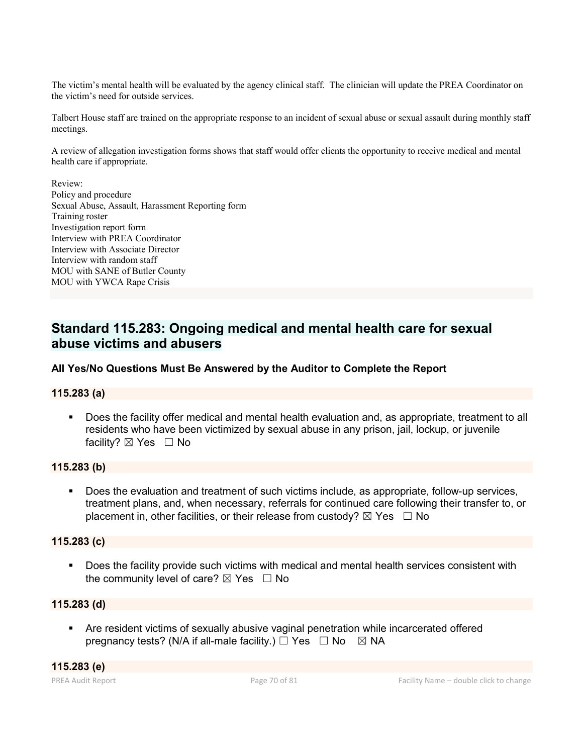The victim's mental health will be evaluated by the agency clinical staff. The clinician will update the PREA Coordinator on the victim's need for outside services.

Talbert House staff are trained on the appropriate response to an incident of sexual abuse or sexual assault during monthly staff meetings.

A review of allegation investigation forms shows that staff would offer clients the opportunity to receive medical and mental health care if appropriate.

Review:
Policy and procedure
Sexual Abuse, Assault, Harassment Reporting form
Training roster
Investigation report form
Interview with PREA Coordinator
Interview with Associate Director
Interview with random staff
MOU with SANE of Butler County
MOU with YWCA Rape Crisis

## Standard 115.283: Ongoing medical and mental health care for sexual abuse victims and abusers

**All Yes/No Questions Must Be Answered by the Auditor to Complete the Report**

**115.283 (a)**

- Does the facility offer medical and mental health evaluation and, as appropriate, treatment to all residents who have been victimized by sexual abuse in any prison, jail, lockup, or juvenile facility? ☒ Yes ☐ No

**115.283 (b)**

- Does the evaluation and treatment of such victims include, as appropriate, follow-up services, treatment plans, and, when necessary, referrals for continued care following their transfer to, or placement in, other facilities, or their release from custody? ☒ Yes ☐ No

**115.283 (c)**

- Does the facility provide such victims with medical and mental health services consistent with the community level of care? ☒ Yes ☐ No

**115.283 (d)**

- Are resident victims of sexually abusive vaginal penetration while incarcerated offered pregnancy tests? (N/A if all-male facility.) ☐ Yes ☐ No ☒ NA

**115.283 (e)**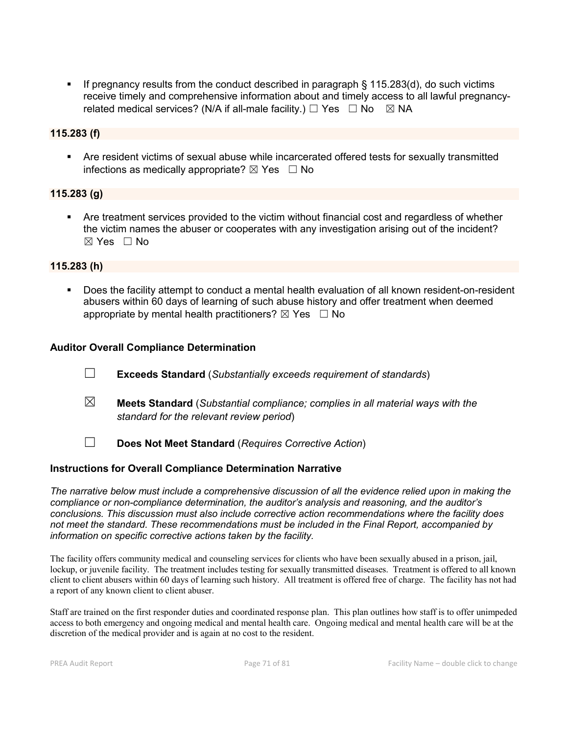- If pregnancy results from the conduct described in paragraph § 115.283(d), do such victims receive timely and comprehensive information about and timely access to all lawful pregnancy-related medical services? (N/A if all-male facility.) ☐ Yes ☐ No ☒ NA

**115.283 (f)**

- Are resident victims of sexual abuse while incarcerated offered tests for sexually transmitted infections as medically appropriate? ☒ Yes ☐ No

**115.283 (g)**

- Are treatment services provided to the victim without financial cost and regardless of whether the victim names the abuser or cooperates with any investigation arising out of the incident? ☒ Yes ☐ No

**115.283 (h)**

- Does the facility attempt to conduct a mental health evaluation of all known resident-on-resident abusers within 60 days of learning of such abuse history and offer treatment when deemed appropriate by mental health practitioners? ☒ Yes ☐ No

### Auditor Overall Compliance Determination

☐ **Exceeds Standard** (*Substantially exceeds requirement of standards*)

☒ **Meets Standard** (*Substantial compliance; complies in all material ways with the standard for the relevant review period*)

☐ **Does Not Meet Standard** (*Requires Corrective Action*)

### Instructions for Overall Compliance Determination Narrative

*The narrative below must include a comprehensive discussion of all the evidence relied upon in making the compliance or non-compliance determination, the auditor's analysis and reasoning, and the auditor's conclusions. This discussion must also include corrective action recommendations where the facility does not meet the standard. These recommendations must be included in the Final Report, accompanied by information on specific corrective actions taken by the facility.*

The facility offers community medical and counseling services for clients who have been sexually abused in a prison, jail, lockup, or juvenile facility. The treatment includes testing for sexually transmitted diseases. Treatment is offered to all known client to client abusers within 60 days of learning such history. All treatment is offered free of charge. The facility has not had a report of any known client to client abuser.

Staff are trained on the first responder duties and coordinated response plan. This plan outlines how staff is to offer unimpeded access to both emergency and ongoing medical and mental health care. Ongoing medical and mental health care will be at the discretion of the medical provider and is again at no cost to the resident.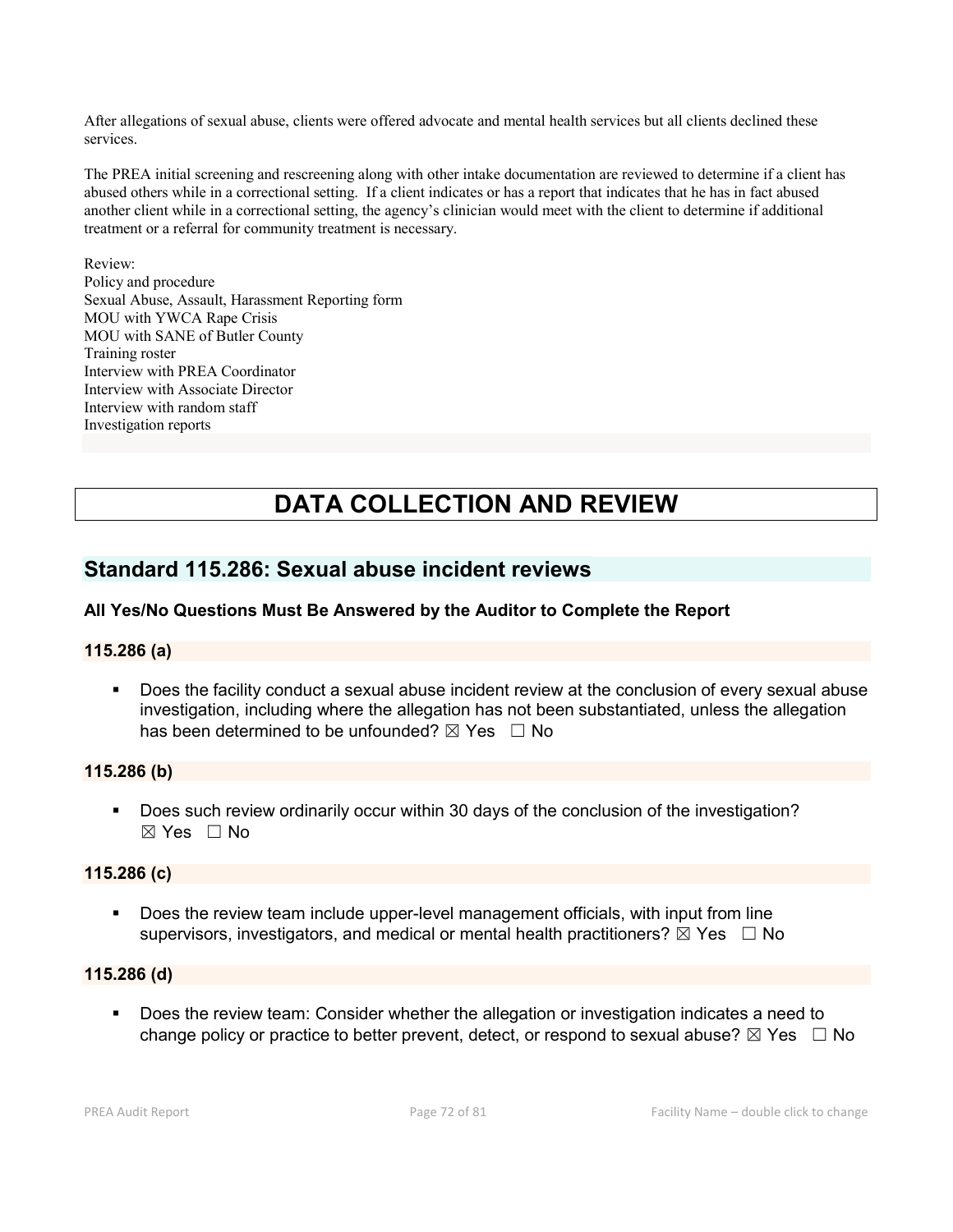After allegations of sexual abuse, clients were offered advocate and mental health services but all clients declined these services.

The PREA initial screening and rescreening along with other intake documentation are reviewed to determine if a client has abused others while in a correctional setting. If a client indicates or has a report that indicates that he has in fact abused another client while in a correctional setting, the agency's clinician would meet with the client to determine if additional treatment or a referral for community treatment is necessary.

Review:
Policy and procedure
Sexual Abuse, Assault, Harassment Reporting form
MOU with YWCA Rape Crisis
MOU with SANE of Butler County
Training roster
Interview with PREA Coordinator
Interview with Associate Director
Interview with random staff
Investigation reports

# DATA COLLECTION AND REVIEW

## Standard 115.286: Sexual abuse incident reviews

### All Yes/No Questions Must Be Answered by the Auditor to Complete the Report

#### 115.286 (a)

- Does the facility conduct a sexual abuse incident review at the conclusion of every sexual abuse investigation, including where the allegation has not been substantiated, unless the allegation has been determined to be unfounded? ☒ Yes ☐ No

#### 115.286 (b)

- Does such review ordinarily occur within 30 days of the conclusion of the investigation? ☒ Yes ☐ No

#### 115.286 (c)

- Does the review team include upper-level management officials, with input from line supervisors, investigators, and medical or mental health practitioners? ☒ Yes ☐ No

#### 115.286 (d)

- Does the review team: Consider whether the allegation or investigation indicates a need to change policy or practice to better prevent, detect, or respond to sexual abuse? ☒ Yes ☐ No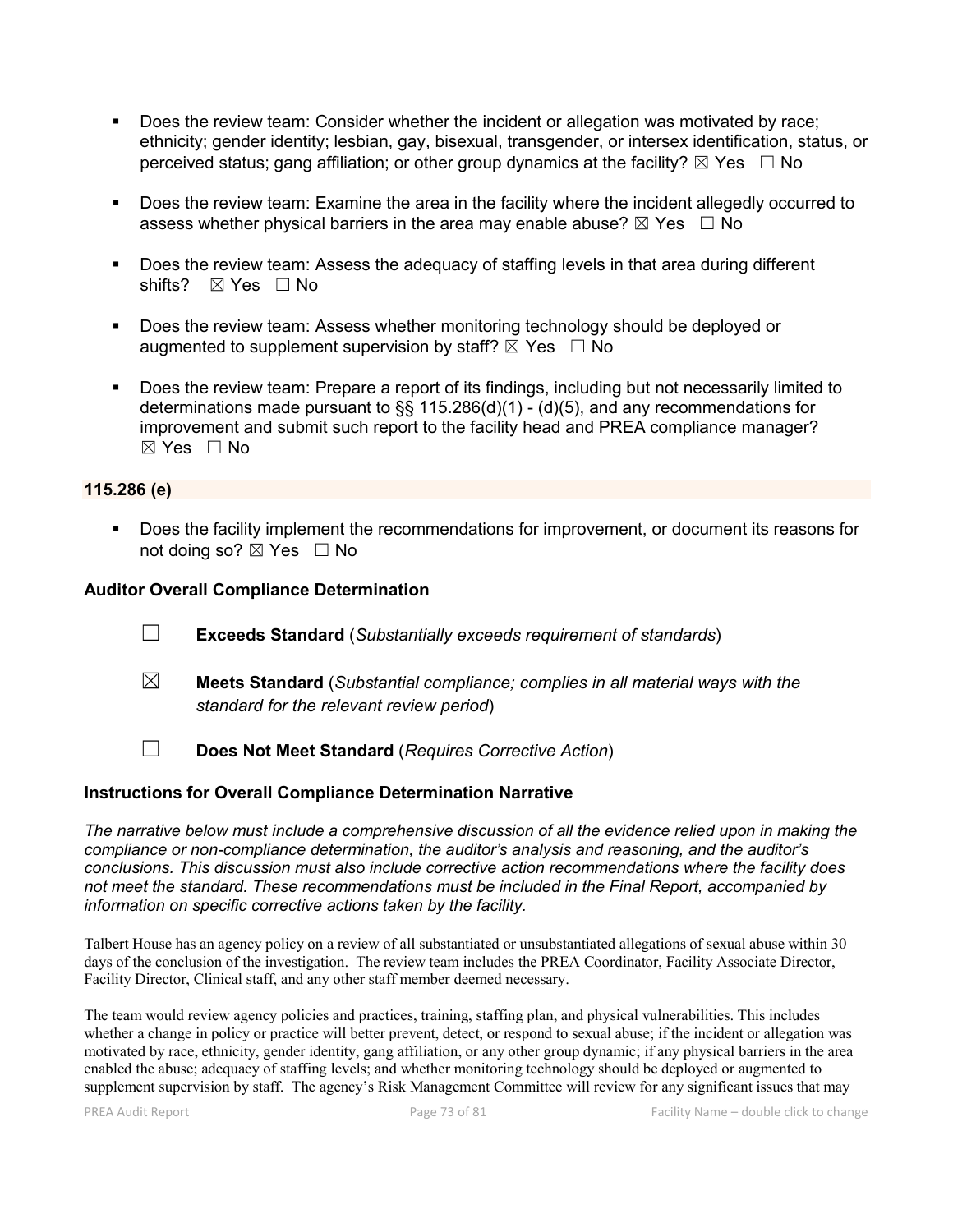- Does the review team: Consider whether the incident or allegation was motivated by race; ethnicity; gender identity; lesbian, gay, bisexual, transgender, or intersex identification, status, or perceived status; gang affiliation; or other group dynamics at the facility? ☒ Yes ☐ No

- Does the review team: Examine the area in the facility where the incident allegedly occurred to assess whether physical barriers in the area may enable abuse? ☒ Yes ☐ No

- Does the review team: Assess the adequacy of staffing levels in that area during different shifts? ☒ Yes ☐ No

- Does the review team: Assess whether monitoring technology should be deployed or augmented to supplement supervision by staff? ☒ Yes ☐ No

- Does the review team: Prepare a report of its findings, including but not necessarily limited to determinations made pursuant to §§ 115.286(d)(1) - (d)(5), and any recommendations for improvement and submit such report to the facility head and PREA compliance manager? ☒ Yes ☐ No

**115.286 (e)**

- Does the facility implement the recommendations for improvement, or document its reasons for not doing so? ☒ Yes ☐ No

### Auditor Overall Compliance Determination

☐ **Exceeds Standard** (*Substantially exceeds requirement of standards*)

☒ **Meets Standard** (*Substantial compliance; complies in all material ways with the standard for the relevant review period*)

☐ **Does Not Meet Standard** (*Requires Corrective Action*)

### Instructions for Overall Compliance Determination Narrative

*The narrative below must include a comprehensive discussion of all the evidence relied upon in making the compliance or non-compliance determination, the auditor's analysis and reasoning, and the auditor's conclusions. This discussion must also include corrective action recommendations where the facility does not meet the standard. These recommendations must be included in the Final Report, accompanied by information on specific corrective actions taken by the facility.*

Talbert House has an agency policy on a review of all substantiated or unsubstantiated allegations of sexual abuse within 30 days of the conclusion of the investigation. The review team includes the PREA Coordinator, Facility Associate Director, Facility Director, Clinical staff, and any other staff member deemed necessary.

The team would review agency policies and practices, training, staffing plan, and physical vulnerabilities. This includes whether a change in policy or practice will better prevent, detect, or respond to sexual abuse; if the incident or allegation was motivated by race, ethnicity, gender identity, gang affiliation, or any other group dynamic; if any physical barriers in the area enabled the abuse; adequacy of staffing levels; and whether monitoring technology should be deployed or augmented to supplement supervision by staff. The agency's Risk Management Committee will review for any significant issues that may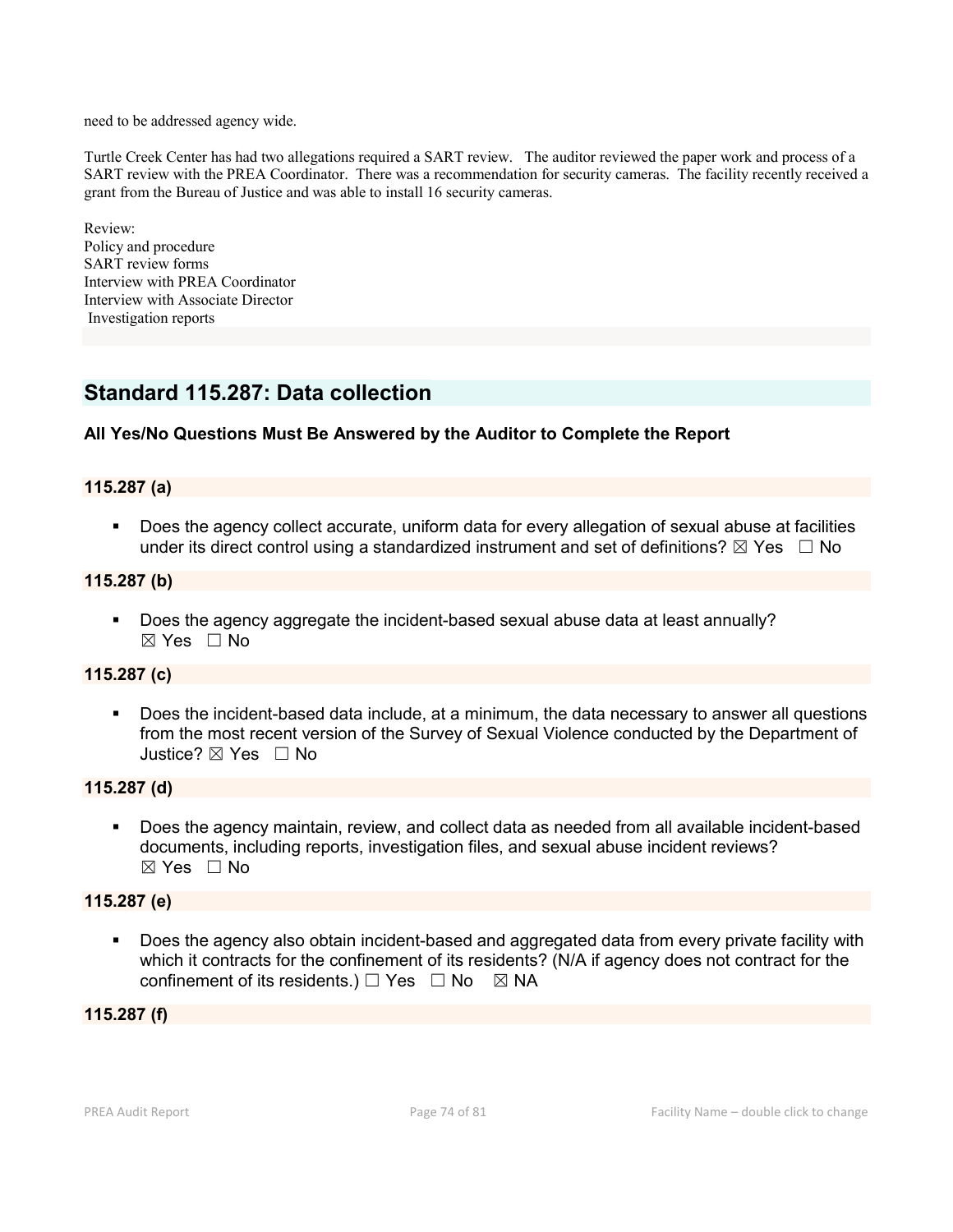need to be addressed agency wide.

Turtle Creek Center has had two allegations required a SART review. The auditor reviewed the paper work and process of a SART review with the PREA Coordinator. There was a recommendation for security cameras. The facility recently received a grant from the Bureau of Justice and was able to install 16 security cameras.

Review:
Policy and procedure
SART review forms
Interview with PREA Coordinator
Interview with Associate Director
Investigation reports

## Standard 115.287: Data collection

**All Yes/No Questions Must Be Answered by the Auditor to Complete the Report**

### 115.287 (a)

- Does the agency collect accurate, uniform data for every allegation of sexual abuse at facilities under its direct control using a standardized instrument and set of definitions? ☒ Yes ☐ No

### 115.287 (b)

- Does the agency aggregate the incident-based sexual abuse data at least annually? ☒ Yes ☐ No

### 115.287 (c)

- Does the incident-based data include, at a minimum, the data necessary to answer all questions from the most recent version of the Survey of Sexual Violence conducted by the Department of Justice? ☒ Yes ☐ No

### 115.287 (d)

- Does the agency maintain, review, and collect data as needed from all available incident-based documents, including reports, investigation files, and sexual abuse incident reviews? ☒ Yes ☐ No

### 115.287 (e)

- Does the agency also obtain incident-based and aggregated data from every private facility with which it contracts for the confinement of its residents? (N/A if agency does not contract for the confinement of its residents.) ☐ Yes ☐ No ☒ NA

### 115.287 (f)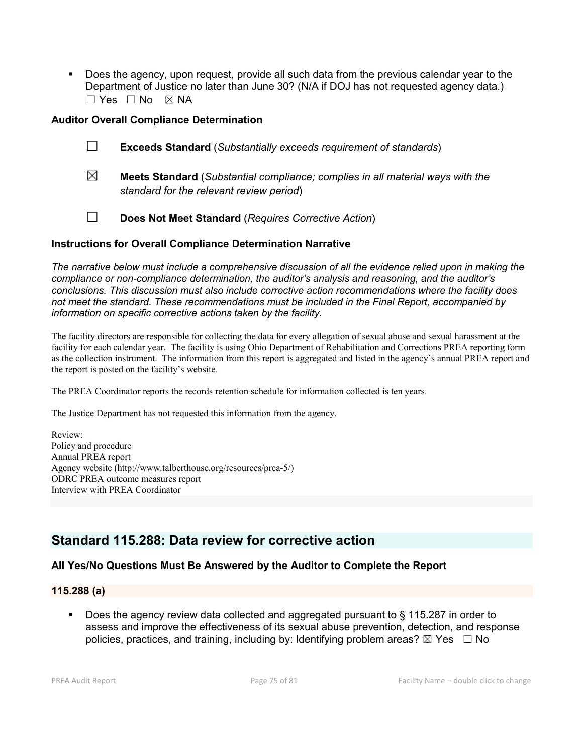- Does the agency, upon request, provide all such data from the previous calendar year to the Department of Justice no later than June 30? (N/A if DOJ has not requested agency data.) ☐ Yes ☐ No ☒ NA

**Auditor Overall Compliance Determination**

☐ **Exceeds Standard** (*Substantially exceeds requirement of standards*)

☒ **Meets Standard** (*Substantial compliance; complies in all material ways with the standard for the relevant review period*)

☐ **Does Not Meet Standard** (*Requires Corrective Action*)

**Instructions for Overall Compliance Determination Narrative**

*The narrative below must include a comprehensive discussion of all the evidence relied upon in making the compliance or non-compliance determination, the auditor's analysis and reasoning, and the auditor's conclusions. This discussion must also include corrective action recommendations where the facility does not meet the standard. These recommendations must be included in the Final Report, accompanied by information on specific corrective actions taken by the facility.*

The facility directors are responsible for collecting the data for every allegation of sexual abuse and sexual harassment at the facility for each calendar year. The facility is using Ohio Department of Rehabilitation and Corrections PREA reporting form as the collection instrument. The information from this report is aggregated and listed in the agency's annual PREA report and the report is posted on the facility's website.

The PREA Coordinator reports the records retention schedule for information collected is ten years.

The Justice Department has not requested this information from the agency.

Review:
Policy and procedure
Annual PREA report
Agency website (http://www.talberthouse.org/resources/prea-5/)
ODRC PREA outcome measures report
Interview with PREA Coordinator

## Standard 115.288: Data review for corrective action

**All Yes/No Questions Must Be Answered by the Auditor to Complete the Report**

### 115.288 (a)

- Does the agency review data collected and aggregated pursuant to § 115.287 in order to assess and improve the effectiveness of its sexual abuse prevention, detection, and response policies, practices, and training, including by: Identifying problem areas? ☒ Yes ☐ No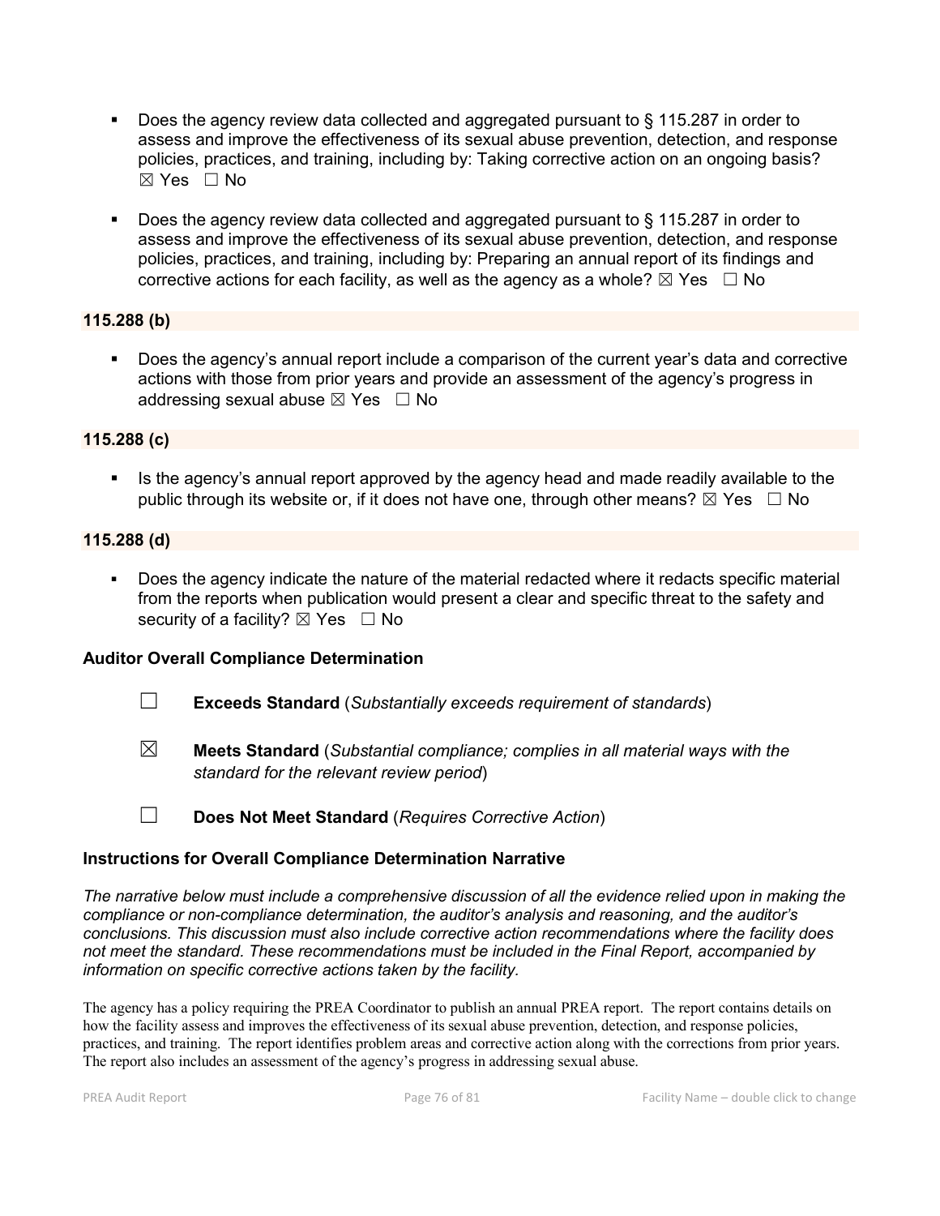- Does the agency review data collected and aggregated pursuant to § 115.287 in order to assess and improve the effectiveness of its sexual abuse prevention, detection, and response policies, practices, and training, including by: Taking corrective action on an ongoing basis? ☒ Yes ☐ No

- Does the agency review data collected and aggregated pursuant to § 115.287 in order to assess and improve the effectiveness of its sexual abuse prevention, detection, and response policies, practices, and training, including by: Preparing an annual report of its findings and corrective actions for each facility, as well as the agency as a whole? ☒ Yes ☐ No

**115.288 (b)**

- Does the agency's annual report include a comparison of the current year's data and corrective actions with those from prior years and provide an assessment of the agency's progress in addressing sexual abuse ☒ Yes ☐ No

**115.288 (c)**

- Is the agency's annual report approved by the agency head and made readily available to the public through its website or, if it does not have one, through other means? ☒ Yes ☐ No

**115.288 (d)**

- Does the agency indicate the nature of the material redacted where it redacts specific material from the reports when publication would present a clear and specific threat to the safety and security of a facility? ☒ Yes ☐ No

### Auditor Overall Compliance Determination

☐ **Exceeds Standard** (*Substantially exceeds requirement of standards*)

☒ **Meets Standard** (*Substantial compliance; complies in all material ways with the standard for the relevant review period*)

☐ **Does Not Meet Standard** (*Requires Corrective Action*)

### Instructions for Overall Compliance Determination Narrative

*The narrative below must include a comprehensive discussion of all the evidence relied upon in making the compliance or non-compliance determination, the auditor's analysis and reasoning, and the auditor's conclusions. This discussion must also include corrective action recommendations where the facility does not meet the standard. These recommendations must be included in the Final Report, accompanied by information on specific corrective actions taken by the facility.*

The agency has a policy requiring the PREA Coordinator to publish an annual PREA report. The report contains details on how the facility assess and improves the effectiveness of its sexual abuse prevention, detection, and response policies, practices, and training. The report identifies problem areas and corrective action along with the corrections from prior years. The report also includes an assessment of the agency's progress in addressing sexual abuse.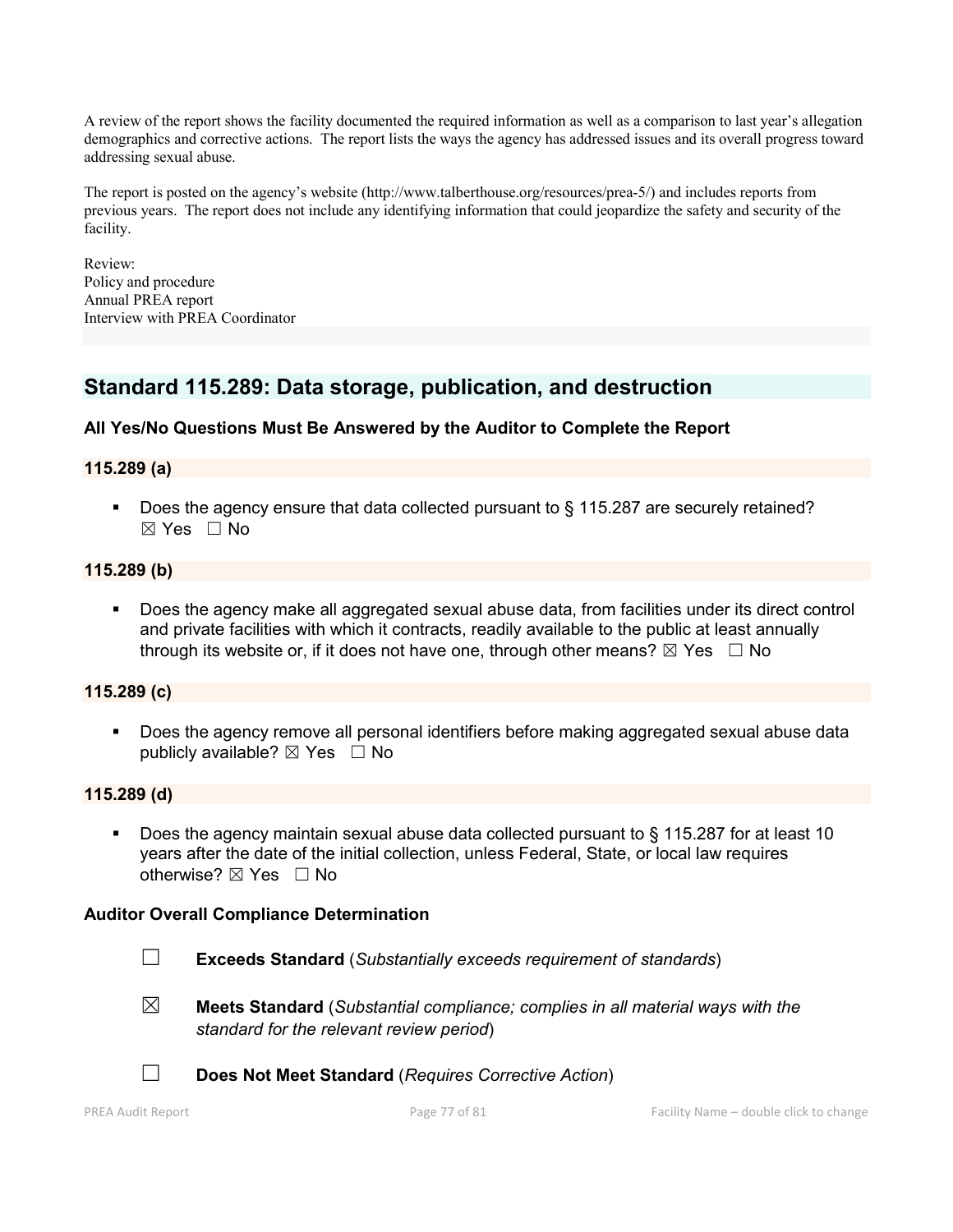A review of the report shows the facility documented the required information as well as a comparison to last year's allegation demographics and corrective actions. The report lists the ways the agency has addressed issues and its overall progress toward addressing sexual abuse.

The report is posted on the agency's website (http://www.talberthouse.org/resources/prea-5/) and includes reports from previous years. The report does not include any identifying information that could jeopardize the safety and security of the facility.

Review:
Policy and procedure
Annual PREA report
Interview with PREA Coordinator

## Standard 115.289: Data storage, publication, and destruction

**All Yes/No Questions Must Be Answered by the Auditor to Complete the Report**

**115.289 (a)**

- Does the agency ensure that data collected pursuant to § 115.287 are securely retained? ☒ Yes ☐ No

**115.289 (b)**

- Does the agency make all aggregated sexual abuse data, from facilities under its direct control and private facilities with which it contracts, readily available to the public at least annually through its website or, if it does not have one, through other means? ☒ Yes ☐ No

**115.289 (c)**

- Does the agency remove all personal identifiers before making aggregated sexual abuse data publicly available? ☒ Yes ☐ No

**115.289 (d)**

- Does the agency maintain sexual abuse data collected pursuant to § 115.287 for at least 10 years after the date of the initial collection, unless Federal, State, or local law requires otherwise? ☒ Yes ☐ No

**Auditor Overall Compliance Determination**

☐ **Exceeds Standard** (*Substantially exceeds requirement of standards*)

☒ **Meets Standard** (*Substantial compliance; complies in all material ways with the standard for the relevant review period*)

☐ **Does Not Meet Standard** (*Requires Corrective Action*)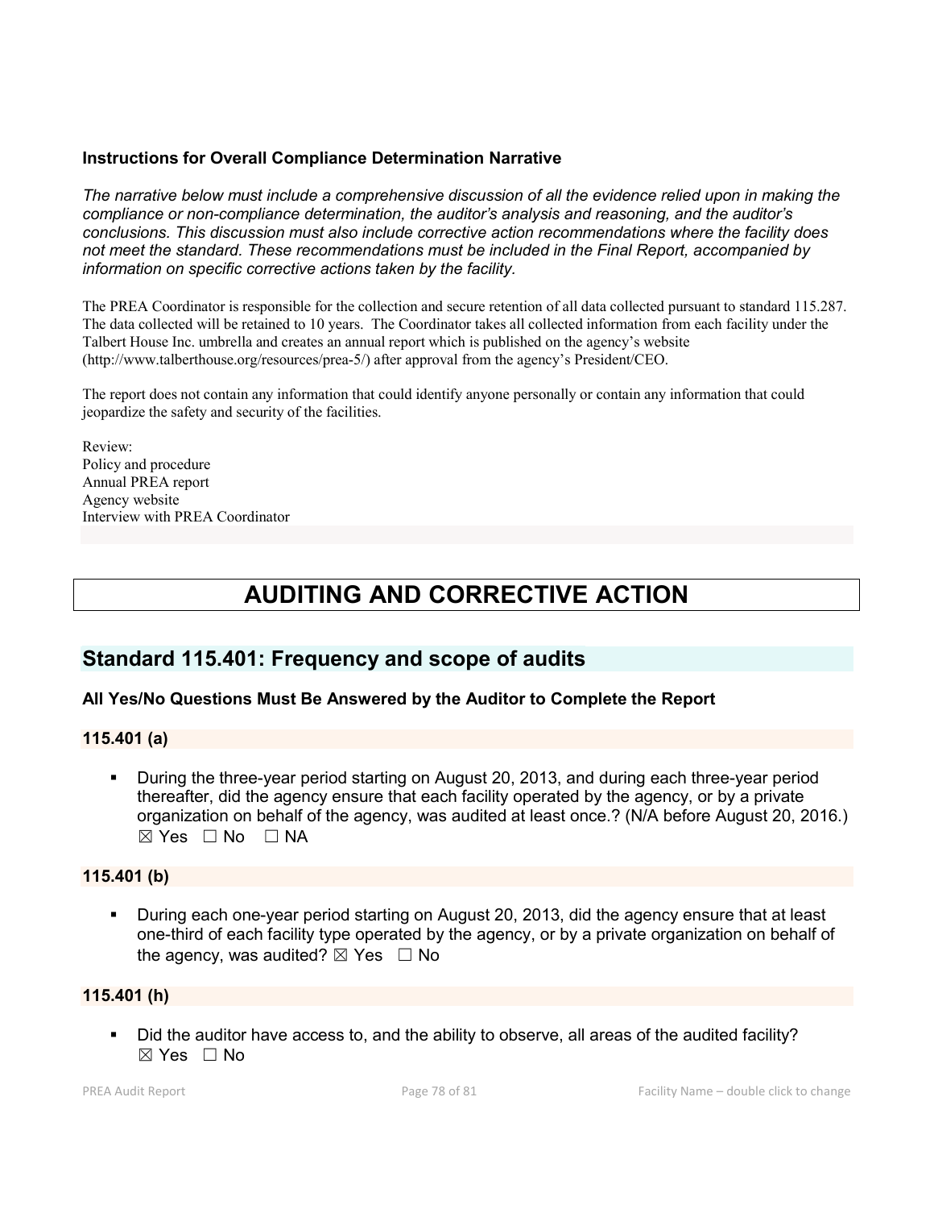**Instructions for Overall Compliance Determination Narrative**

*The narrative below must include a comprehensive discussion of all the evidence relied upon in making the compliance or non-compliance determination, the auditor's analysis and reasoning, and the auditor's conclusions. This discussion must also include corrective action recommendations where the facility does not meet the standard. These recommendations must be included in the Final Report, accompanied by information on specific corrective actions taken by the facility.*

The PREA Coordinator is responsible for the collection and secure retention of all data collected pursuant to standard 115.287. The data collected will be retained to 10 years. The Coordinator takes all collected information from each facility under the Talbert House Inc. umbrella and creates an annual report which is published on the agency's website (http://www.talberthouse.org/resources/prea-5/) after approval from the agency's President/CEO.

The report does not contain any information that could identify anyone personally or contain any information that could jeopardize the safety and security of the facilities.

Review:
Policy and procedure
Annual PREA report
Agency website
Interview with PREA Coordinator

# AUDITING AND CORRECTIVE ACTION

## Standard 115.401: Frequency and scope of audits

**All Yes/No Questions Must Be Answered by the Auditor to Complete the Report**

**115.401 (a)**

- During the three-year period starting on August 20, 2013, and during each three-year period thereafter, did the agency ensure that each facility operated by the agency, or by a private organization on behalf of the agency, was audited at least once.? (N/A before August 20, 2016.) ☒ Yes ☐ No ☐ NA

**115.401 (b)**

- During each one-year period starting on August 20, 2013, did the agency ensure that at least one-third of each facility type operated by the agency, or by a private organization on behalf of the agency, was audited? ☒ Yes ☐ No

**115.401 (h)**

- Did the auditor have access to, and the ability to observe, all areas of the audited facility? ☒ Yes ☐ No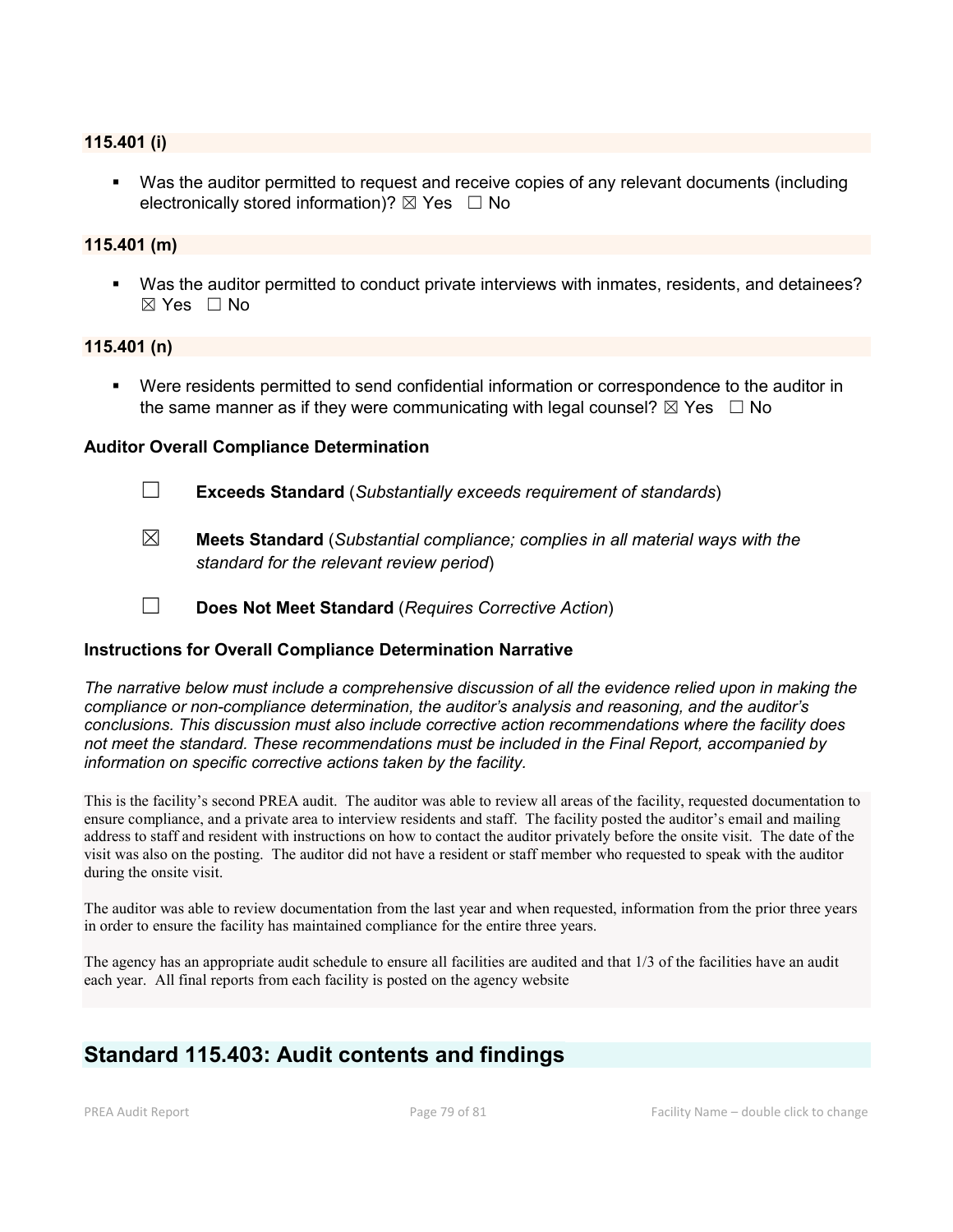### 115.401 (i)

- Was the auditor permitted to request and receive copies of any relevant documents (including electronically stored information)? ☒ Yes ☐ No

### 115.401 (m)

- Was the auditor permitted to conduct private interviews with inmates, residents, and detainees? ☒ Yes ☐ No

### 115.401 (n)

- Were residents permitted to send confidential information or correspondence to the auditor in the same manner as if they were communicating with legal counsel? ☒ Yes ☐ No

### Auditor Overall Compliance Determination

☐ **Exceeds Standard** (*Substantially exceeds requirement of standards*)

☒ **Meets Standard** (*Substantial compliance; complies in all material ways with the standard for the relevant review period*)

☐ **Does Not Meet Standard** (*Requires Corrective Action*)

### Instructions for Overall Compliance Determination Narrative

*The narrative below must include a comprehensive discussion of all the evidence relied upon in making the compliance or non-compliance determination, the auditor's analysis and reasoning, and the auditor's conclusions. This discussion must also include corrective action recommendations where the facility does not meet the standard. These recommendations must be included in the Final Report, accompanied by information on specific corrective actions taken by the facility.*

This is the facility's second PREA audit. The auditor was able to review all areas of the facility, requested documentation to ensure compliance, and a private area to interview residents and staff. The facility posted the auditor's email and mailing address to staff and resident with instructions on how to contact the auditor privately before the onsite visit. The date of the visit was also on the posting. The auditor did not have a resident or staff member who requested to speak with the auditor during the onsite visit.

The auditor was able to review documentation from the last year and when requested, information from the prior three years in order to ensure the facility has maintained compliance for the entire three years.

The agency has an appropriate audit schedule to ensure all facilities are audited and that 1/3 of the facilities have an audit each year. All final reports from each facility is posted on the agency website

## Standard 115.403: Audit contents and findings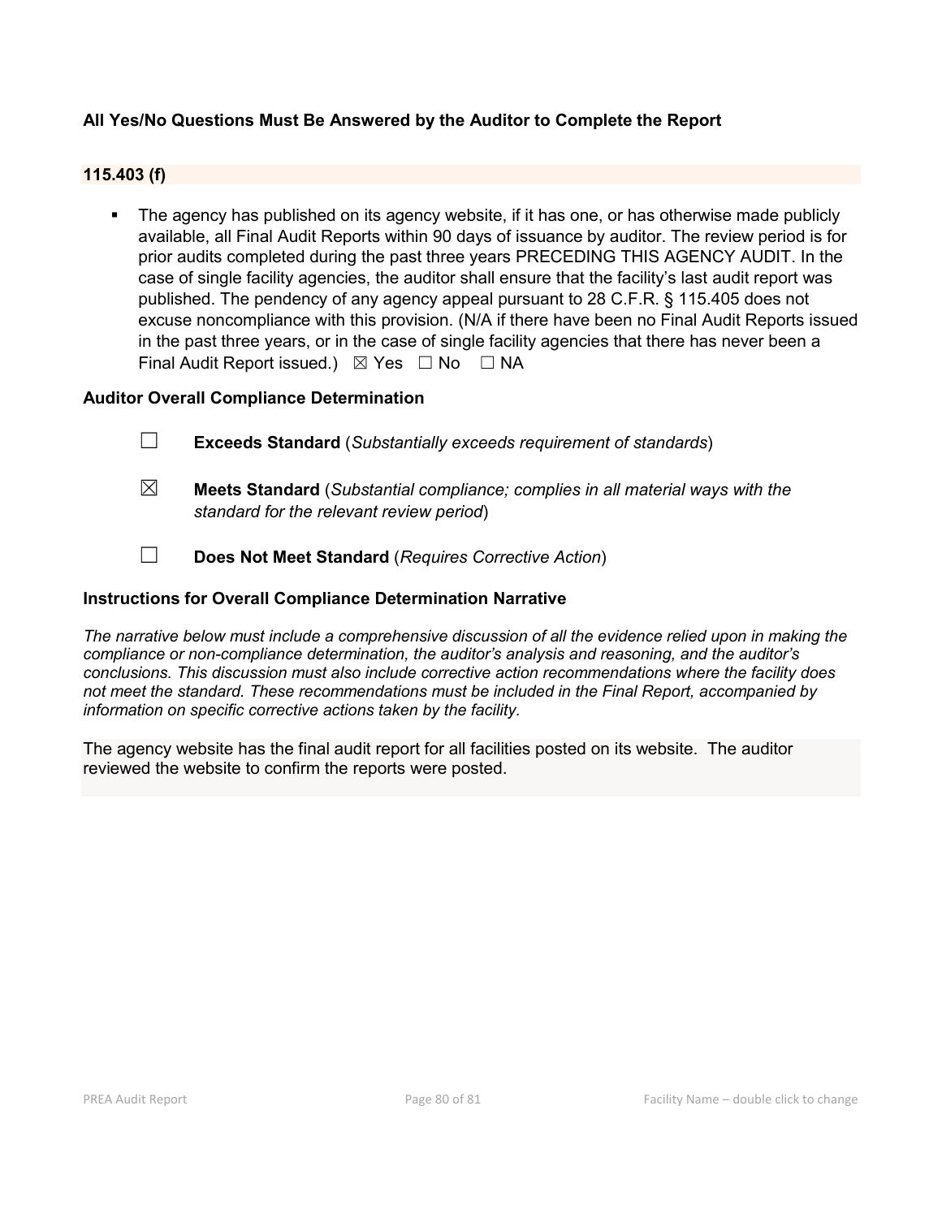**All Yes/No Questions Must Be Answered by the Auditor to Complete the Report**

**115.403 (f)**

- The agency has published on its agency website, if it has one, or has otherwise made publicly available, all Final Audit Reports within 90 days of issuance by auditor. The review period is for prior audits completed during the past three years PRECEDING THIS AGENCY AUDIT. In the case of single facility agencies, the auditor shall ensure that the facility's last audit report was published. The pendency of any agency appeal pursuant to 28 C.F.R. § 115.405 does not excuse noncompliance with this provision. (N/A if there have been no Final Audit Reports issued in the past three years, or in the case of single facility agencies that there has never been a Final Audit Report issued.) ☒ Yes ☐ No ☐ NA

**Auditor Overall Compliance Determination**

☐ **Exceeds Standard** (*Substantially exceeds requirement of standards*)

☒ **Meets Standard** (*Substantial compliance; complies in all material ways with the standard for the relevant review period*)

☐ **Does Not Meet Standard** (*Requires Corrective Action*)

**Instructions for Overall Compliance Determination Narrative**

*The narrative below must include a comprehensive discussion of all the evidence relied upon in making the compliance or non-compliance determination, the auditor's analysis and reasoning, and the auditor's conclusions. This discussion must also include corrective action recommendations where the facility does not meet the standard. These recommendations must be included in the Final Report, accompanied by information on specific corrective actions taken by the facility.*

The agency website has the final audit report for all facilities posted on its website. The auditor reviewed the website to confirm the reports were posted.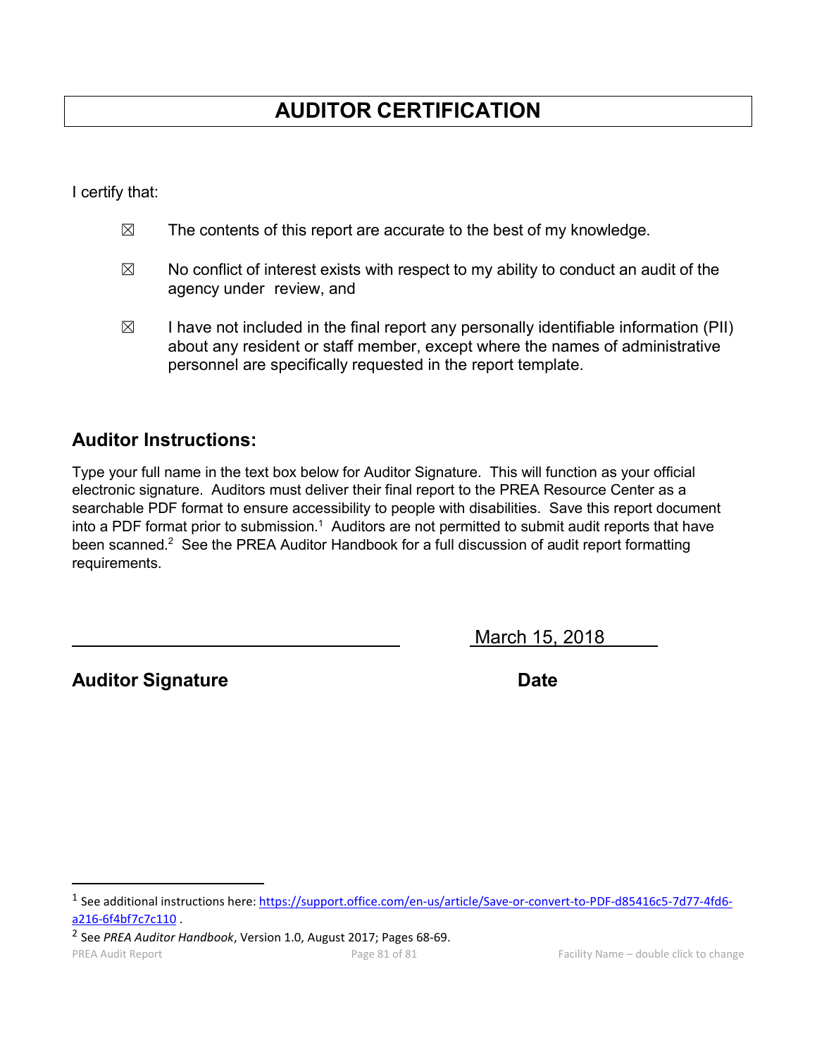# AUDITOR CERTIFICATION

I certify that:

☒ The contents of this report are accurate to the best of my knowledge.

☒ No conflict of interest exists with respect to my ability to conduct an audit of the agency under review, and

☒ I have not included in the final report any personally identifiable information (PII) about any resident or staff member, except where the names of administrative personnel are specifically requested in the report template.

## Auditor Instructions:

Type your full name in the text box below for Auditor Signature. This will function as your official electronic signature. Auditors must deliver their final report to the PREA Resource Center as a searchable PDF format to ensure accessibility to people with disabilities. Save this report document into a PDF format prior to submission.[1] Auditors are not permitted to submit audit reports that have been scanned.[2] See the PREA Auditor Handbook for a full discussion of audit report formatting requirements.

\_\_\_\_\_\_\_\_\_\_\_\_\_\_\_\_\_\_\_\_\_\_\_\_\_\_\_\_\_\_\_\_\_\_\_\_ March 15, 2018

**Auditor Signature** **Date**

---

[1] See additional instructions here: https://support.office.com/en-us/article/Save-or-convert-to-PDF-d85416c5-7d77-4fd6-a216-6f4bf7c7c110 .

[2] See *PREA Auditor Handbook*, Version 1.0, August 2017; Pages 68-69.